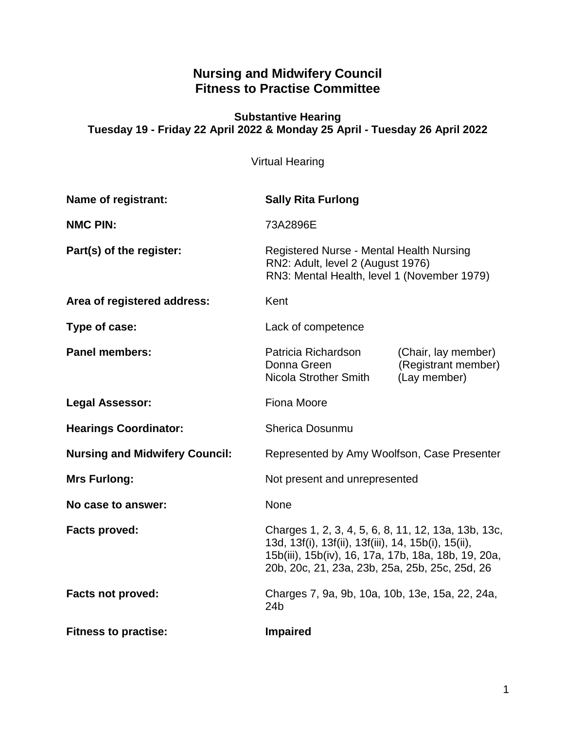# Nursing and Midwifery Council
# Fitness to Practise Committee

### Substantive Hearing
### Tuesday 19 - Friday 22 April 2022 & Monday 25 April - Tuesday 26 April 2022

Virtual Hearing

**Name of registrant:** **Sally Rita Furlong**

**NMC PIN:** 73A2896E

**Part(s) of the register:** Registered Nurse - Mental Health Nursing
RN2: Adult, level 2 (August 1976)
RN3: Mental Health, level 1 (November 1979)

**Area of registered address:** Kent

**Type of case:** Lack of competence

**Panel members:** Patricia Richardson (Chair, lay member)
Donna Green (Registrant member)
Nicola Strother Smith (Lay member)

**Legal Assessor:** Fiona Moore

**Hearings Coordinator:** Sherica Dosunmu

**Nursing and Midwifery Council:** Represented by Amy Woolfson, Case Presenter

**Mrs Furlong:** Not present and unrepresented

**No case to answer:** None

**Facts proved:** Charges 1, 2, 3, 4, 5, 6, 8, 11, 12, 13a, 13b, 13c, 13d, 13f(i), 13f(ii), 13f(iii), 14, 15b(i), 15(ii), 15b(iii), 15b(iv), 16, 17a, 17b, 18a, 18b, 19, 20a, 20b, 20c, 21, 23a, 23b, 25a, 25b, 25c, 25d, 26

**Facts not proved:** Charges 7, 9a, 9b, 10a, 10b, 13e, 15a, 22, 24a, 24b

**Fitness to practise:** **Impaired**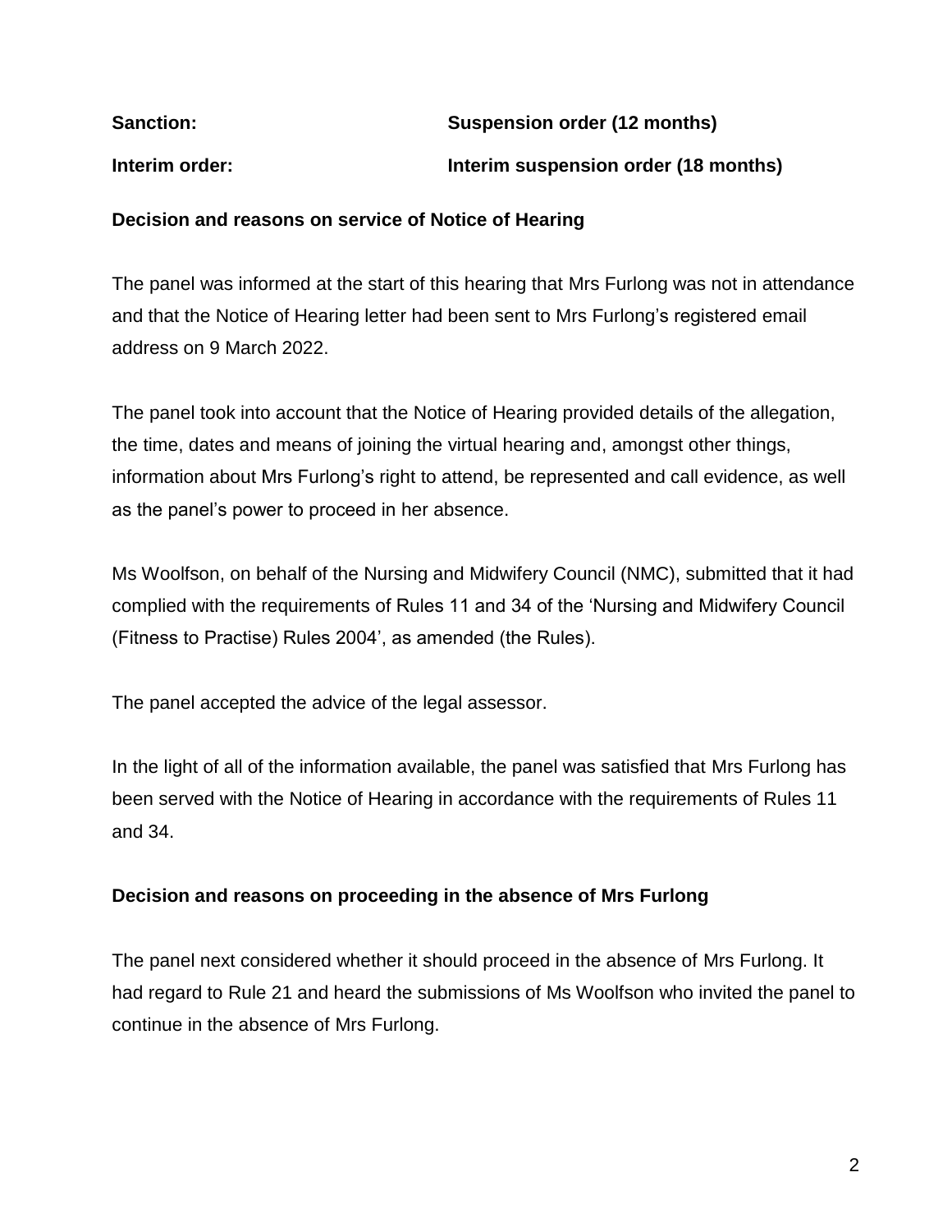**Sanction:** **Suspension order (12 months)**

**Interim order:** **Interim suspension order (18 months)**

**Decision and reasons on service of Notice of Hearing**

The panel was informed at the start of this hearing that Mrs Furlong was not in attendance and that the Notice of Hearing letter had been sent to Mrs Furlong's registered email address on 9 March 2022.

The panel took into account that the Notice of Hearing provided details of the allegation, the time, dates and means of joining the virtual hearing and, amongst other things, information about Mrs Furlong's right to attend, be represented and call evidence, as well as the panel's power to proceed in her absence.

Ms Woolfson, on behalf of the Nursing and Midwifery Council (NMC), submitted that it had complied with the requirements of Rules 11 and 34 of the 'Nursing and Midwifery Council (Fitness to Practise) Rules 2004', as amended (the Rules).

The panel accepted the advice of the legal assessor.

In the light of all of the information available, the panel was satisfied that Mrs Furlong has been served with the Notice of Hearing in accordance with the requirements of Rules 11 and 34.

**Decision and reasons on proceeding in the absence of Mrs Furlong**

The panel next considered whether it should proceed in the absence of Mrs Furlong. It had regard to Rule 21 and heard the submissions of Ms Woolfson who invited the panel to continue in the absence of Mrs Furlong.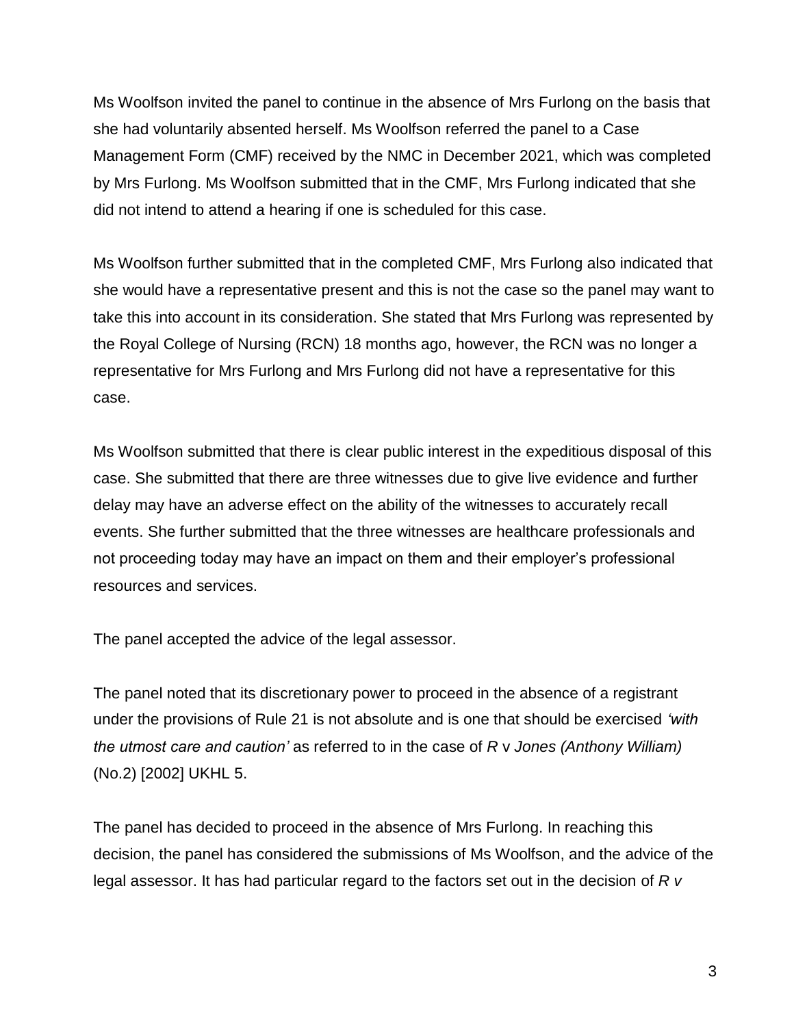Ms Woolfson invited the panel to continue in the absence of Mrs Furlong on the basis that she had voluntarily absented herself. Ms Woolfson referred the panel to a Case Management Form (CMF) received by the NMC in December 2021, which was completed by Mrs Furlong. Ms Woolfson submitted that in the CMF, Mrs Furlong indicated that she did not intend to attend a hearing if one is scheduled for this case.

Ms Woolfson further submitted that in the completed CMF, Mrs Furlong also indicated that she would have a representative present and this is not the case so the panel may want to take this into account in its consideration. She stated that Mrs Furlong was represented by the Royal College of Nursing (RCN) 18 months ago, however, the RCN was no longer a representative for Mrs Furlong and Mrs Furlong did not have a representative for this case.

Ms Woolfson submitted that there is clear public interest in the expeditious disposal of this case. She submitted that there are three witnesses due to give live evidence and further delay may have an adverse effect on the ability of the witnesses to accurately recall events. She further submitted that the three witnesses are healthcare professionals and not proceeding today may have an impact on them and their employer's professional resources and services.

The panel accepted the advice of the legal assessor.

The panel noted that its discretionary power to proceed in the absence of a registrant under the provisions of Rule 21 is not absolute and is one that should be exercised *'with the utmost care and caution'* as referred to in the case of *R* v *Jones (Anthony William)* (No.2) [2002] UKHL 5.

The panel has decided to proceed in the absence of Mrs Furlong. In reaching this decision, the panel has considered the submissions of Ms Woolfson, and the advice of the legal assessor. It has had particular regard to the factors set out in the decision of *R v*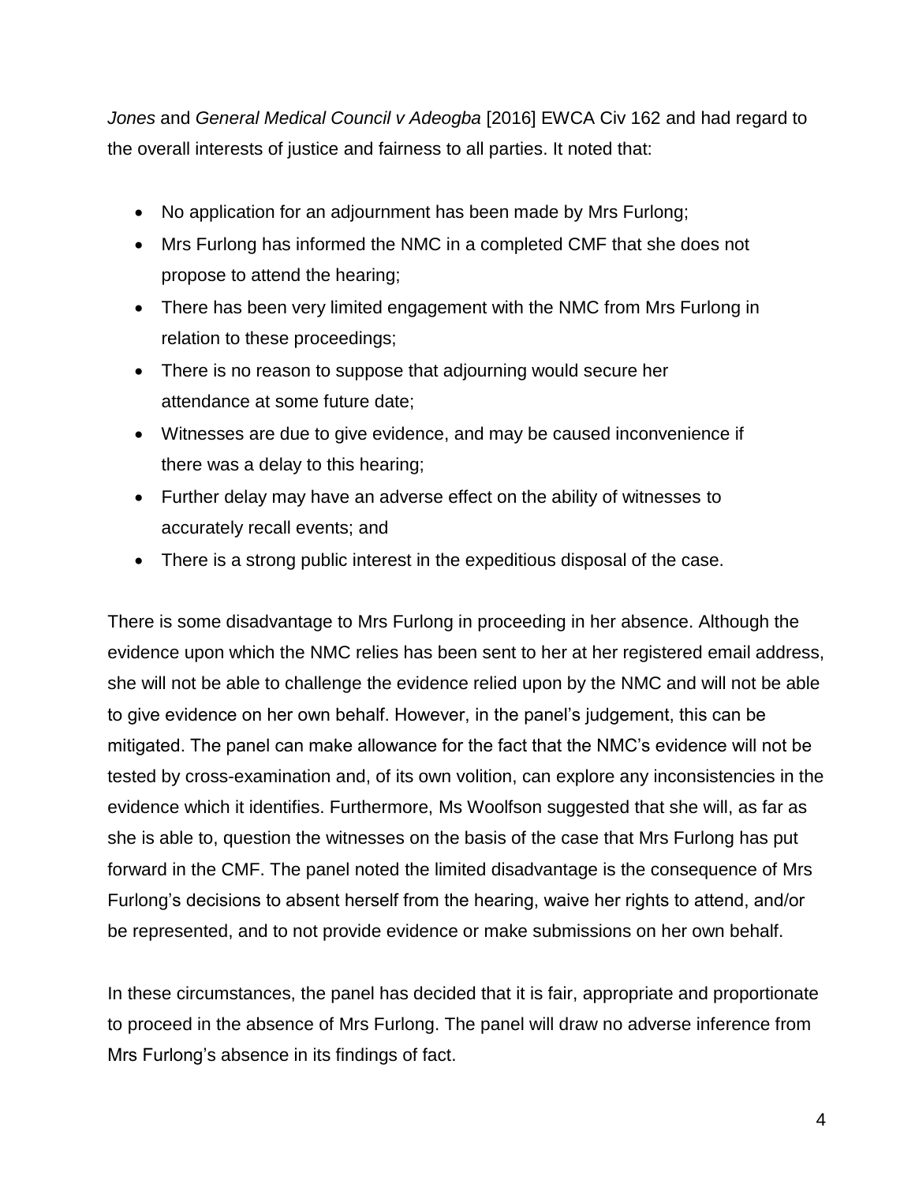*Jones* and *General Medical Council v Adeogba* [2016] EWCA Civ 162 and had regard to the overall interests of justice and fairness to all parties. It noted that:

- No application for an adjournment has been made by Mrs Furlong;
- Mrs Furlong has informed the NMC in a completed CMF that she does not propose to attend the hearing;
- There has been very limited engagement with the NMC from Mrs Furlong in relation to these proceedings;
- There is no reason to suppose that adjourning would secure her attendance at some future date;
- Witnesses are due to give evidence, and may be caused inconvenience if there was a delay to this hearing;
- Further delay may have an adverse effect on the ability of witnesses to accurately recall events; and
- There is a strong public interest in the expeditious disposal of the case.

There is some disadvantage to Mrs Furlong in proceeding in her absence. Although the evidence upon which the NMC relies has been sent to her at her registered email address, she will not be able to challenge the evidence relied upon by the NMC and will not be able to give evidence on her own behalf. However, in the panel's judgement, this can be mitigated. The panel can make allowance for the fact that the NMC's evidence will not be tested by cross-examination and, of its own volition, can explore any inconsistencies in the evidence which it identifies. Furthermore, Ms Woolfson suggested that she will, as far as she is able to, question the witnesses on the basis of the case that Mrs Furlong has put forward in the CMF. The panel noted the limited disadvantage is the consequence of Mrs Furlong's decisions to absent herself from the hearing, waive her rights to attend, and/or be represented, and to not provide evidence or make submissions on her own behalf.

In these circumstances, the panel has decided that it is fair, appropriate and proportionate to proceed in the absence of Mrs Furlong. The panel will draw no adverse inference from Mrs Furlong's absence in its findings of fact.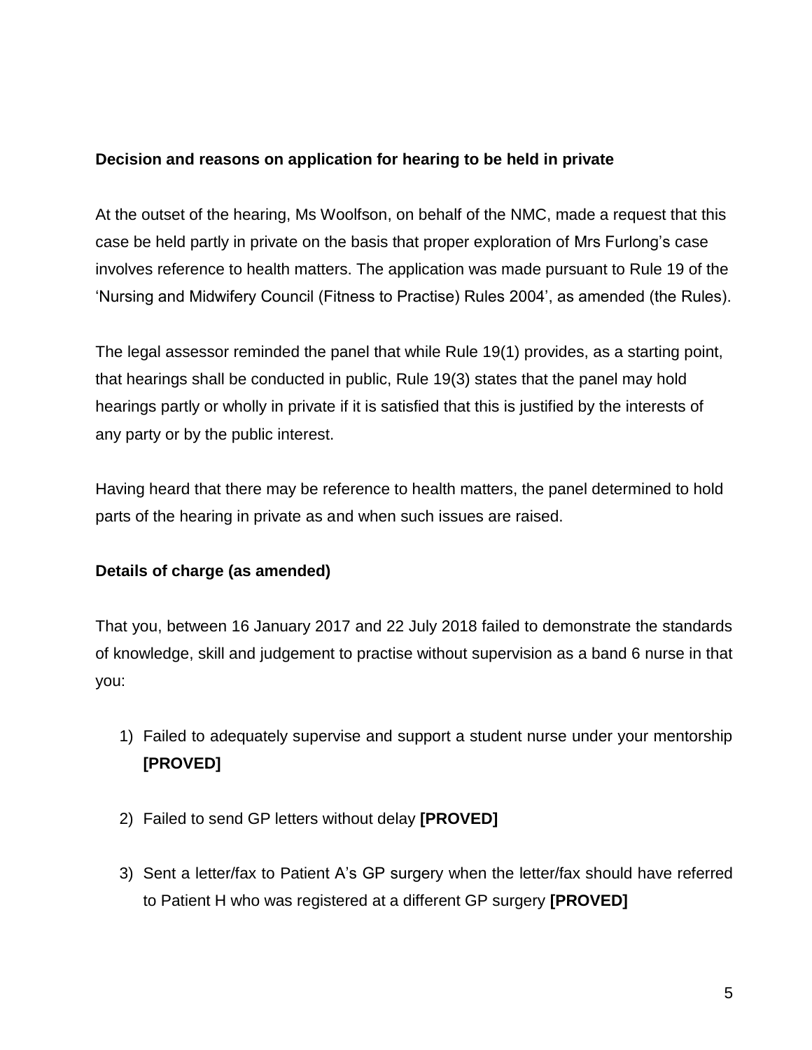**Decision and reasons on application for hearing to be held in private**

At the outset of the hearing, Ms Woolfson, on behalf of the NMC, made a request that this case be held partly in private on the basis that proper exploration of Mrs Furlong's case involves reference to health matters. The application was made pursuant to Rule 19 of the 'Nursing and Midwifery Council (Fitness to Practise) Rules 2004', as amended (the Rules).

The legal assessor reminded the panel that while Rule 19(1) provides, as a starting point, that hearings shall be conducted in public, Rule 19(3) states that the panel may hold hearings partly or wholly in private if it is satisfied that this is justified by the interests of any party or by the public interest.

Having heard that there may be reference to health matters, the panel determined to hold parts of the hearing in private as and when such issues are raised.

**Details of charge (as amended)**

That you, between 16 January 2017 and 22 July 2018 failed to demonstrate the standards of knowledge, skill and judgement to practise without supervision as a band 6 nurse in that you:

1) Failed to adequately supervise and support a student nurse under your mentorship **[PROVED]**

2) Failed to send GP letters without delay **[PROVED]**

3) Sent a letter/fax to Patient A's GP surgery when the letter/fax should have referred to Patient H who was registered at a different GP surgery **[PROVED]**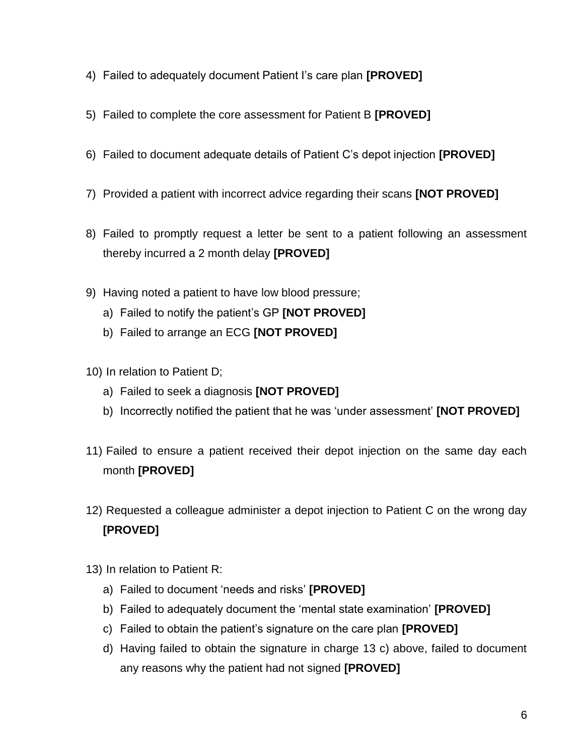4) Failed to adequately document Patient I's care plan **[PROVED]**

5) Failed to complete the core assessment for Patient B **[PROVED]**

6) Failed to document adequate details of Patient C's depot injection **[PROVED]**

7) Provided a patient with incorrect advice regarding their scans **[NOT PROVED]**

8) Failed to promptly request a letter be sent to a patient following an assessment thereby incurred a 2 month delay **[PROVED]**

9) Having noted a patient to have low blood pressure;
   a) Failed to notify the patient's GP **[NOT PROVED]**
   b) Failed to arrange an ECG **[NOT PROVED]**

10) In relation to Patient D;
    a) Failed to seek a diagnosis **[NOT PROVED]**
    b) Incorrectly notified the patient that he was 'under assessment' **[NOT PROVED]**

11) Failed to ensure a patient received their depot injection on the same day each month **[PROVED]**

12) Requested a colleague administer a depot injection to Patient C on the wrong day **[PROVED]**

13) In relation to Patient R:
    a) Failed to document 'needs and risks' **[PROVED]**
    b) Failed to adequately document the 'mental state examination' **[PROVED]**
    c) Failed to obtain the patient's signature on the care plan **[PROVED]**
    d) Having failed to obtain the signature in charge 13 c) above, failed to document any reasons why the patient had not signed **[PROVED]**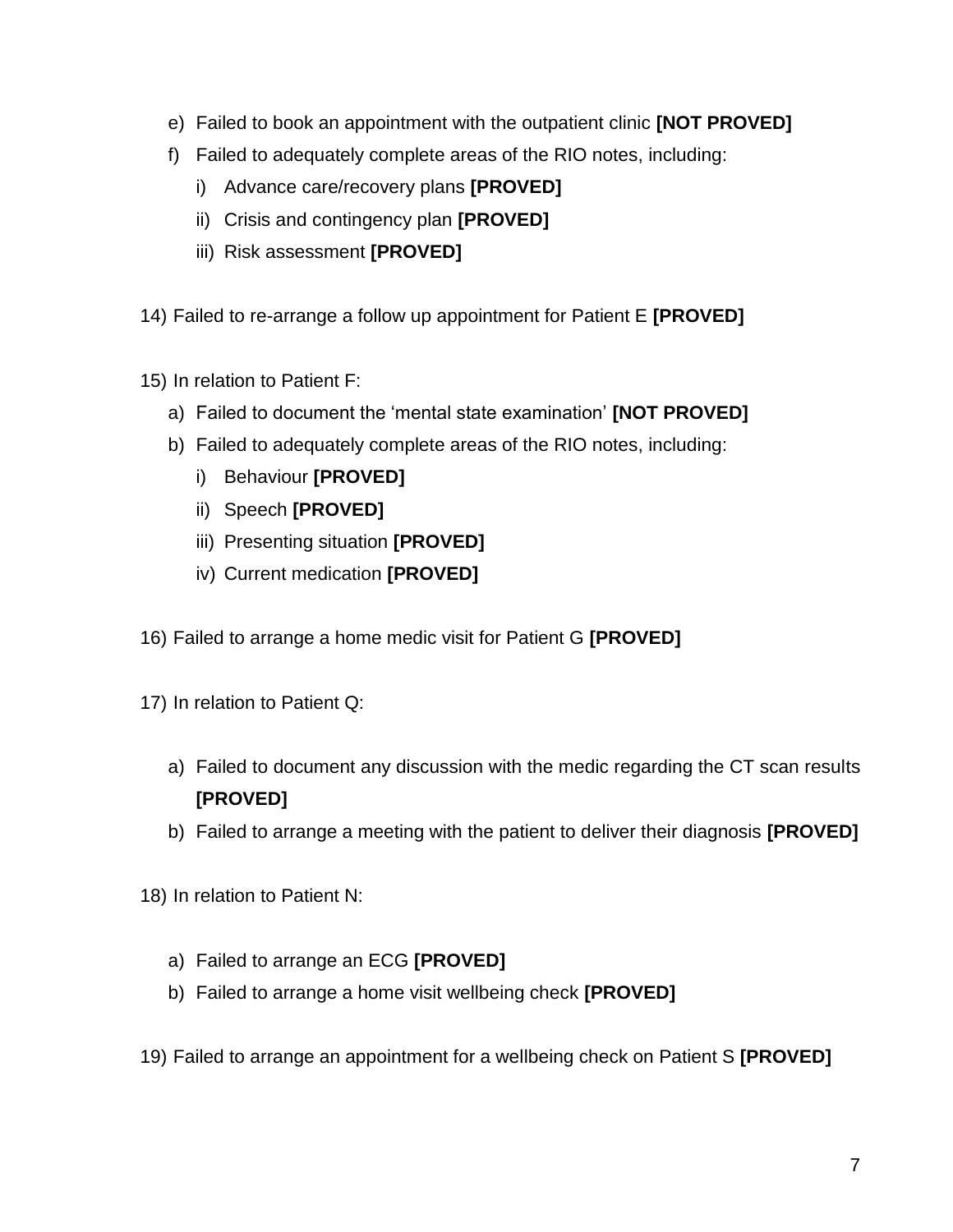e) Failed to book an appointment with the outpatient clinic **[NOT PROVED]**
   f) Failed to adequately complete areas of the RIO notes, including:
      i) Advance care/recovery plans **[PROVED]**
      ii) Crisis and contingency plan **[PROVED]**
      iii) Risk assessment **[PROVED]**

14) Failed to re-arrange a follow up appointment for Patient E **[PROVED]**

15) In relation to Patient F:
   a) Failed to document the 'mental state examination' **[NOT PROVED]**
   b) Failed to adequately complete areas of the RIO notes, including:
      i) Behaviour **[PROVED]**
      ii) Speech **[PROVED]**
      iii) Presenting situation **[PROVED]**
      iv) Current medication **[PROVED]**

16) Failed to arrange a home medic visit for Patient G **[PROVED]**

17) In relation to Patient Q:

   a) Failed to document any discussion with the medic regarding the CT scan results **[PROVED]**
   b) Failed to arrange a meeting with the patient to deliver their diagnosis **[PROVED]**

18) In relation to Patient N:

   a) Failed to arrange an ECG **[PROVED]**
   b) Failed to arrange a home visit wellbeing check **[PROVED]**

19) Failed to arrange an appointment for a wellbeing check on Patient S **[PROVED]**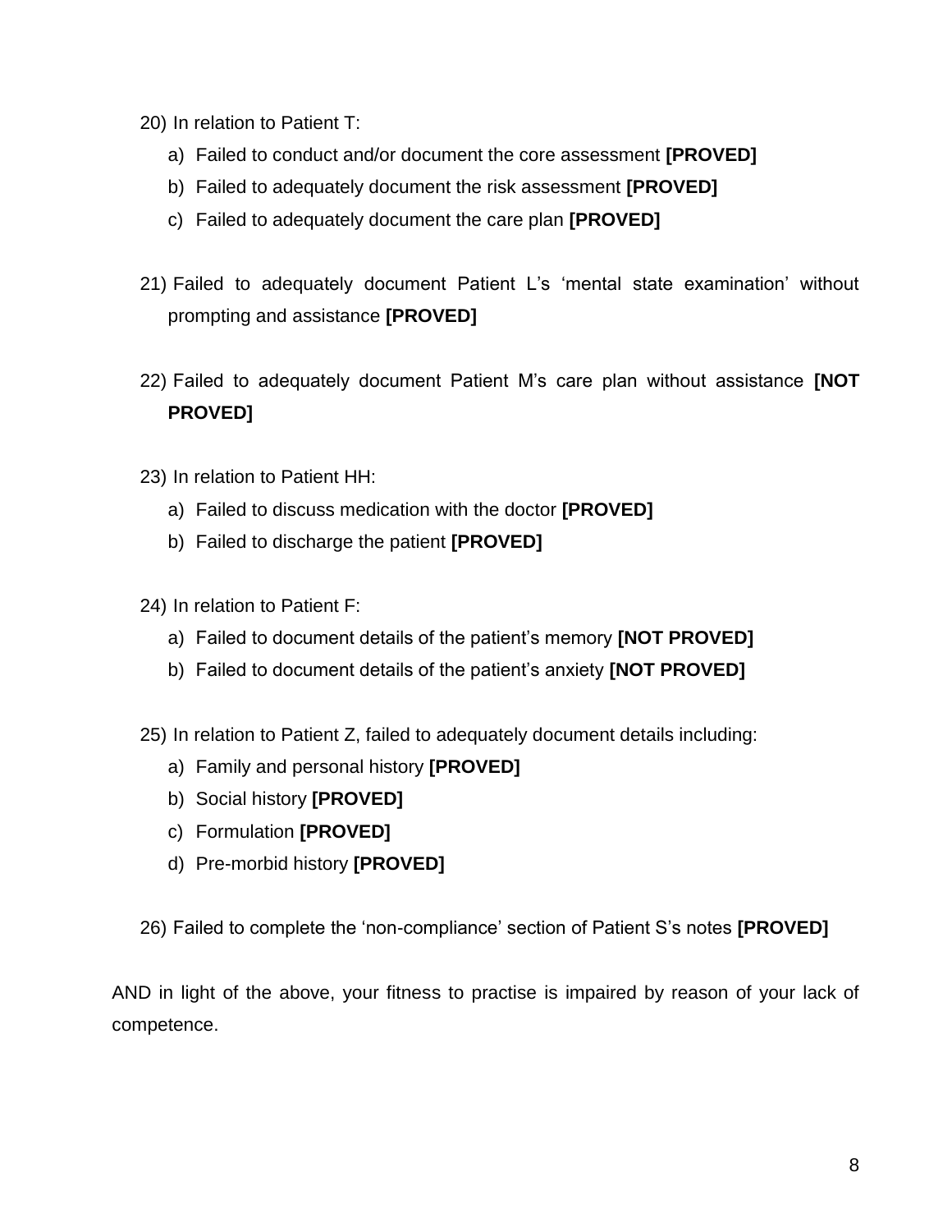20) In relation to Patient T:
    a) Failed to conduct and/or document the core assessment **[PROVED]**
    b) Failed to adequately document the risk assessment **[PROVED]**
    c) Failed to adequately document the care plan **[PROVED]**

21) Failed to adequately document Patient L's 'mental state examination' without prompting and assistance **[PROVED]**

22) Failed to adequately document Patient M's care plan without assistance **[NOT PROVED]**

23) In relation to Patient HH:
    a) Failed to discuss medication with the doctor **[PROVED]**
    b) Failed to discharge the patient **[PROVED]**

24) In relation to Patient F:
    a) Failed to document details of the patient's memory **[NOT PROVED]**
    b) Failed to document details of the patient's anxiety **[NOT PROVED]**

25) In relation to Patient Z, failed to adequately document details including:
    a) Family and personal history **[PROVED]**
    b) Social history **[PROVED]**
    c) Formulation **[PROVED]**
    d) Pre-morbid history **[PROVED]**

26) Failed to complete the 'non-compliance' section of Patient S's notes **[PROVED]**

AND in light of the above, your fitness to practise is impaired by reason of your lack of competence.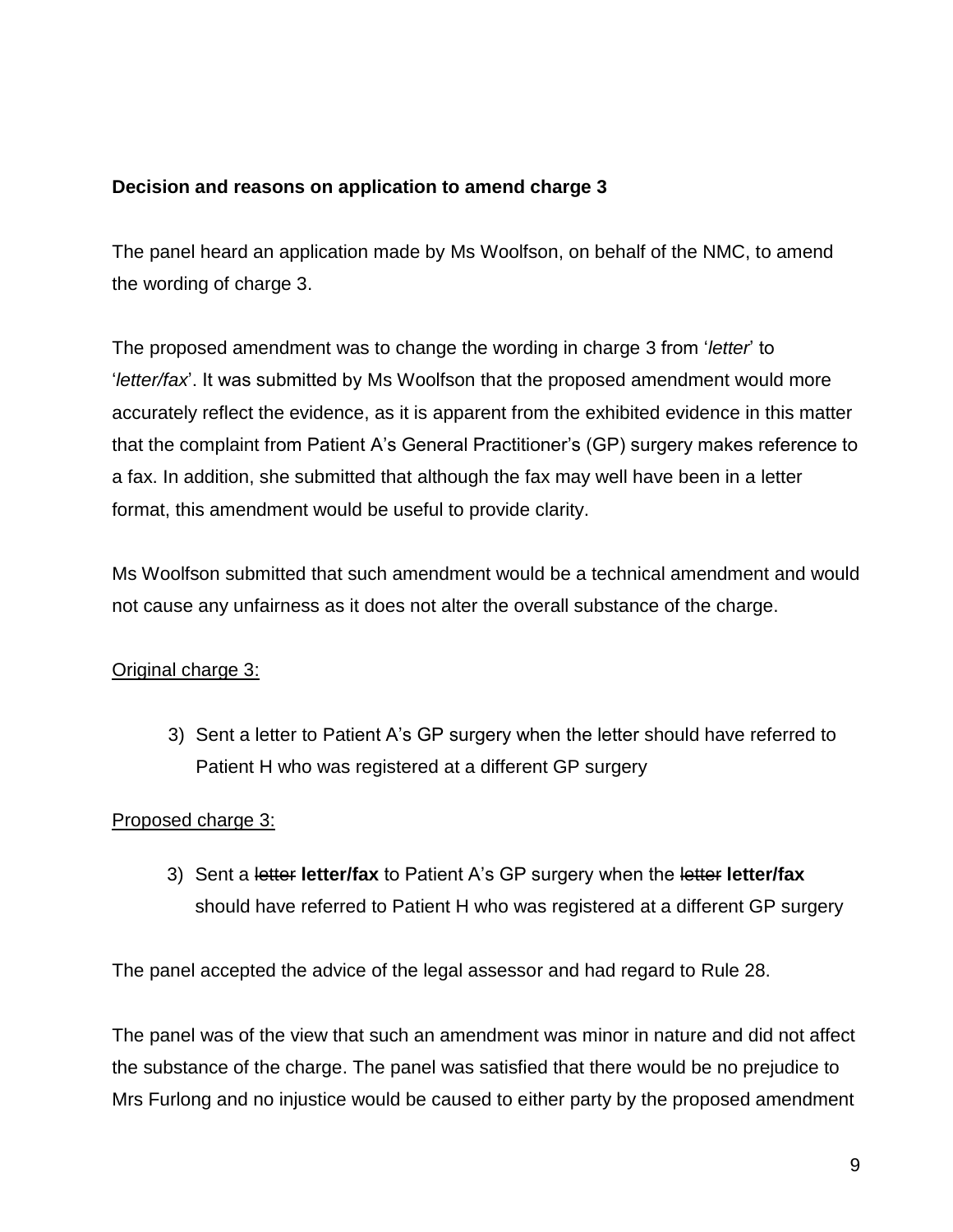**Decision and reasons on application to amend charge 3**

The panel heard an application made by Ms Woolfson, on behalf of the NMC, to amend the wording of charge 3.

The proposed amendment was to change the wording in charge 3 from '*letter*' to '*letter/fax*'. It was submitted by Ms Woolfson that the proposed amendment would more accurately reflect the evidence, as it is apparent from the exhibited evidence in this matter that the complaint from Patient A's General Practitioner's (GP) surgery makes reference to a fax. In addition, she submitted that although the fax may well have been in a letter format, this amendment would be useful to provide clarity.

Ms Woolfson submitted that such amendment would be a technical amendment and would not cause any unfairness as it does not alter the overall substance of the charge.

Original charge 3:

> 3) Sent a letter to Patient A's GP surgery when the letter should have referred to Patient H who was registered at a different GP surgery

Proposed charge 3:

> 3) Sent a ~~letter~~ **letter/fax** to Patient A's GP surgery when the ~~letter~~ **letter/fax** should have referred to Patient H who was registered at a different GP surgery

The panel accepted the advice of the legal assessor and had regard to Rule 28.

The panel was of the view that such an amendment was minor in nature and did not affect the substance of the charge. The panel was satisfied that there would be no prejudice to Mrs Furlong and no injustice would be caused to either party by the proposed amendment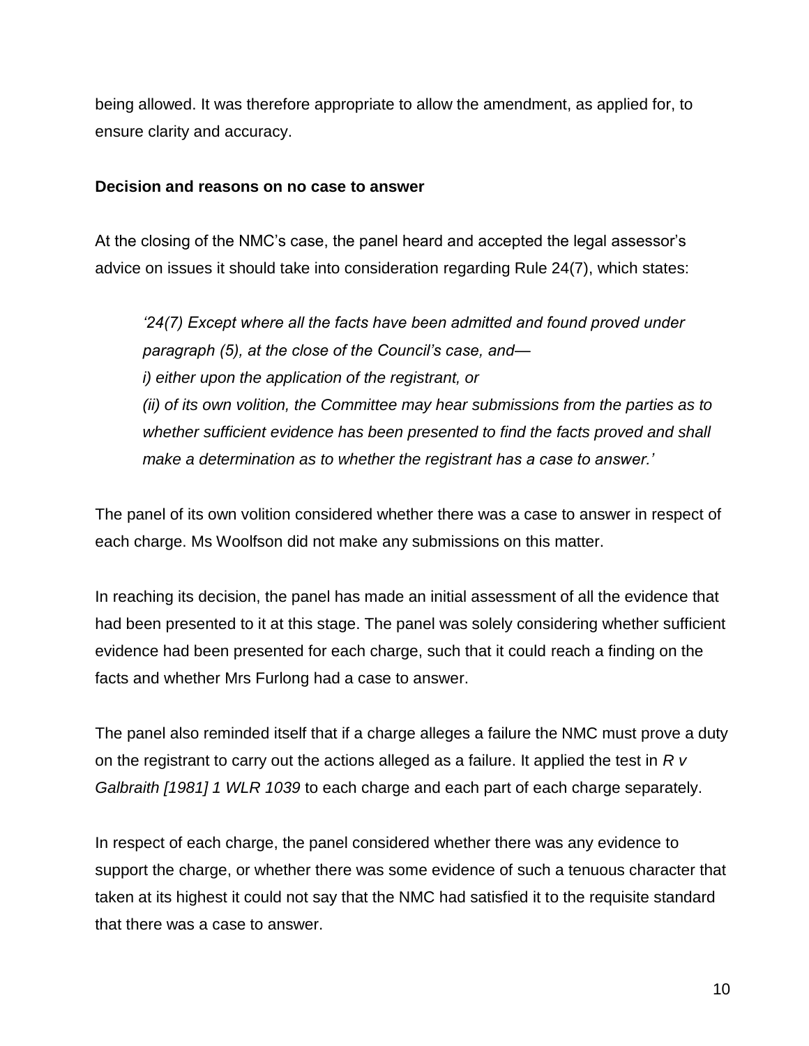being allowed. It was therefore appropriate to allow the amendment, as applied for, to ensure clarity and accuracy.

**Decision and reasons on no case to answer**

At the closing of the NMC's case, the panel heard and accepted the legal assessor's advice on issues it should take into consideration regarding Rule 24(7), which states:

> *'24(7) Except where all the facts have been admitted and found proved under paragraph (5), at the close of the Council's case, and—*
> *i) either upon the application of the registrant, or*
> *(ii) of its own volition, the Committee may hear submissions from the parties as to whether sufficient evidence has been presented to find the facts proved and shall make a determination as to whether the registrant has a case to answer.'*

The panel of its own volition considered whether there was a case to answer in respect of each charge. Ms Woolfson did not make any submissions on this matter.

In reaching its decision, the panel has made an initial assessment of all the evidence that had been presented to it at this stage. The panel was solely considering whether sufficient evidence had been presented for each charge, such that it could reach a finding on the facts and whether Mrs Furlong had a case to answer.

The panel also reminded itself that if a charge alleges a failure the NMC must prove a duty on the registrant to carry out the actions alleged as a failure. It applied the test in *R v Galbraith [1981] 1 WLR 1039* to each charge and each part of each charge separately.

In respect of each charge, the panel considered whether there was any evidence to support the charge, or whether there was some evidence of such a tenuous character that taken at its highest it could not say that the NMC had satisfied it to the requisite standard that there was a case to answer.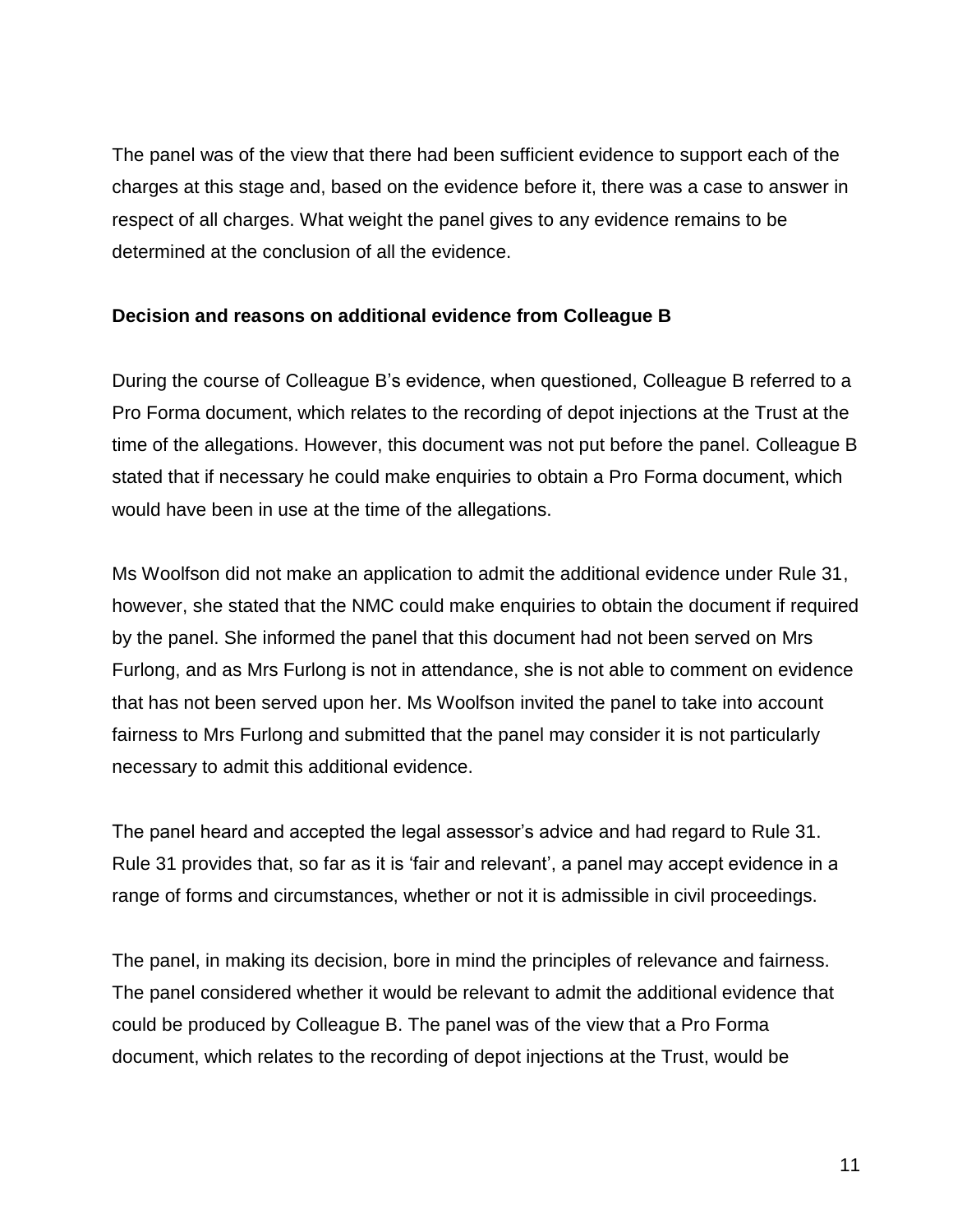The panel was of the view that there had been sufficient evidence to support each of the charges at this stage and, based on the evidence before it, there was a case to answer in respect of all charges. What weight the panel gives to any evidence remains to be determined at the conclusion of all the evidence.

**Decision and reasons on additional evidence from Colleague B**

During the course of Colleague B's evidence, when questioned, Colleague B referred to a Pro Forma document, which relates to the recording of depot injections at the Trust at the time of the allegations. However, this document was not put before the panel. Colleague B stated that if necessary he could make enquiries to obtain a Pro Forma document, which would have been in use at the time of the allegations.

Ms Woolfson did not make an application to admit the additional evidence under Rule 31, however, she stated that the NMC could make enquiries to obtain the document if required by the panel. She informed the panel that this document had not been served on Mrs Furlong, and as Mrs Furlong is not in attendance, she is not able to comment on evidence that has not been served upon her. Ms Woolfson invited the panel to take into account fairness to Mrs Furlong and submitted that the panel may consider it is not particularly necessary to admit this additional evidence.

The panel heard and accepted the legal assessor's advice and had regard to Rule 31. Rule 31 provides that, so far as it is 'fair and relevant', a panel may accept evidence in a range of forms and circumstances, whether or not it is admissible in civil proceedings.

The panel, in making its decision, bore in mind the principles of relevance and fairness. The panel considered whether it would be relevant to admit the additional evidence that could be produced by Colleague B. The panel was of the view that a Pro Forma document, which relates to the recording of depot injections at the Trust, would be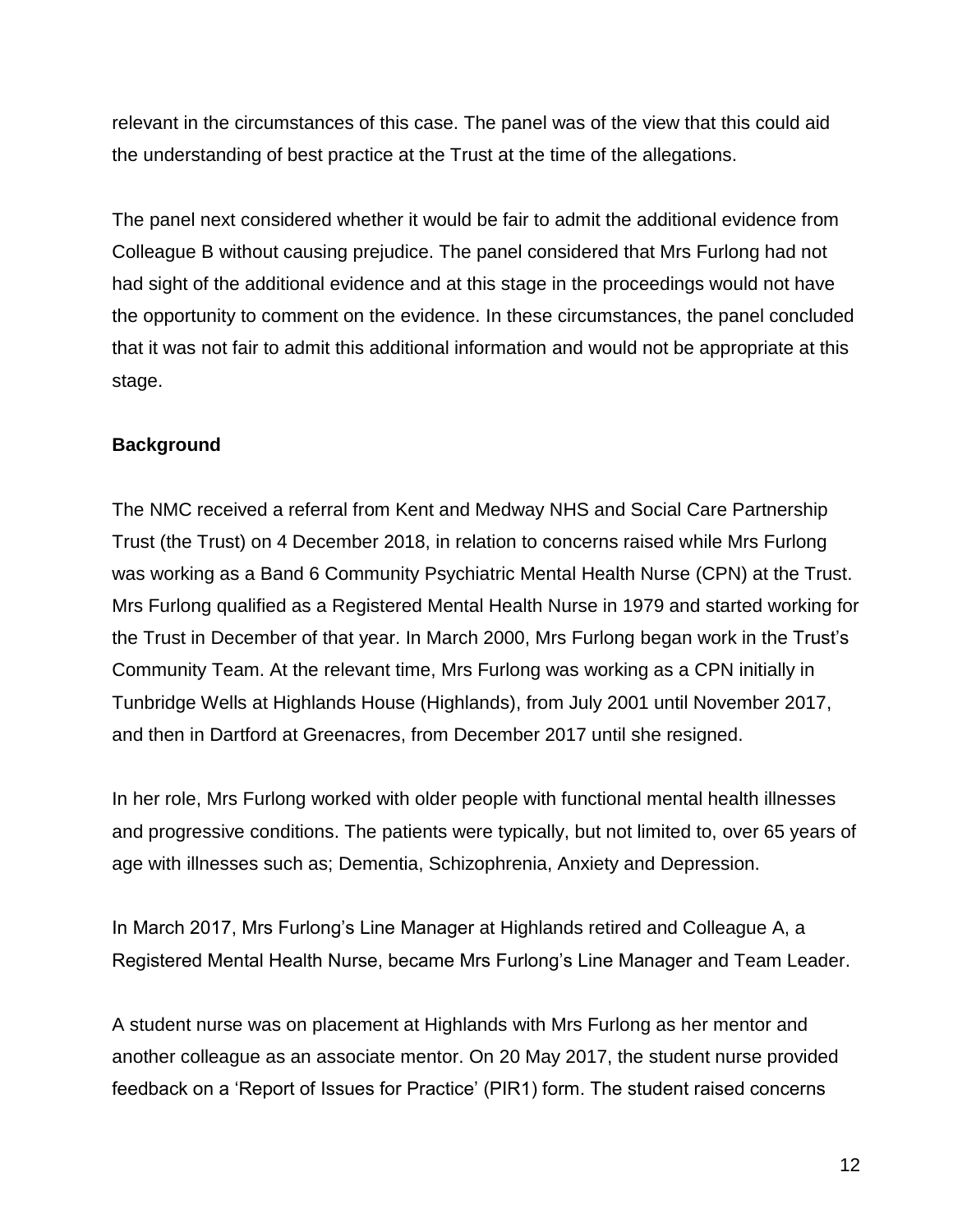relevant in the circumstances of this case. The panel was of the view that this could aid the understanding of best practice at the Trust at the time of the allegations.

The panel next considered whether it would be fair to admit the additional evidence from Colleague B without causing prejudice. The panel considered that Mrs Furlong had not had sight of the additional evidence and at this stage in the proceedings would not have the opportunity to comment on the evidence. In these circumstances, the panel concluded that it was not fair to admit this additional information and would not be appropriate at this stage.

**Background**

The NMC received a referral from Kent and Medway NHS and Social Care Partnership Trust (the Trust) on 4 December 2018, in relation to concerns raised while Mrs Furlong was working as a Band 6 Community Psychiatric Mental Health Nurse (CPN) at the Trust. Mrs Furlong qualified as a Registered Mental Health Nurse in 1979 and started working for the Trust in December of that year. In March 2000, Mrs Furlong began work in the Trust's Community Team. At the relevant time, Mrs Furlong was working as a CPN initially in Tunbridge Wells at Highlands House (Highlands), from July 2001 until November 2017, and then in Dartford at Greenacres, from December 2017 until she resigned.

In her role, Mrs Furlong worked with older people with functional mental health illnesses and progressive conditions. The patients were typically, but not limited to, over 65 years of age with illnesses such as; Dementia, Schizophrenia, Anxiety and Depression.

In March 2017, Mrs Furlong's Line Manager at Highlands retired and Colleague A, a Registered Mental Health Nurse, became Mrs Furlong's Line Manager and Team Leader.

A student nurse was on placement at Highlands with Mrs Furlong as her mentor and another colleague as an associate mentor. On 20 May 2017, the student nurse provided feedback on a 'Report of Issues for Practice' (PIR1) form. The student raised concerns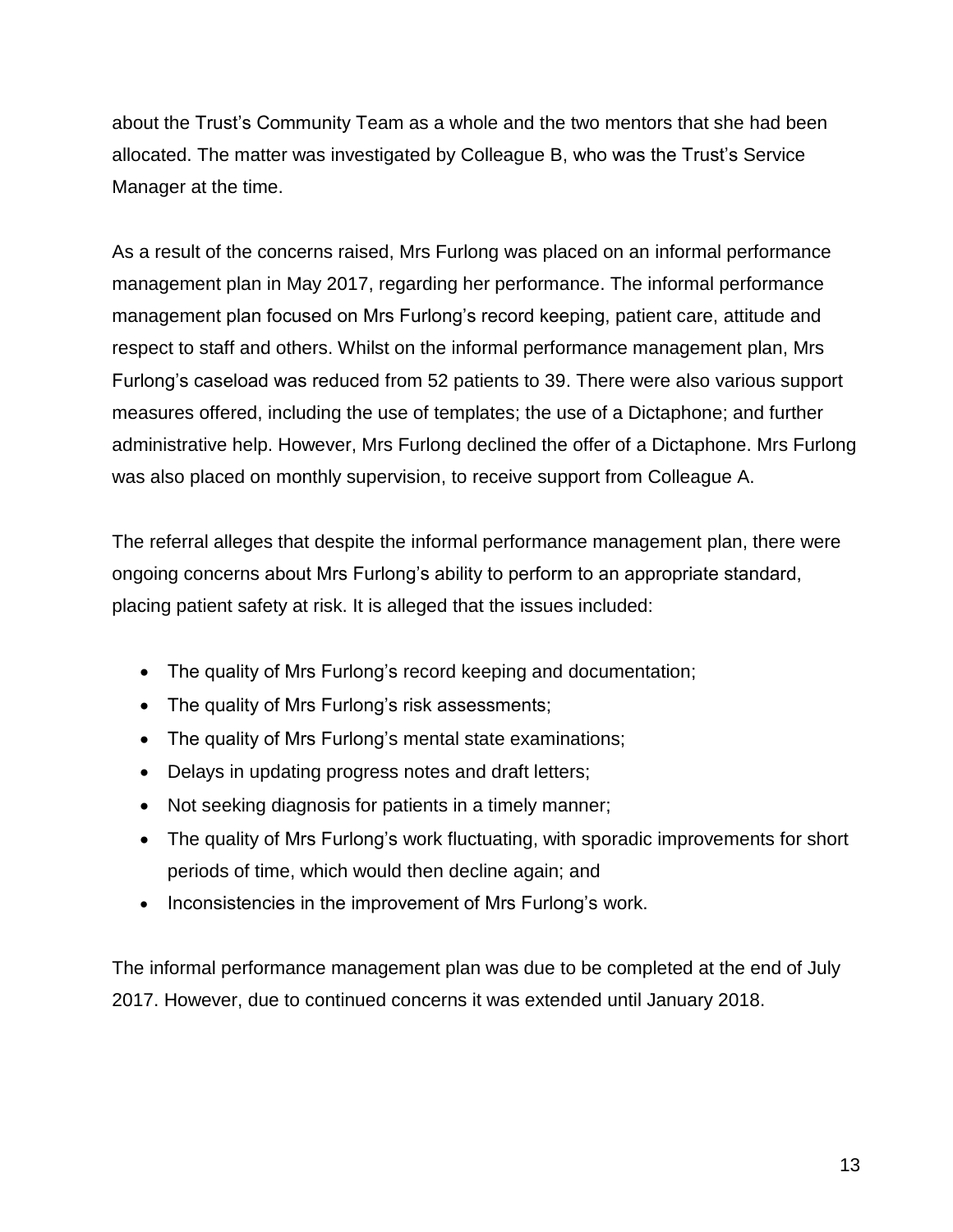about the Trust's Community Team as a whole and the two mentors that she had been allocated. The matter was investigated by Colleague B, who was the Trust's Service Manager at the time.

As a result of the concerns raised, Mrs Furlong was placed on an informal performance management plan in May 2017, regarding her performance. The informal performance management plan focused on Mrs Furlong's record keeping, patient care, attitude and respect to staff and others. Whilst on the informal performance management plan, Mrs Furlong's caseload was reduced from 52 patients to 39. There were also various support measures offered, including the use of templates; the use of a Dictaphone; and further administrative help. However, Mrs Furlong declined the offer of a Dictaphone. Mrs Furlong was also placed on monthly supervision, to receive support from Colleague A.

The referral alleges that despite the informal performance management plan, there were ongoing concerns about Mrs Furlong's ability to perform to an appropriate standard, placing patient safety at risk. It is alleged that the issues included:

- The quality of Mrs Furlong's record keeping and documentation;
- The quality of Mrs Furlong's risk assessments;
- The quality of Mrs Furlong's mental state examinations;
- Delays in updating progress notes and draft letters;
- Not seeking diagnosis for patients in a timely manner;
- The quality of Mrs Furlong's work fluctuating, with sporadic improvements for short periods of time, which would then decline again; and
- Inconsistencies in the improvement of Mrs Furlong's work.

The informal performance management plan was due to be completed at the end of July 2017. However, due to continued concerns it was extended until January 2018.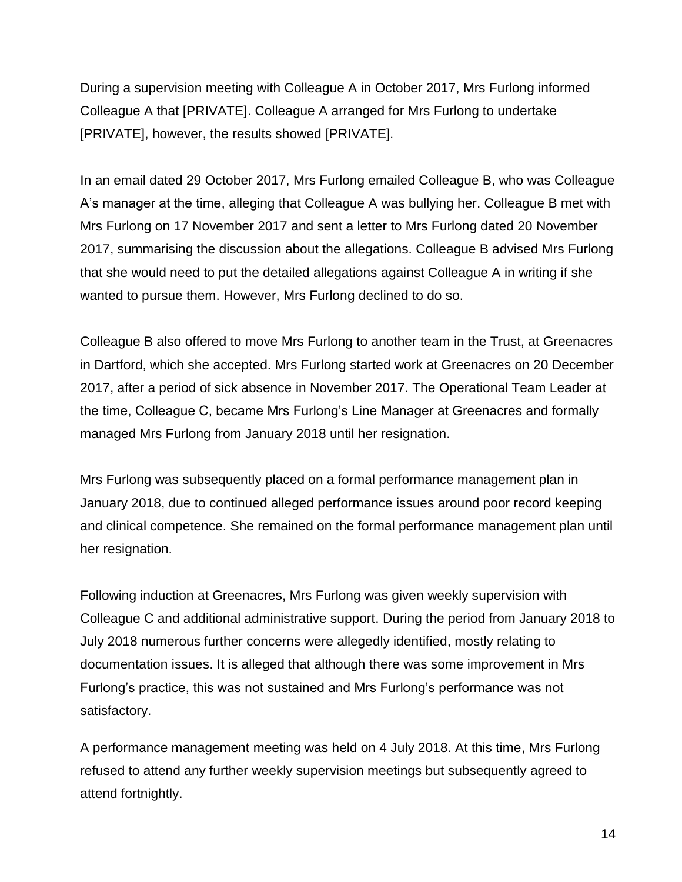During a supervision meeting with Colleague A in October 2017, Mrs Furlong informed Colleague A that [PRIVATE]. Colleague A arranged for Mrs Furlong to undertake [PRIVATE], however, the results showed [PRIVATE].

In an email dated 29 October 2017, Mrs Furlong emailed Colleague B, who was Colleague A's manager at the time, alleging that Colleague A was bullying her. Colleague B met with Mrs Furlong on 17 November 2017 and sent a letter to Mrs Furlong dated 20 November 2017, summarising the discussion about the allegations. Colleague B advised Mrs Furlong that she would need to put the detailed allegations against Colleague A in writing if she wanted to pursue them. However, Mrs Furlong declined to do so.

Colleague B also offered to move Mrs Furlong to another team in the Trust, at Greenacres in Dartford, which she accepted. Mrs Furlong started work at Greenacres on 20 December 2017, after a period of sick absence in November 2017. The Operational Team Leader at the time, Colleague C, became Mrs Furlong's Line Manager at Greenacres and formally managed Mrs Furlong from January 2018 until her resignation.

Mrs Furlong was subsequently placed on a formal performance management plan in January 2018, due to continued alleged performance issues around poor record keeping and clinical competence. She remained on the formal performance management plan until her resignation.

Following induction at Greenacres, Mrs Furlong was given weekly supervision with Colleague C and additional administrative support. During the period from January 2018 to July 2018 numerous further concerns were allegedly identified, mostly relating to documentation issues. It is alleged that although there was some improvement in Mrs Furlong's practice, this was not sustained and Mrs Furlong's performance was not satisfactory.

A performance management meeting was held on 4 July 2018. At this time, Mrs Furlong refused to attend any further weekly supervision meetings but subsequently agreed to attend fortnightly.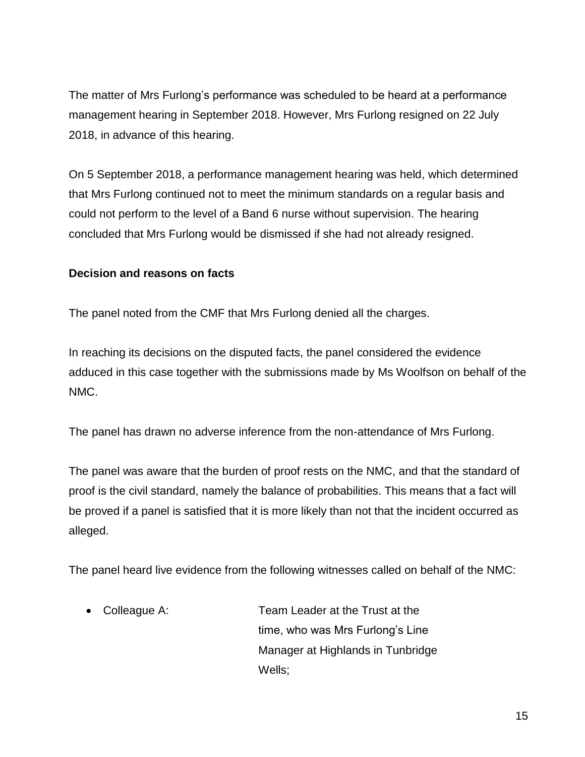The matter of Mrs Furlong's performance was scheduled to be heard at a performance management hearing in September 2018. However, Mrs Furlong resigned on 22 July 2018, in advance of this hearing.

On 5 September 2018, a performance management hearing was held, which determined that Mrs Furlong continued not to meet the minimum standards on a regular basis and could not perform to the level of a Band 6 nurse without supervision. The hearing concluded that Mrs Furlong would be dismissed if she had not already resigned.

**Decision and reasons on facts**

The panel noted from the CMF that Mrs Furlong denied all the charges.

In reaching its decisions on the disputed facts, the panel considered the evidence adduced in this case together with the submissions made by Ms Woolfson on behalf of the NMC.

The panel has drawn no adverse inference from the non-attendance of Mrs Furlong.

The panel was aware that the burden of proof rests on the NMC, and that the standard of proof is the civil standard, namely the balance of probabilities. This means that a fact will be proved if a panel is satisfied that it is more likely than not that the incident occurred as alleged.

The panel heard live evidence from the following witnesses called on behalf of the NMC:

- Colleague A: Team Leader at the Trust at the time, who was Mrs Furlong's Line Manager at Highlands in Tunbridge Wells;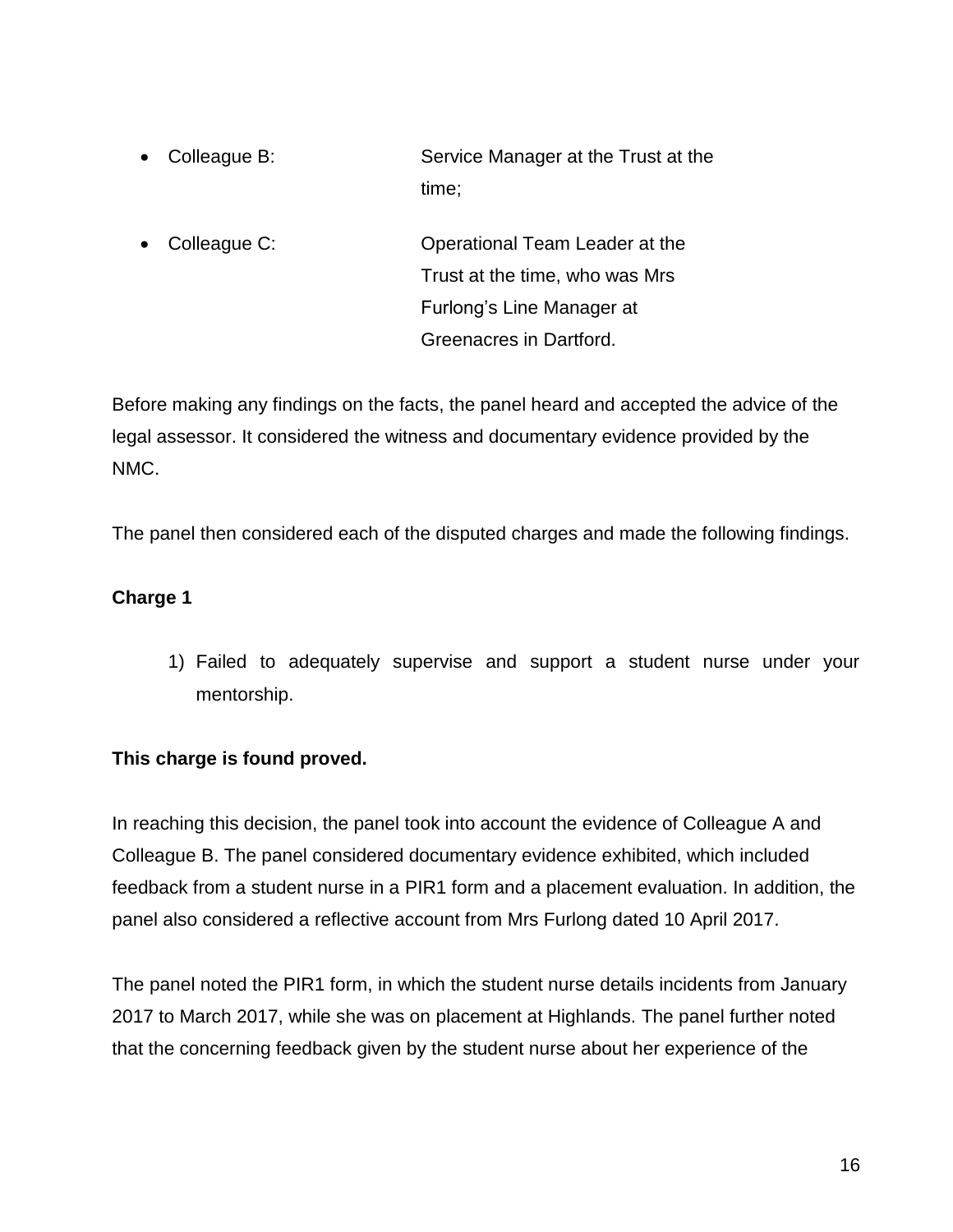- Colleague B: Service Manager at the Trust at the time;
- Colleague C: Operational Team Leader at the Trust at the time, who was Mrs Furlong's Line Manager at Greenacres in Dartford.

Before making any findings on the facts, the panel heard and accepted the advice of the legal assessor. It considered the witness and documentary evidence provided by the NMC.

The panel then considered each of the disputed charges and made the following findings.

**Charge 1**

1) Failed to adequately supervise and support a student nurse under your mentorship.

**This charge is found proved.**

In reaching this decision, the panel took into account the evidence of Colleague A and Colleague B. The panel considered documentary evidence exhibited, which included feedback from a student nurse in a PIR1 form and a placement evaluation. In addition, the panel also considered a reflective account from Mrs Furlong dated 10 April 2017.

The panel noted the PIR1 form, in which the student nurse details incidents from January 2017 to March 2017, while she was on placement at Highlands. The panel further noted that the concerning feedback given by the student nurse about her experience of the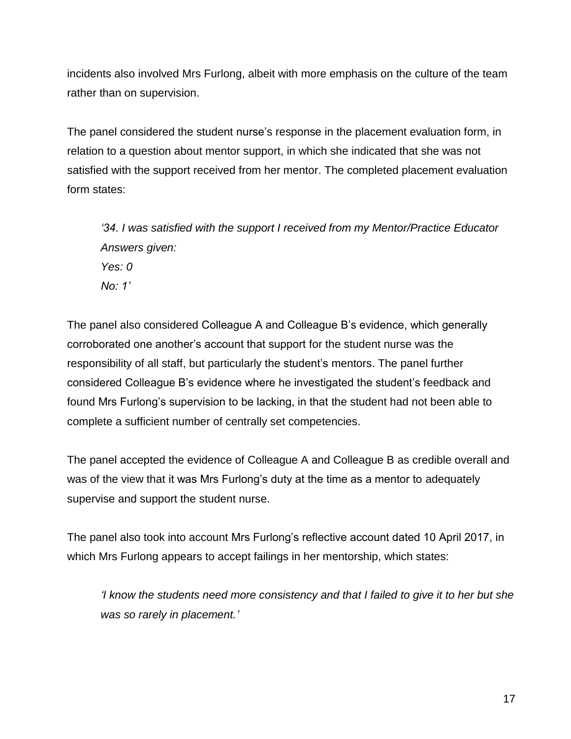incidents also involved Mrs Furlong, albeit with more emphasis on the culture of the team rather than on supervision.

The panel considered the student nurse's response in the placement evaluation form, in relation to a question about mentor support, in which she indicated that she was not satisfied with the support received from her mentor. The completed placement evaluation form states:

> *'34. I was satisfied with the support I received from my Mentor/Practice Educator*
> *Answers given:*
> *Yes: 0*
> *No: 1'*

The panel also considered Colleague A and Colleague B's evidence, which generally corroborated one another's account that support for the student nurse was the responsibility of all staff, but particularly the student's mentors. The panel further considered Colleague B's evidence where he investigated the student's feedback and found Mrs Furlong's supervision to be lacking, in that the student had not been able to complete a sufficient number of centrally set competencies.

The panel accepted the evidence of Colleague A and Colleague B as credible overall and was of the view that it was Mrs Furlong's duty at the time as a mentor to adequately supervise and support the student nurse.

The panel also took into account Mrs Furlong's reflective account dated 10 April 2017, in which Mrs Furlong appears to accept failings in her mentorship, which states:

> *'I know the students need more consistency and that I failed to give it to her but she was so rarely in placement.'*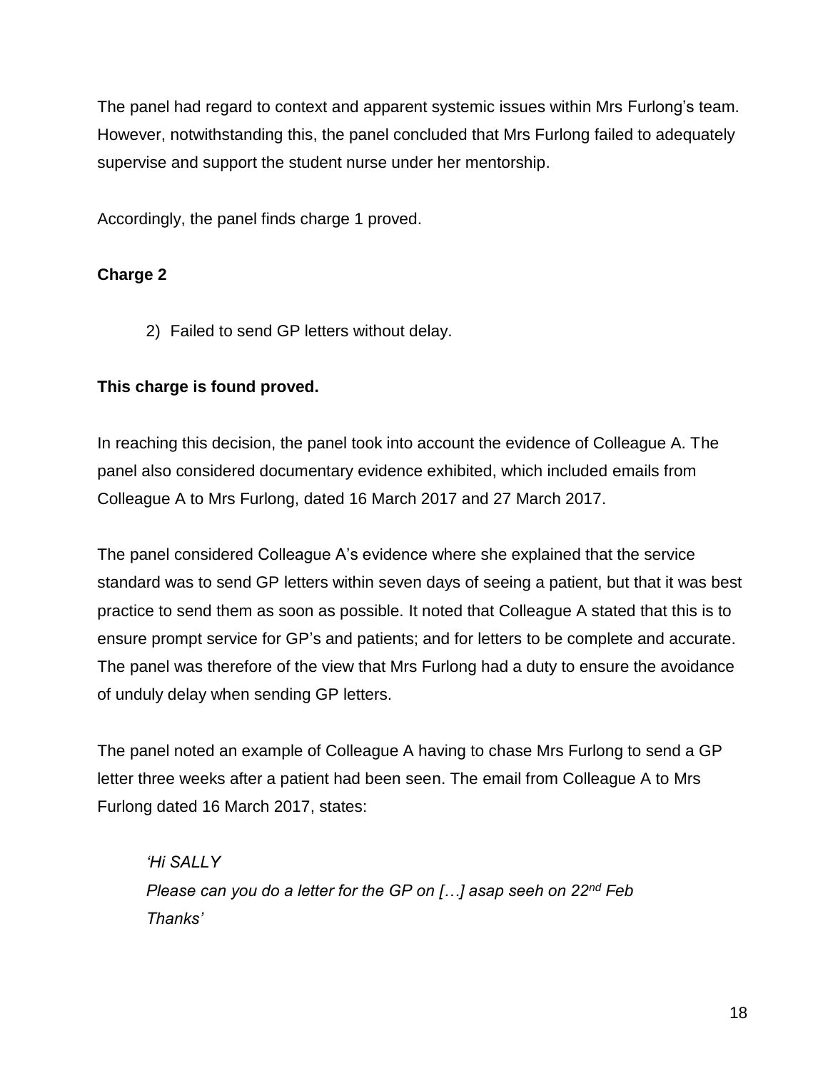The panel had regard to context and apparent systemic issues within Mrs Furlong's team. However, notwithstanding this, the panel concluded that Mrs Furlong failed to adequately supervise and support the student nurse under her mentorship.

Accordingly, the panel finds charge 1 proved.

**Charge 2**

2) Failed to send GP letters without delay.

**This charge is found proved.**

In reaching this decision, the panel took into account the evidence of Colleague A. The panel also considered documentary evidence exhibited, which included emails from Colleague A to Mrs Furlong, dated 16 March 2017 and 27 March 2017.

The panel considered Colleague A's evidence where she explained that the service standard was to send GP letters within seven days of seeing a patient, but that it was best practice to send them as soon as possible. It noted that Colleague A stated that this is to ensure prompt service for GP's and patients; and for letters to be complete and accurate. The panel was therefore of the view that Mrs Furlong had a duty to ensure the avoidance of unduly delay when sending GP letters.

The panel noted an example of Colleague A having to chase Mrs Furlong to send a GP letter three weeks after a patient had been seen. The email from Colleague A to Mrs Furlong dated 16 March 2017, states:

> *'Hi SALLY*
> *Please can you do a letter for the GP on […] asap seeh on 22nd Feb*
> *Thanks'*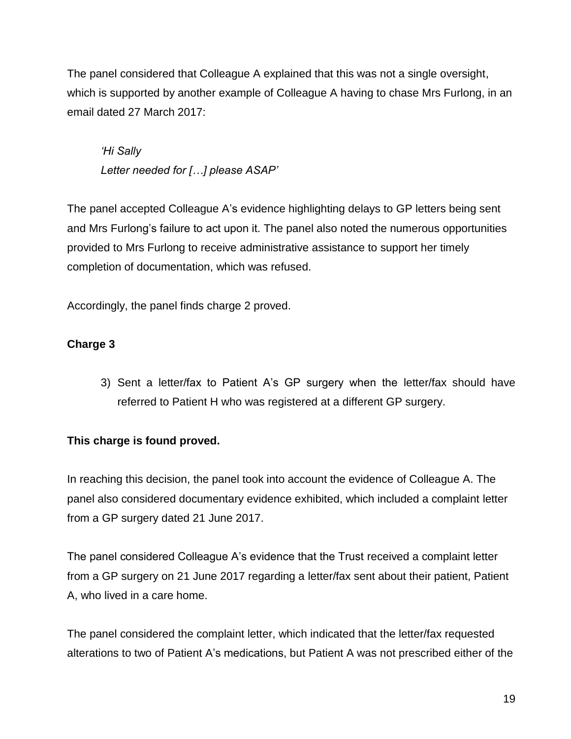The panel considered that Colleague A explained that this was not a single oversight, which is supported by another example of Colleague A having to chase Mrs Furlong, in an email dated 27 March 2017:

> *'Hi Sally*
> *Letter needed for […] please ASAP'*

The panel accepted Colleague A's evidence highlighting delays to GP letters being sent and Mrs Furlong's failure to act upon it. The panel also noted the numerous opportunities provided to Mrs Furlong to receive administrative assistance to support her timely completion of documentation, which was refused.

Accordingly, the panel finds charge 2 proved.

**Charge 3**

3) Sent a letter/fax to Patient A's GP surgery when the letter/fax should have referred to Patient H who was registered at a different GP surgery.

**This charge is found proved.**

In reaching this decision, the panel took into account the evidence of Colleague A. The panel also considered documentary evidence exhibited, which included a complaint letter from a GP surgery dated 21 June 2017.

The panel considered Colleague A's evidence that the Trust received a complaint letter from a GP surgery on 21 June 2017 regarding a letter/fax sent about their patient, Patient A, who lived in a care home.

The panel considered the complaint letter, which indicated that the letter/fax requested alterations to two of Patient A's medications, but Patient A was not prescribed either of the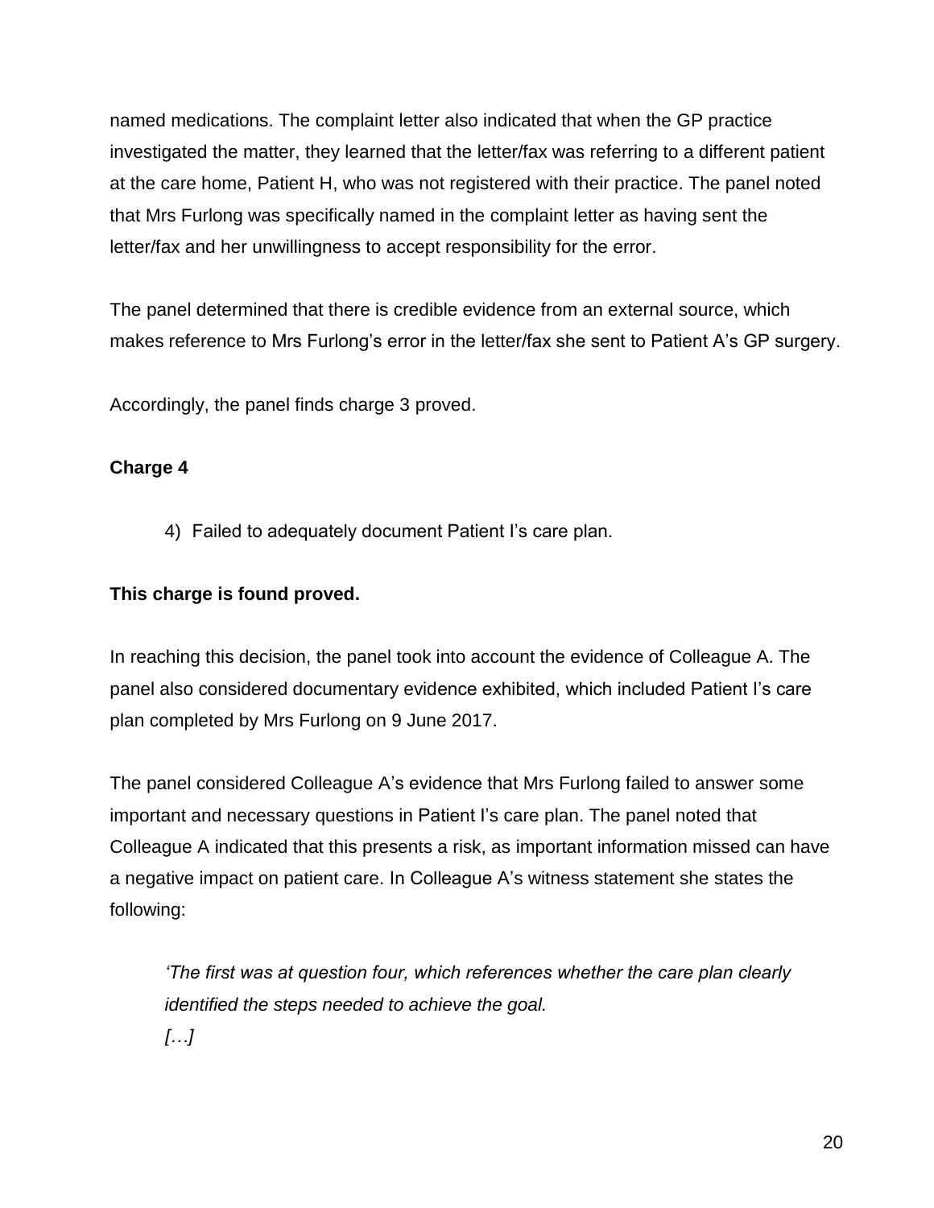named medications. The complaint letter also indicated that when the GP practice investigated the matter, they learned that the letter/fax was referring to a different patient at the care home, Patient H, who was not registered with their practice. The panel noted that Mrs Furlong was specifically named in the complaint letter as having sent the letter/fax and her unwillingness to accept responsibility for the error.

The panel determined that there is credible evidence from an external source, which makes reference to Mrs Furlong's error in the letter/fax she sent to Patient A's GP surgery.

Accordingly, the panel finds charge 3 proved.

**Charge 4**

> 4) Failed to adequately document Patient I's care plan.

**This charge is found proved.**

In reaching this decision, the panel took into account the evidence of Colleague A. The panel also considered documentary evidence exhibited, which included Patient I's care plan completed by Mrs Furlong on 9 June 2017.

The panel considered Colleague A's evidence that Mrs Furlong failed to answer some important and necessary questions in Patient I's care plan. The panel noted that Colleague A indicated that this presents a risk, as important information missed can have a negative impact on patient care. In Colleague A's witness statement she states the following:

> *'The first was at question four, which references whether the care plan clearly identified the steps needed to achieve the goal.*
> *[…]*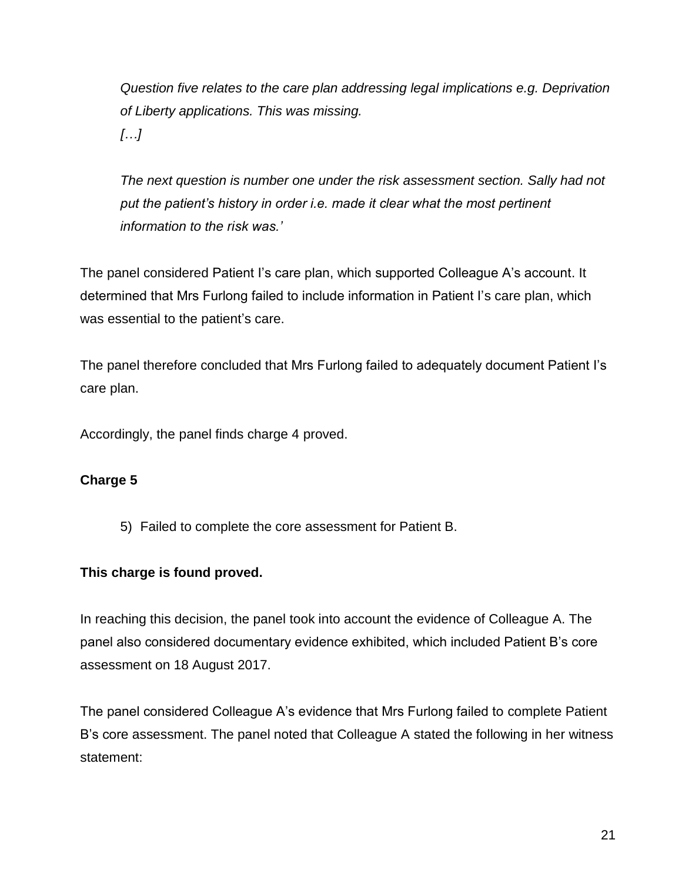> *Question five relates to the care plan addressing legal implications e.g. Deprivation of Liberty applications. This was missing.*
> *[…]*
>
> *The next question is number one under the risk assessment section. Sally had not put the patient's history in order i.e. made it clear what the most pertinent information to the risk was.'*

The panel considered Patient I's care plan, which supported Colleague A's account. It determined that Mrs Furlong failed to include information in Patient I's care plan, which was essential to the patient's care.

The panel therefore concluded that Mrs Furlong failed to adequately document Patient I's care plan.

Accordingly, the panel finds charge 4 proved.

**Charge 5**

> 5) Failed to complete the core assessment for Patient B.

**This charge is found proved.**

In reaching this decision, the panel took into account the evidence of Colleague A. The panel also considered documentary evidence exhibited, which included Patient B's core assessment on 18 August 2017.

The panel considered Colleague A's evidence that Mrs Furlong failed to complete Patient B's core assessment. The panel noted that Colleague A stated the following in her witness statement: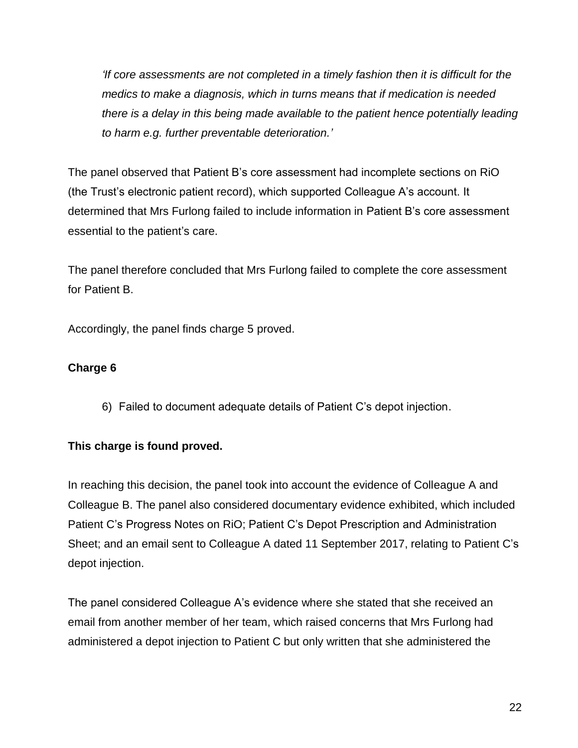*'If core assessments are not completed in a timely fashion then it is difficult for the medics to make a diagnosis, which in turns means that if medication is needed there is a delay in this being made available to the patient hence potentially leading to harm e.g. further preventable deterioration.'*

The panel observed that Patient B's core assessment had incomplete sections on RiO (the Trust's electronic patient record), which supported Colleague A's account. It determined that Mrs Furlong failed to include information in Patient B's core assessment essential to the patient's care.

The panel therefore concluded that Mrs Furlong failed to complete the core assessment for Patient B.

Accordingly, the panel finds charge 5 proved.

**Charge 6**

6) Failed to document adequate details of Patient C's depot injection.

**This charge is found proved.**

In reaching this decision, the panel took into account the evidence of Colleague A and Colleague B. The panel also considered documentary evidence exhibited, which included Patient C's Progress Notes on RiO; Patient C's Depot Prescription and Administration Sheet; and an email sent to Colleague A dated 11 September 2017, relating to Patient C's depot injection.

The panel considered Colleague A's evidence where she stated that she received an email from another member of her team, which raised concerns that Mrs Furlong had administered a depot injection to Patient C but only written that she administered the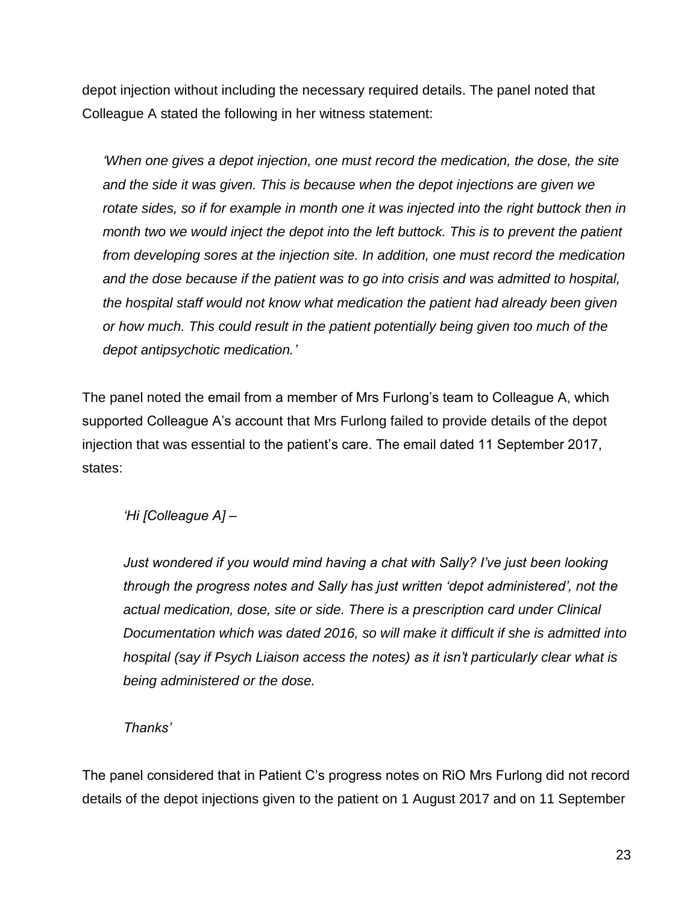depot injection without including the necessary required details. The panel noted that Colleague A stated the following in her witness statement:

> *'When one gives a depot injection, one must record the medication, the dose, the site and the side it was given. This is because when the depot injections are given we rotate sides, so if for example in month one it was injected into the right buttock then in month two we would inject the depot into the left buttock. This is to prevent the patient from developing sores at the injection site. In addition, one must record the medication and the dose because if the patient was to go into crisis and was admitted to hospital, the hospital staff would not know what medication the patient had already been given or how much. This could result in the patient potentially being given too much of the depot antipsychotic medication.'*

The panel noted the email from a member of Mrs Furlong's team to Colleague A, which supported Colleague A's account that Mrs Furlong failed to provide details of the depot injection that was essential to the patient's care. The email dated 11 September 2017, states:

> *'Hi [Colleague A] –*
>
> *Just wondered if you would mind having a chat with Sally? I've just been looking through the progress notes and Sally has just written 'depot administered', not the actual medication, dose, site or side. There is a prescription card under Clinical Documentation which was dated 2016, so will make it difficult if she is admitted into hospital (say if Psych Liaison access the notes) as it isn't particularly clear what is being administered or the dose.*
>
> *Thanks'*

The panel considered that in Patient C's progress notes on RiO Mrs Furlong did not record details of the depot injections given to the patient on 1 August 2017 and on 11 September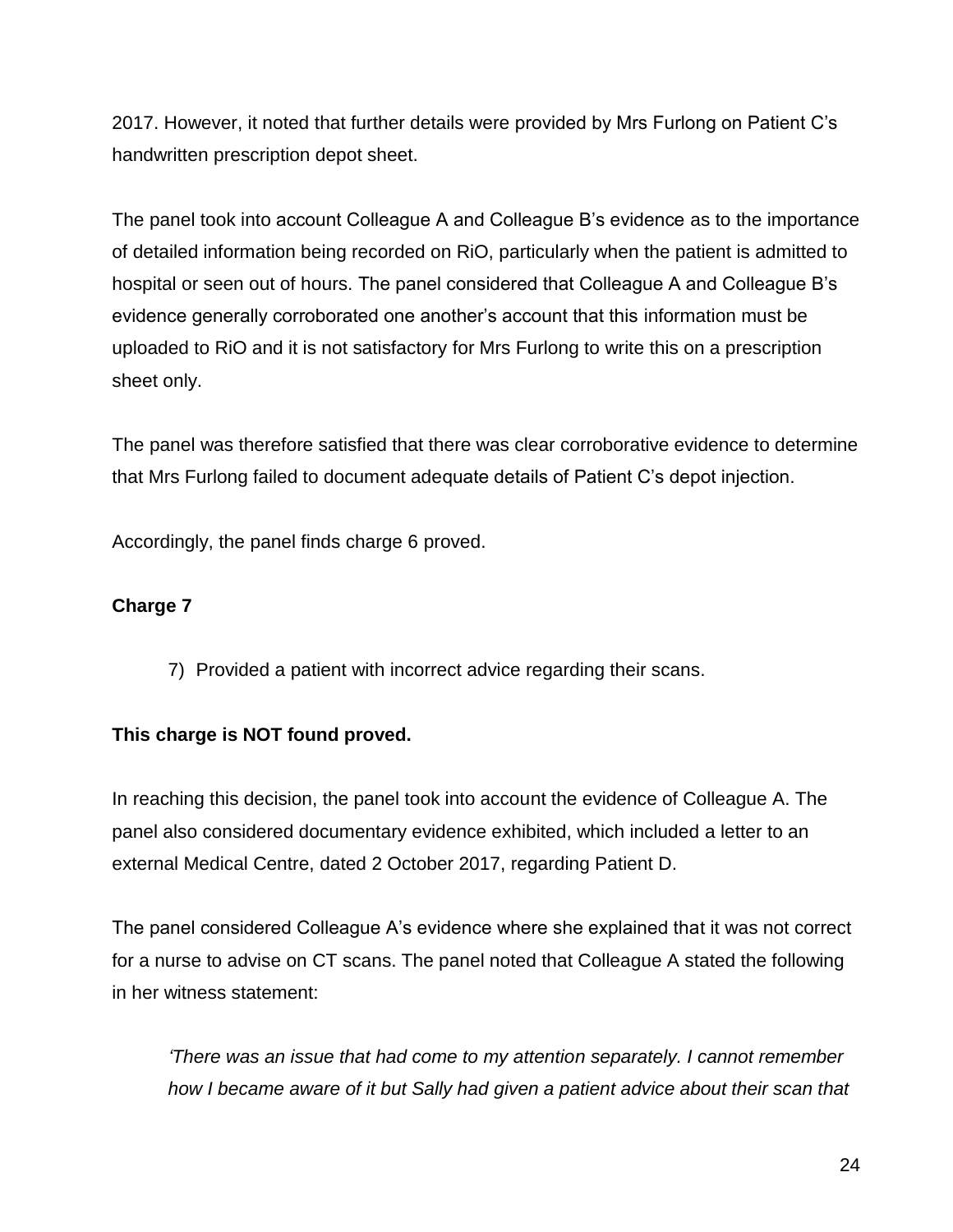2017. However, it noted that further details were provided by Mrs Furlong on Patient C's handwritten prescription depot sheet.

The panel took into account Colleague A and Colleague B's evidence as to the importance of detailed information being recorded on RiO, particularly when the patient is admitted to hospital or seen out of hours. The panel considered that Colleague A and Colleague B's evidence generally corroborated one another's account that this information must be uploaded to RiO and it is not satisfactory for Mrs Furlong to write this on a prescription sheet only.

The panel was therefore satisfied that there was clear corroborative evidence to determine that Mrs Furlong failed to document adequate details of Patient C's depot injection.

Accordingly, the panel finds charge 6 proved.

**Charge 7**

> 7) Provided a patient with incorrect advice regarding their scans.

**This charge is NOT found proved.**

In reaching this decision, the panel took into account the evidence of Colleague A. The panel also considered documentary evidence exhibited, which included a letter to an external Medical Centre, dated 2 October 2017, regarding Patient D.

The panel considered Colleague A's evidence where she explained that it was not correct for a nurse to advise on CT scans. The panel noted that Colleague A stated the following in her witness statement:

> *'There was an issue that had come to my attention separately. I cannot remember how I became aware of it but Sally had given a patient advice about their scan that*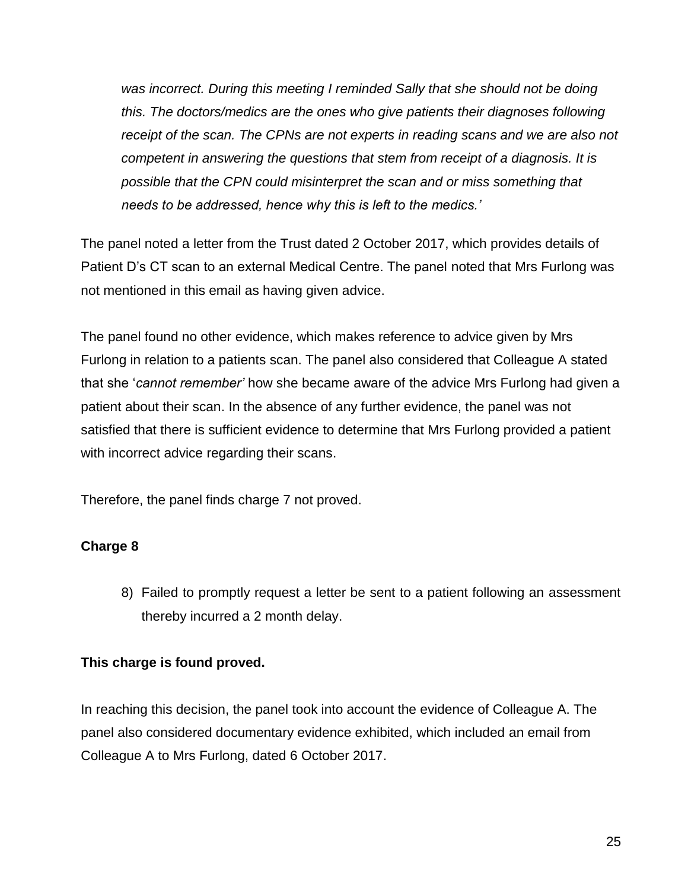*was incorrect. During this meeting I reminded Sally that she should not be doing this. The doctors/medics are the ones who give patients their diagnoses following receipt of the scan. The CPNs are not experts in reading scans and we are also not competent in answering the questions that stem from receipt of a diagnosis. It is possible that the CPN could misinterpret the scan and or miss something that needs to be addressed, hence why this is left to the medics.'*

The panel noted a letter from the Trust dated 2 October 2017, which provides details of Patient D's CT scan to an external Medical Centre. The panel noted that Mrs Furlong was not mentioned in this email as having given advice.

The panel found no other evidence, which makes reference to advice given by Mrs Furlong in relation to a patients scan. The panel also considered that Colleague A stated that she '*cannot remember'* how she became aware of the advice Mrs Furlong had given a patient about their scan. In the absence of any further evidence, the panel was not satisfied that there is sufficient evidence to determine that Mrs Furlong provided a patient with incorrect advice regarding their scans.

Therefore, the panel finds charge 7 not proved.

**Charge 8**

8) Failed to promptly request a letter be sent to a patient following an assessment thereby incurred a 2 month delay.

**This charge is found proved.**

In reaching this decision, the panel took into account the evidence of Colleague A. The panel also considered documentary evidence exhibited, which included an email from Colleague A to Mrs Furlong, dated 6 October 2017.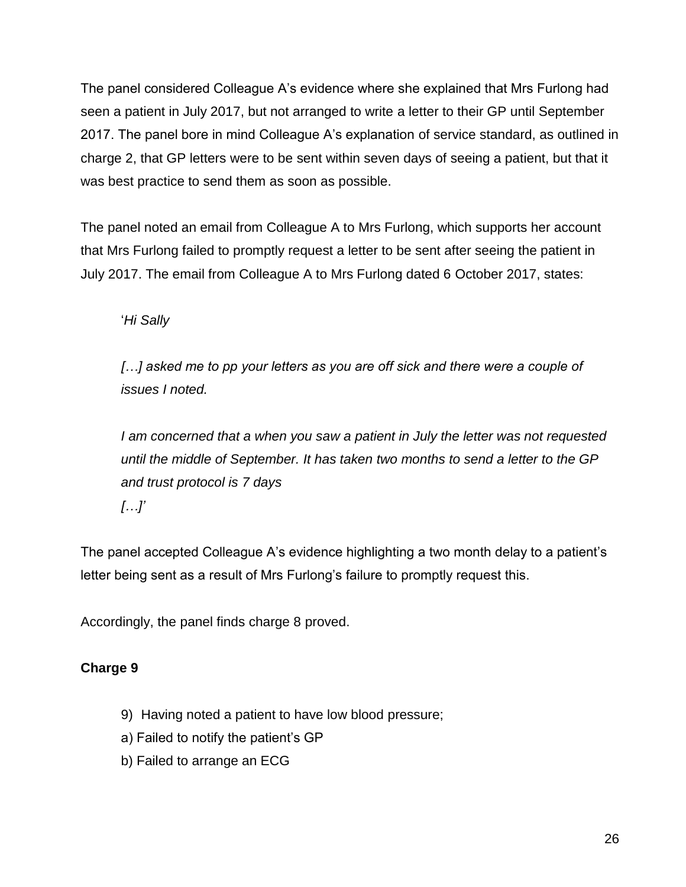The panel considered Colleague A's evidence where she explained that Mrs Furlong had seen a patient in July 2017, but not arranged to write a letter to their GP until September 2017. The panel bore in mind Colleague A's explanation of service standard, as outlined in charge 2, that GP letters were to be sent within seven days of seeing a patient, but that it was best practice to send them as soon as possible.

The panel noted an email from Colleague A to Mrs Furlong, which supports her account that Mrs Furlong failed to promptly request a letter to be sent after seeing the patient in July 2017. The email from Colleague A to Mrs Furlong dated 6 October 2017, states:

> '*Hi Sally*
>
> *[…] asked me to pp your letters as you are off sick and there were a couple of issues I noted.*
>
> *I am concerned that a when you saw a patient in July the letter was not requested until the middle of September. It has taken two months to send a letter to the GP and trust protocol is 7 days*
> *[…]'*

The panel accepted Colleague A's evidence highlighting a two month delay to a patient's letter being sent as a result of Mrs Furlong's failure to promptly request this.

Accordingly, the panel finds charge 8 proved.

**Charge 9**

> 9) Having noted a patient to have low blood pressure;
> a) Failed to notify the patient's GP
> b) Failed to arrange an ECG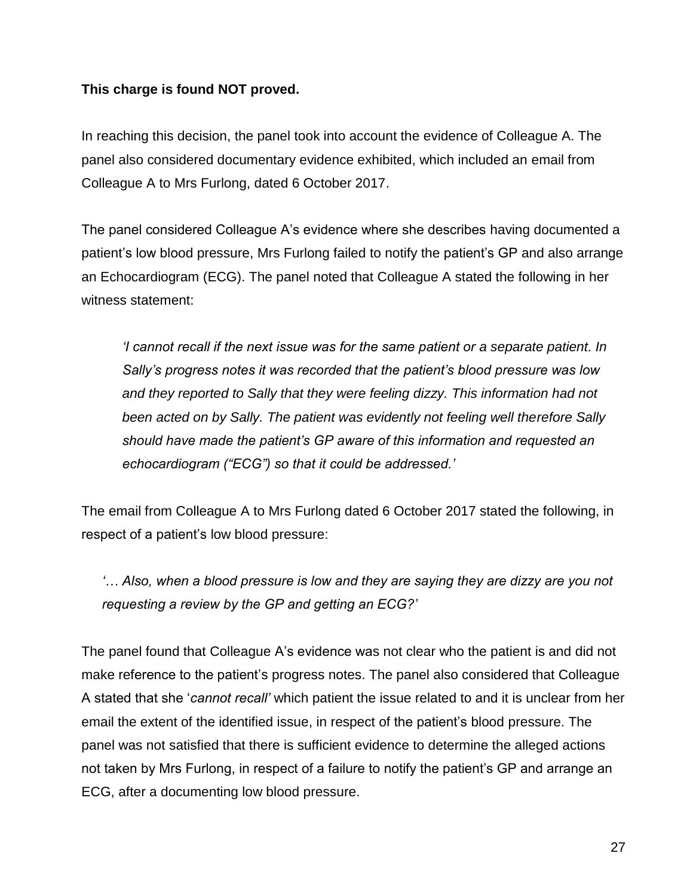**This charge is found NOT proved.**

In reaching this decision, the panel took into account the evidence of Colleague A. The panel also considered documentary evidence exhibited, which included an email from Colleague A to Mrs Furlong, dated 6 October 2017.

The panel considered Colleague A's evidence where she describes having documented a patient's low blood pressure, Mrs Furlong failed to notify the patient's GP and also arrange an Echocardiogram (ECG). The panel noted that Colleague A stated the following in her witness statement:

> *'I cannot recall if the next issue was for the same patient or a separate patient. In Sally's progress notes it was recorded that the patient's blood pressure was low and they reported to Sally that they were feeling dizzy. This information had not been acted on by Sally. The patient was evidently not feeling well therefore Sally should have made the patient's GP aware of this information and requested an echocardiogram ("ECG") so that it could be addressed.'*

The email from Colleague A to Mrs Furlong dated 6 October 2017 stated the following, in respect of a patient's low blood pressure:

> *'… Also, when a blood pressure is low and they are saying they are dizzy are you not requesting a review by the GP and getting an ECG?'*

The panel found that Colleague A's evidence was not clear who the patient is and did not make reference to the patient's progress notes. The panel also considered that Colleague A stated that she '*cannot recall'* which patient the issue related to and it is unclear from her email the extent of the identified issue, in respect of the patient's blood pressure. The panel was not satisfied that there is sufficient evidence to determine the alleged actions not taken by Mrs Furlong, in respect of a failure to notify the patient's GP and arrange an ECG, after a documenting low blood pressure.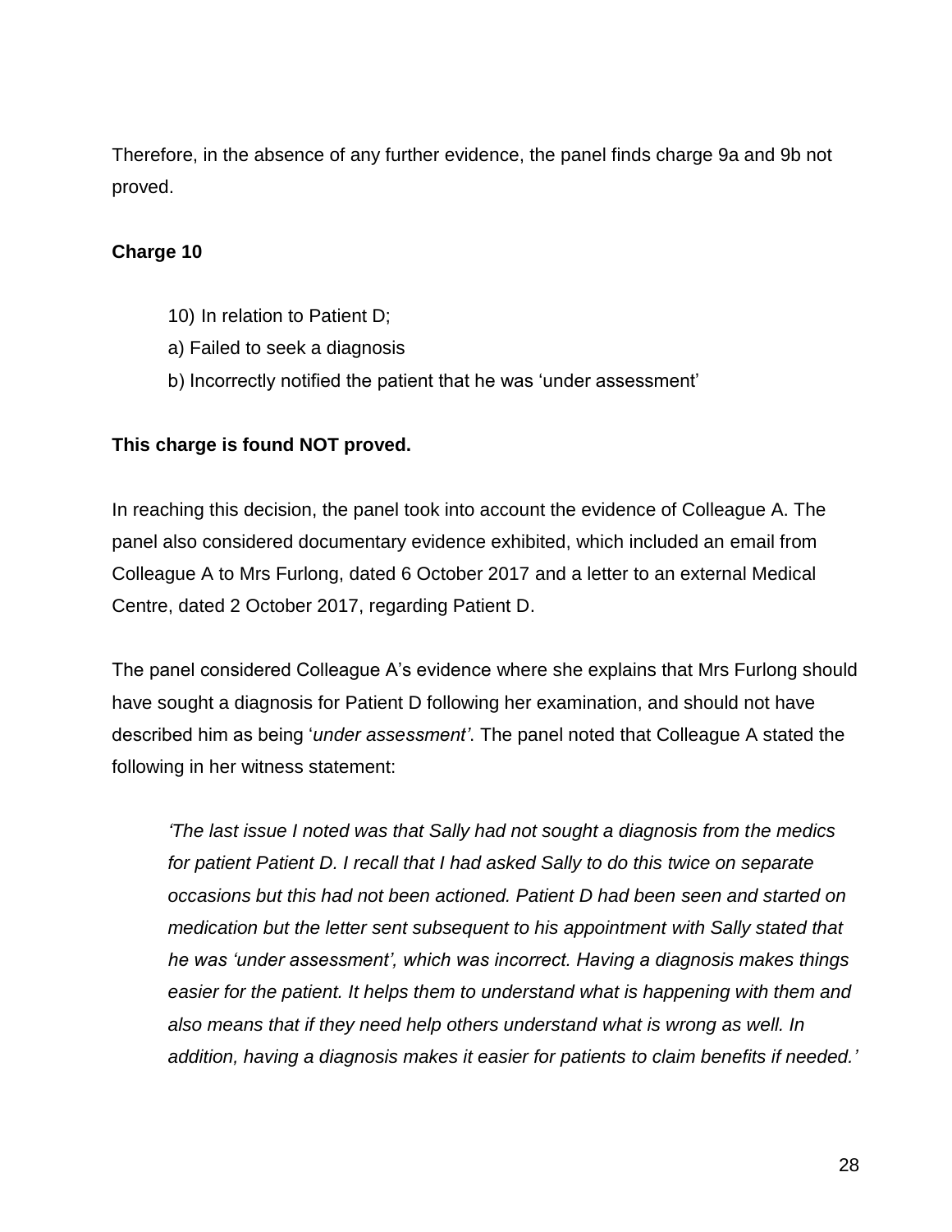Therefore, in the absence of any further evidence, the panel finds charge 9a and 9b not proved.

**Charge 10**

> 10) In relation to Patient D;
>
> a) Failed to seek a diagnosis
>
> b) Incorrectly notified the patient that he was 'under assessment'

**This charge is found NOT proved.**

In reaching this decision, the panel took into account the evidence of Colleague A. The panel also considered documentary evidence exhibited, which included an email from Colleague A to Mrs Furlong, dated 6 October 2017 and a letter to an external Medical Centre, dated 2 October 2017, regarding Patient D.

The panel considered Colleague A's evidence where she explains that Mrs Furlong should have sought a diagnosis for Patient D following her examination, and should not have described him as being '*under assessment'*. The panel noted that Colleague A stated the following in her witness statement:

> *'The last issue I noted was that Sally had not sought a diagnosis from the medics for patient Patient D. I recall that I had asked Sally to do this twice on separate occasions but this had not been actioned. Patient D had been seen and started on medication but the letter sent subsequent to his appointment with Sally stated that he was 'under assessment', which was incorrect. Having a diagnosis makes things easier for the patient. It helps them to understand what is happening with them and also means that if they need help others understand what is wrong as well. In addition, having a diagnosis makes it easier for patients to claim benefits if needed.'*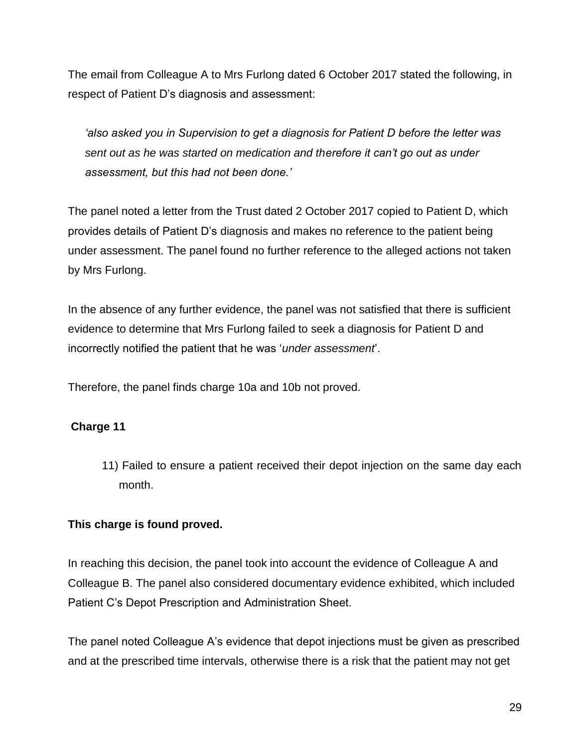The email from Colleague A to Mrs Furlong dated 6 October 2017 stated the following, in respect of Patient D's diagnosis and assessment:

> *'also asked you in Supervision to get a diagnosis for Patient D before the letter was sent out as he was started on medication and therefore it can't go out as under assessment, but this had not been done.'*

The panel noted a letter from the Trust dated 2 October 2017 copied to Patient D, which provides details of Patient D's diagnosis and makes no reference to the patient being under assessment. The panel found no further reference to the alleged actions not taken by Mrs Furlong.

In the absence of any further evidence, the panel was not satisfied that there is sufficient evidence to determine that Mrs Furlong failed to seek a diagnosis for Patient D and incorrectly notified the patient that he was '*under assessment*'.

Therefore, the panel finds charge 10a and 10b not proved.

**Charge 11**

> 11) Failed to ensure a patient received their depot injection on the same day each month.

**This charge is found proved.**

In reaching this decision, the panel took into account the evidence of Colleague A and Colleague B. The panel also considered documentary evidence exhibited, which included Patient C's Depot Prescription and Administration Sheet.

The panel noted Colleague A's evidence that depot injections must be given as prescribed and at the prescribed time intervals, otherwise there is a risk that the patient may not get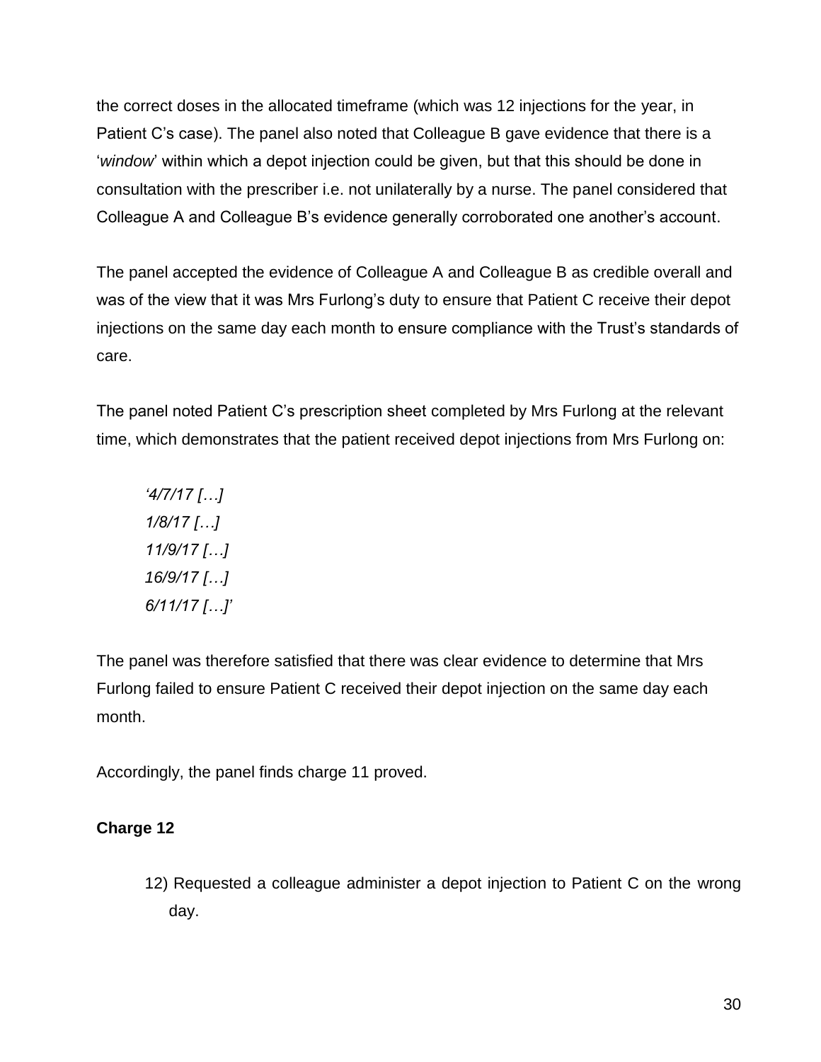the correct doses in the allocated timeframe (which was 12 injections for the year, in Patient C's case). The panel also noted that Colleague B gave evidence that there is a '*window*' within which a depot injection could be given, but that this should be done in consultation with the prescriber i.e. not unilaterally by a nurse. The panel considered that Colleague A and Colleague B's evidence generally corroborated one another's account.

The panel accepted the evidence of Colleague A and Colleague B as credible overall and was of the view that it was Mrs Furlong's duty to ensure that Patient C receive their depot injections on the same day each month to ensure compliance with the Trust's standards of care.

The panel noted Patient C's prescription sheet completed by Mrs Furlong at the relevant time, which demonstrates that the patient received depot injections from Mrs Furlong on:

> *'4/7/17 […]*
> *1/8/17 […]*
> *11/9/17 […]*
> *16/9/17 […]*
> *6/11/17 […]'*

The panel was therefore satisfied that there was clear evidence to determine that Mrs Furlong failed to ensure Patient C received their depot injection on the same day each month.

Accordingly, the panel finds charge 11 proved.

**Charge 12**

> 12) Requested a colleague administer a depot injection to Patient C on the wrong day.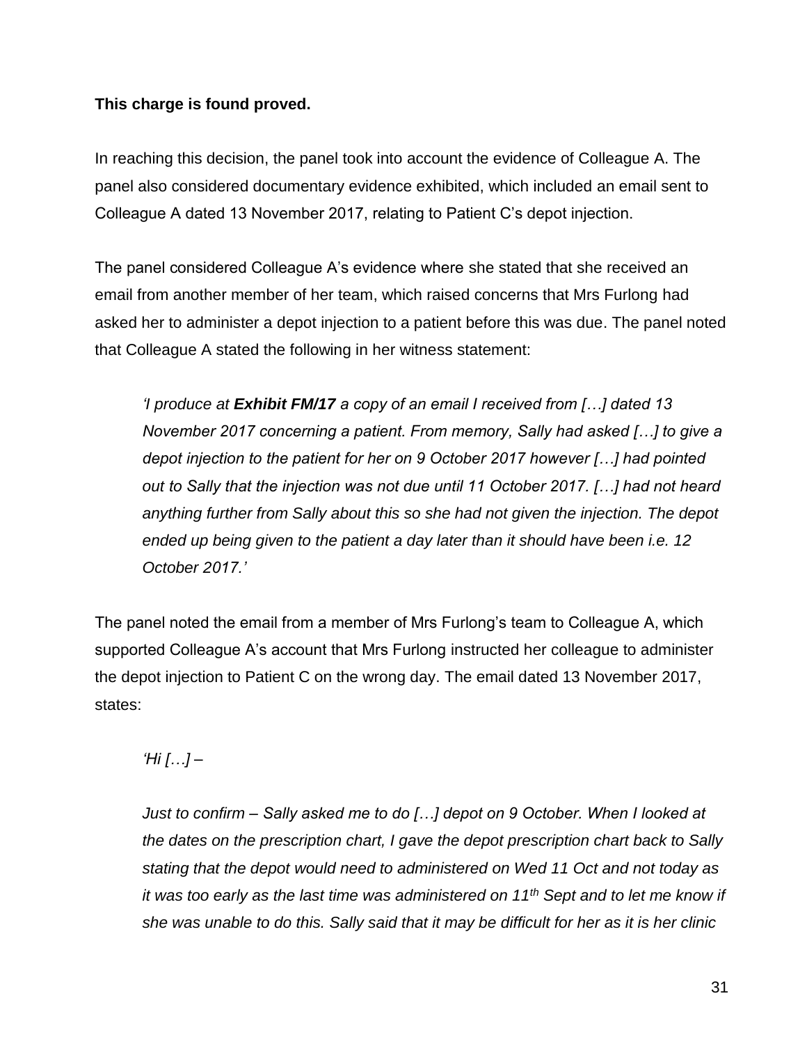**This charge is found proved.**

In reaching this decision, the panel took into account the evidence of Colleague A. The panel also considered documentary evidence exhibited, which included an email sent to Colleague A dated 13 November 2017, relating to Patient C's depot injection.

The panel considered Colleague A's evidence where she stated that she received an email from another member of her team, which raised concerns that Mrs Furlong had asked her to administer a depot injection to a patient before this was due. The panel noted that Colleague A stated the following in her witness statement:

> *'I produce at **Exhibit FM/17** a copy of an email I received from […] dated 13 November 2017 concerning a patient. From memory, Sally had asked […] to give a depot injection to the patient for her on 9 October 2017 however […] had pointed out to Sally that the injection was not due until 11 October 2017. […] had not heard anything further from Sally about this so she had not given the injection. The depot ended up being given to the patient a day later than it should have been i.e. 12 October 2017.'*

The panel noted the email from a member of Mrs Furlong's team to Colleague A, which supported Colleague A's account that Mrs Furlong instructed her colleague to administer the depot injection to Patient C on the wrong day. The email dated 13 November 2017, states:

> *'Hi […] –*
>
> *Just to confirm – Sally asked me to do […] depot on 9 October. When I looked at the dates on the prescription chart, I gave the depot prescription chart back to Sally stating that the depot would need to administered on Wed 11 Oct and not today as it was too early as the last time was administered on 11th Sept and to let me know if she was unable to do this. Sally said that it may be difficult for her as it is her clinic*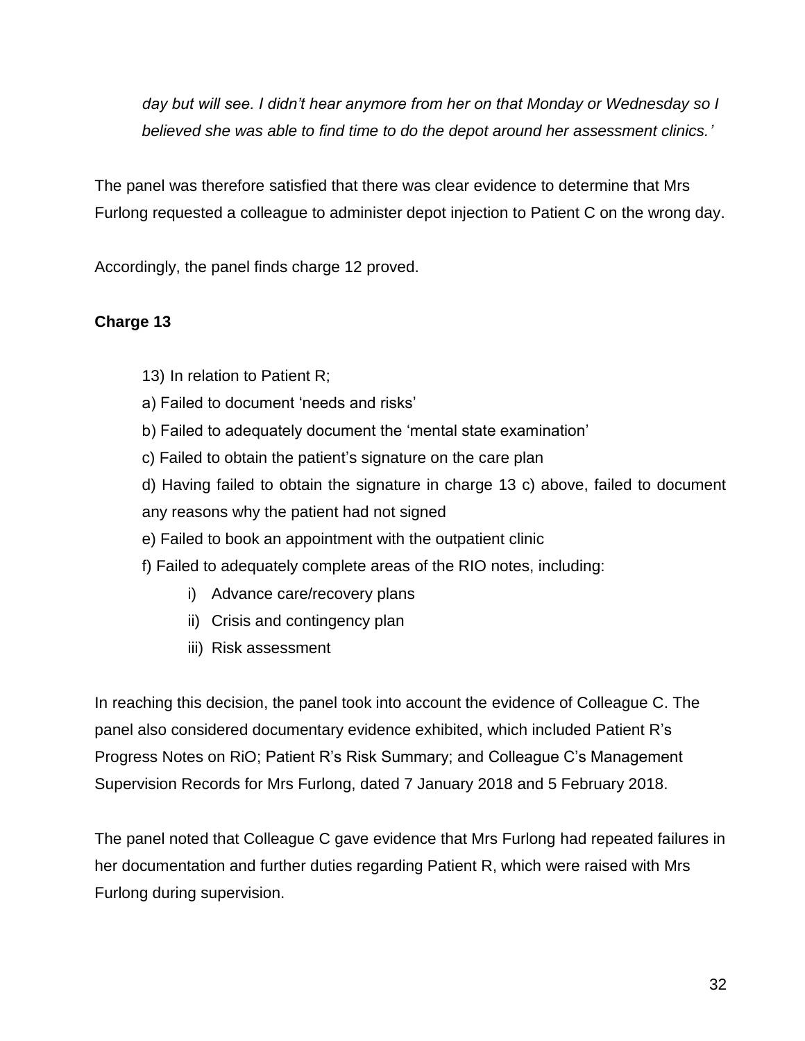*day but will see. I didn't hear anymore from her on that Monday or Wednesday so I believed she was able to find time to do the depot around her assessment clinics.'*

The panel was therefore satisfied that there was clear evidence to determine that Mrs Furlong requested a colleague to administer depot injection to Patient C on the wrong day.

Accordingly, the panel finds charge 12 proved.

**Charge 13**

13) In relation to Patient R;

a) Failed to document 'needs and risks'

b) Failed to adequately document the 'mental state examination'

c) Failed to obtain the patient's signature on the care plan

d) Having failed to obtain the signature in charge 13 c) above, failed to document any reasons why the patient had not signed

e) Failed to book an appointment with the outpatient clinic

f) Failed to adequately complete areas of the RIO notes, including:

i) Advance care/recovery plans

ii) Crisis and contingency plan

iii) Risk assessment

In reaching this decision, the panel took into account the evidence of Colleague C. The panel also considered documentary evidence exhibited, which included Patient R's Progress Notes on RiO; Patient R's Risk Summary; and Colleague C's Management Supervision Records for Mrs Furlong, dated 7 January 2018 and 5 February 2018.

The panel noted that Colleague C gave evidence that Mrs Furlong had repeated failures in her documentation and further duties regarding Patient R, which were raised with Mrs Furlong during supervision.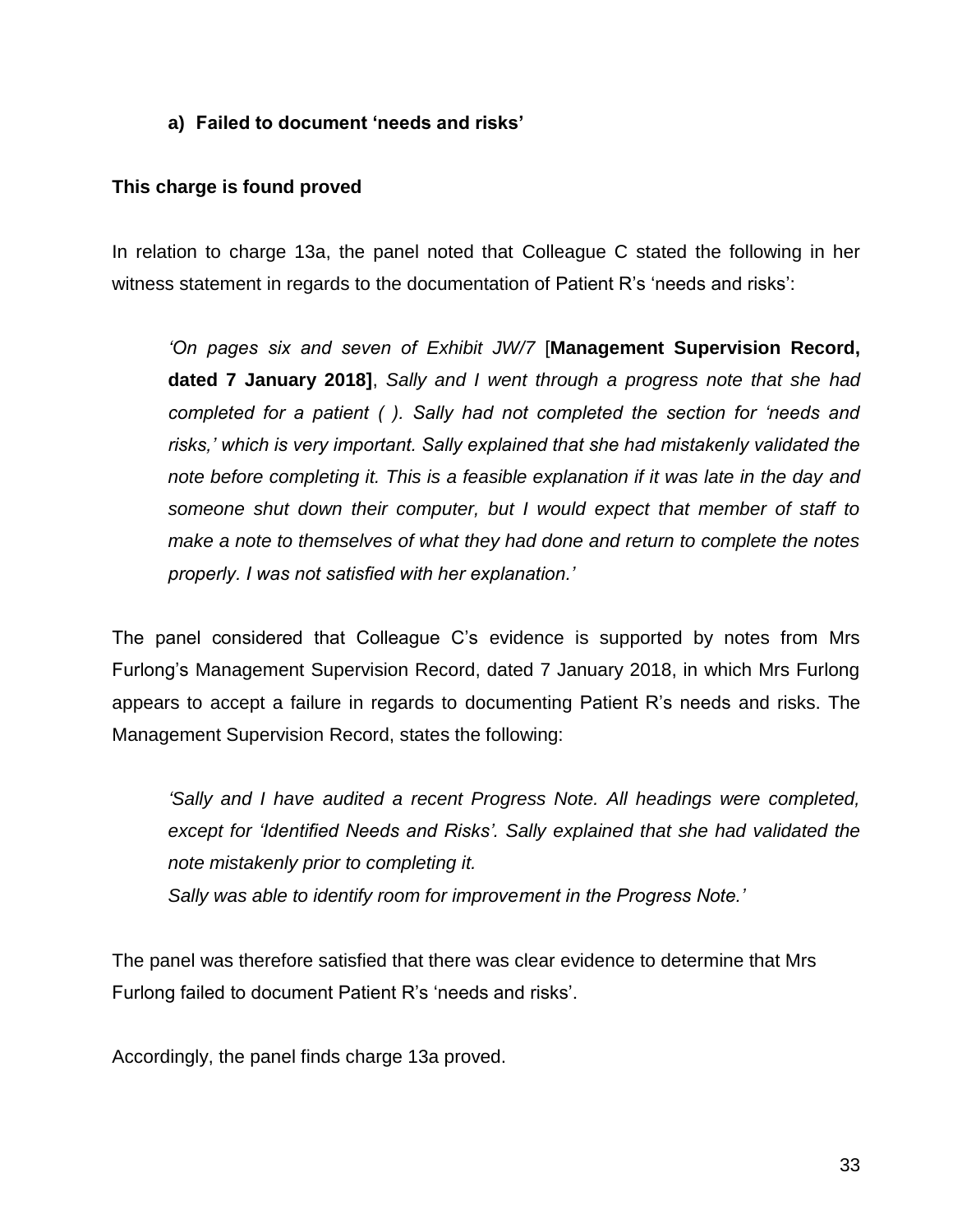**a) Failed to document 'needs and risks'**

**This charge is found proved**

In relation to charge 13a, the panel noted that Colleague C stated the following in her witness statement in regards to the documentation of Patient R's 'needs and risks':

> *'On pages six and seven of Exhibit JW/7* [**Management Supervision Record, dated 7 January 2018]**, *Sally and I went through a progress note that she had completed for a patient ( ). Sally had not completed the section for 'needs and risks,' which is very important. Sally explained that she had mistakenly validated the note before completing it. This is a feasible explanation if it was late in the day and someone shut down their computer, but I would expect that member of staff to make a note to themselves of what they had done and return to complete the notes properly. I was not satisfied with her explanation.'*

The panel considered that Colleague C's evidence is supported by notes from Mrs Furlong's Management Supervision Record, dated 7 January 2018, in which Mrs Furlong appears to accept a failure in regards to documenting Patient R's needs and risks. The Management Supervision Record, states the following:

> *'Sally and I have audited a recent Progress Note. All headings were completed, except for 'Identified Needs and Risks'. Sally explained that she had validated the note mistakenly prior to completing it.*
> *Sally was able to identify room for improvement in the Progress Note.'*

The panel was therefore satisfied that there was clear evidence to determine that Mrs Furlong failed to document Patient R's 'needs and risks'.

Accordingly, the panel finds charge 13a proved.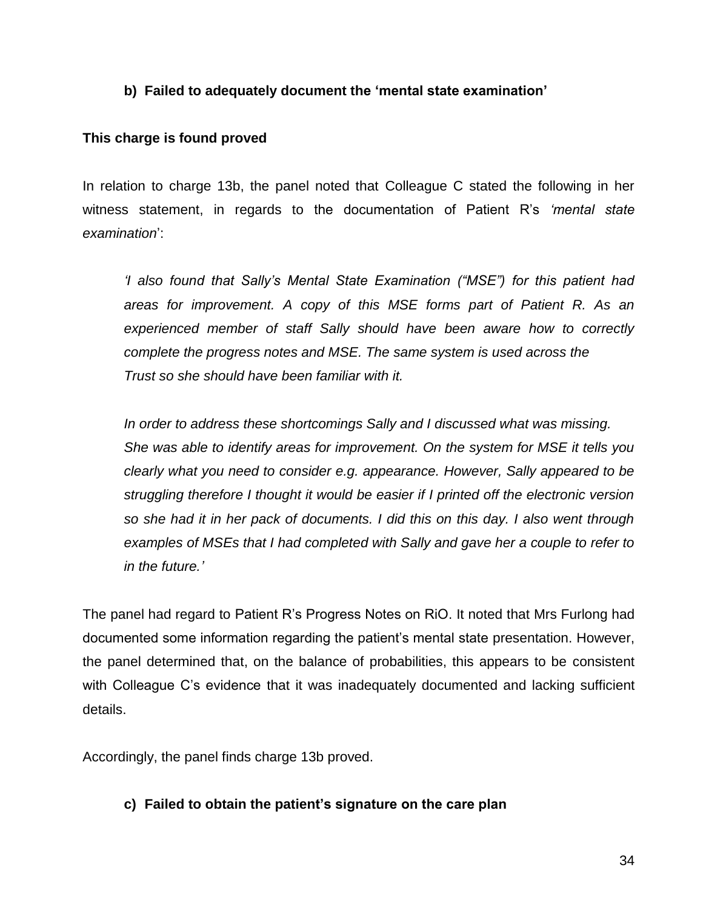**b) Failed to adequately document the 'mental state examination'**

**This charge is found proved**

In relation to charge 13b, the panel noted that Colleague C stated the following in her witness statement, in regards to the documentation of Patient R's *'mental state examination*':

> *'I also found that Sally's Mental State Examination ("MSE") for this patient had areas for improvement. A copy of this MSE forms part of Patient R. As an experienced member of staff Sally should have been aware how to correctly complete the progress notes and MSE. The same system is used across the Trust so she should have been familiar with it.*
>
> *In order to address these shortcomings Sally and I discussed what was missing. She was able to identify areas for improvement. On the system for MSE it tells you clearly what you need to consider e.g. appearance. However, Sally appeared to be struggling therefore I thought it would be easier if I printed off the electronic version so she had it in her pack of documents. I did this on this day. I also went through examples of MSEs that I had completed with Sally and gave her a couple to refer to in the future.'*

The panel had regard to Patient R's Progress Notes on RiO. It noted that Mrs Furlong had documented some information regarding the patient's mental state presentation. However, the panel determined that, on the balance of probabilities, this appears to be consistent with Colleague C's evidence that it was inadequately documented and lacking sufficient details.

Accordingly, the panel finds charge 13b proved.

**c) Failed to obtain the patient's signature on the care plan**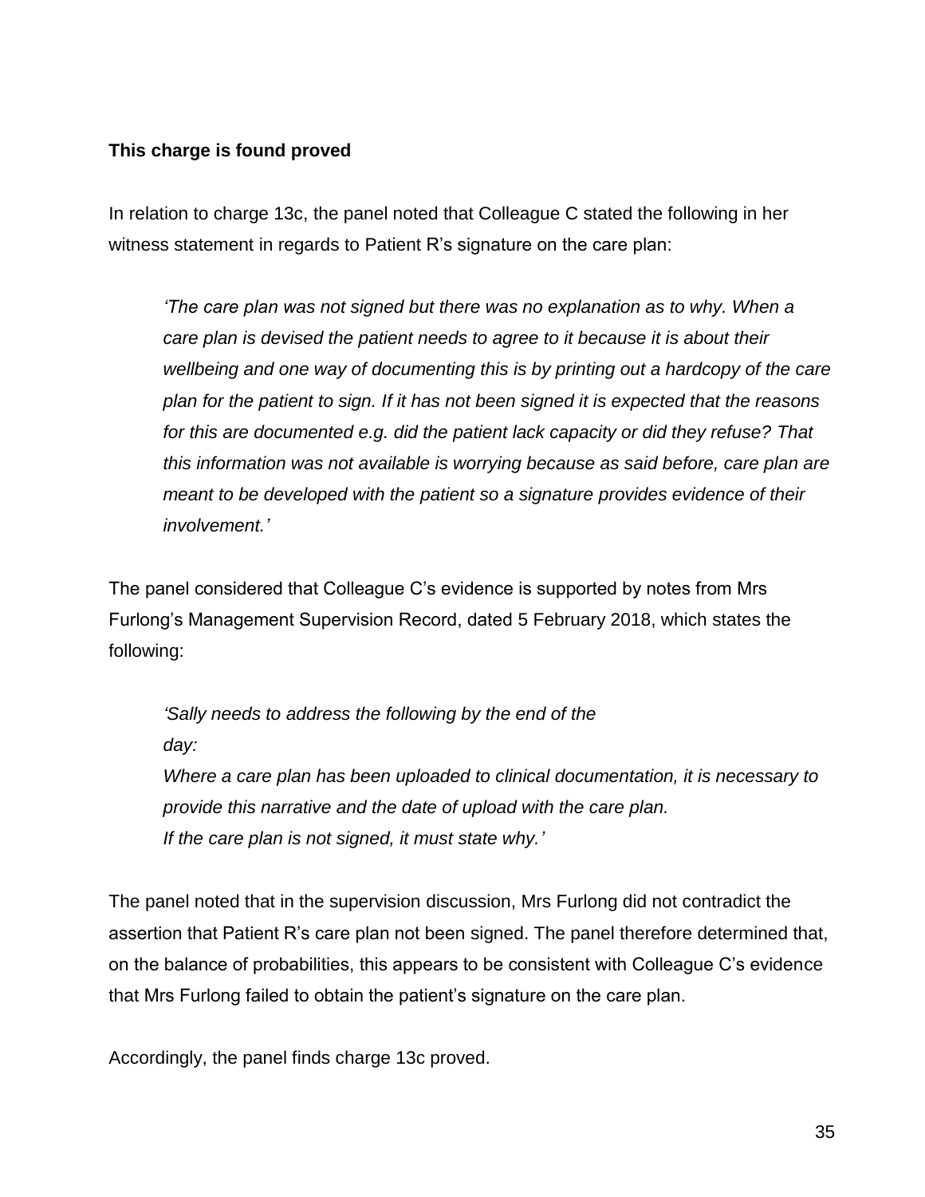**This charge is found proved**

In relation to charge 13c, the panel noted that Colleague C stated the following in her witness statement in regards to Patient R's signature on the care plan:

> *'The care plan was not signed but there was no explanation as to why. When a care plan is devised the patient needs to agree to it because it is about their wellbeing and one way of documenting this is by printing out a hardcopy of the care plan for the patient to sign. If it has not been signed it is expected that the reasons for this are documented e.g. did the patient lack capacity or did they refuse? That this information was not available is worrying because as said before, care plan are meant to be developed with the patient so a signature provides evidence of their involvement.'*

The panel considered that Colleague C's evidence is supported by notes from Mrs Furlong's Management Supervision Record, dated 5 February 2018, which states the following:

> *'Sally needs to address the following by the end of the day:*
> *Where a care plan has been uploaded to clinical documentation, it is necessary to provide this narrative and the date of upload with the care plan.*
> *If the care plan is not signed, it must state why.'*

The panel noted that in the supervision discussion, Mrs Furlong did not contradict the assertion that Patient R's care plan not been signed. The panel therefore determined that, on the balance of probabilities, this appears to be consistent with Colleague C's evidence that Mrs Furlong failed to obtain the patient's signature on the care plan.

Accordingly, the panel finds charge 13c proved.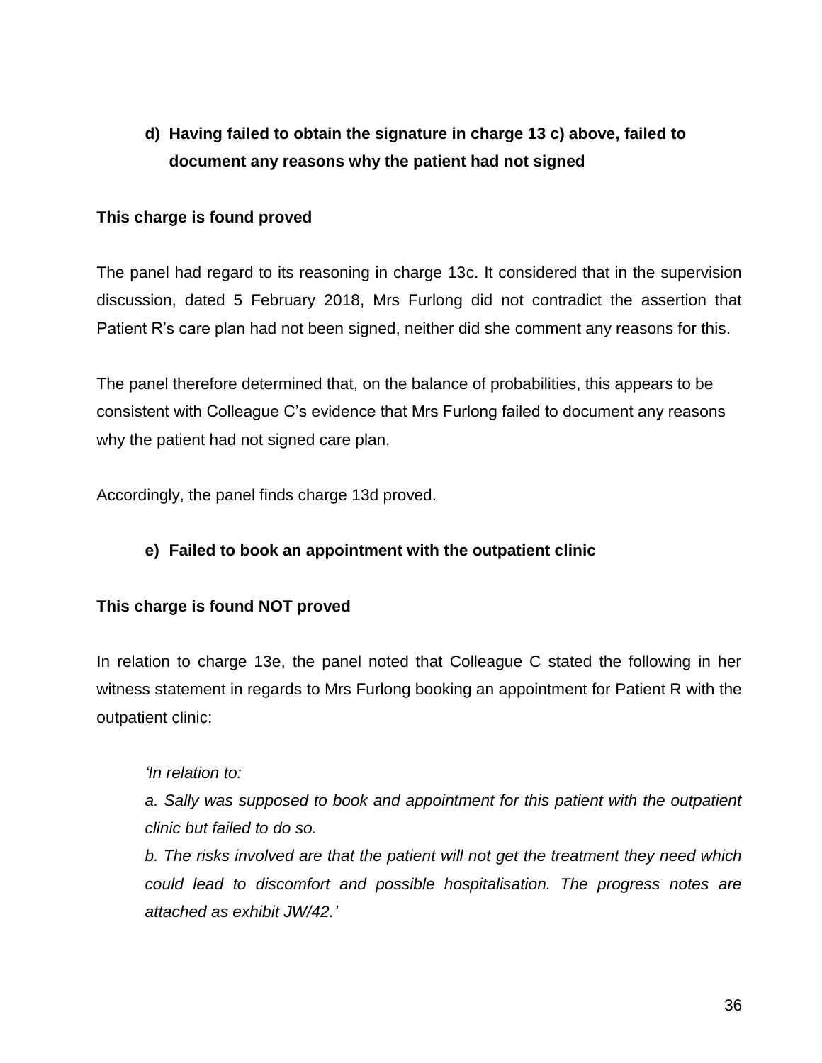**d) Having failed to obtain the signature in charge 13 c) above, failed to document any reasons why the patient had not signed**

**This charge is found proved**

The panel had regard to its reasoning in charge 13c. It considered that in the supervision discussion, dated 5 February 2018, Mrs Furlong did not contradict the assertion that Patient R's care plan had not been signed, neither did she comment any reasons for this.

The panel therefore determined that, on the balance of probabilities, this appears to be consistent with Colleague C's evidence that Mrs Furlong failed to document any reasons why the patient had not signed care plan.

Accordingly, the panel finds charge 13d proved.

**e) Failed to book an appointment with the outpatient clinic**

**This charge is found NOT proved**

In relation to charge 13e, the panel noted that Colleague C stated the following in her witness statement in regards to Mrs Furlong booking an appointment for Patient R with the outpatient clinic:

> *'In relation to:*
>
> *a. Sally was supposed to book and appointment for this patient with the outpatient clinic but failed to do so.*
>
> *b. The risks involved are that the patient will not get the treatment they need which could lead to discomfort and possible hospitalisation. The progress notes are attached as exhibit JW/42.'*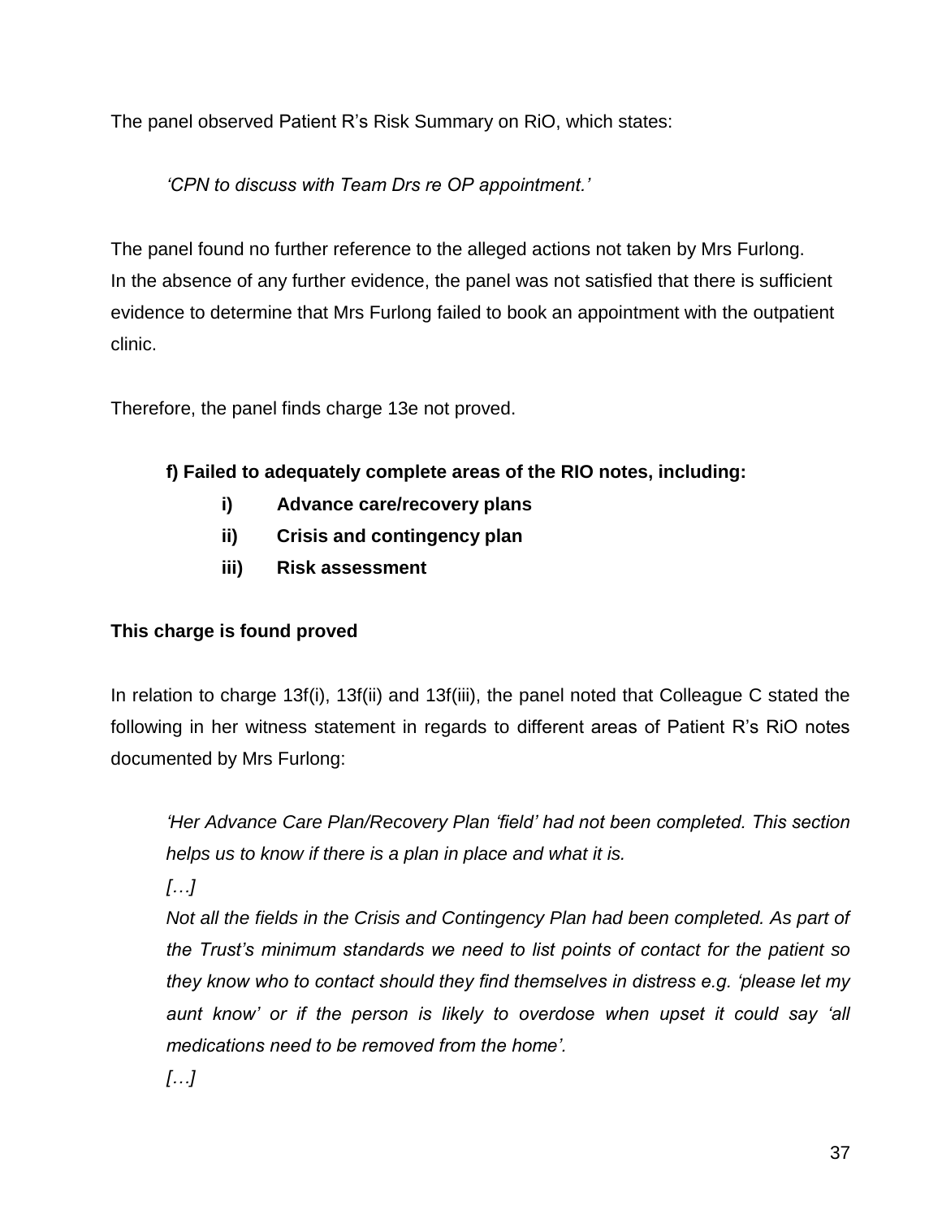The panel observed Patient R's Risk Summary on RiO, which states:

> *'CPN to discuss with Team Drs re OP appointment.'*

The panel found no further reference to the alleged actions not taken by Mrs Furlong. In the absence of any further evidence, the panel was not satisfied that there is sufficient evidence to determine that Mrs Furlong failed to book an appointment with the outpatient clinic.

Therefore, the panel finds charge 13e not proved.

**f) Failed to adequately complete areas of the RIO notes, including:**

- **i) Advance care/recovery plans**
- **ii) Crisis and contingency plan**
- **iii) Risk assessment**

**This charge is found proved**

In relation to charge 13f(i), 13f(ii) and 13f(iii), the panel noted that Colleague C stated the following in her witness statement in regards to different areas of Patient R's RiO notes documented by Mrs Furlong:

> *'Her Advance Care Plan/Recovery Plan 'field' had not been completed. This section helps us to know if there is a plan in place and what it is.*
>
> *[…]*
>
> *Not all the fields in the Crisis and Contingency Plan had been completed. As part of the Trust's minimum standards we need to list points of contact for the patient so they know who to contact should they find themselves in distress e.g. 'please let my aunt know' or if the person is likely to overdose when upset it could say 'all medications need to be removed from the home'.*
>
> *[…]*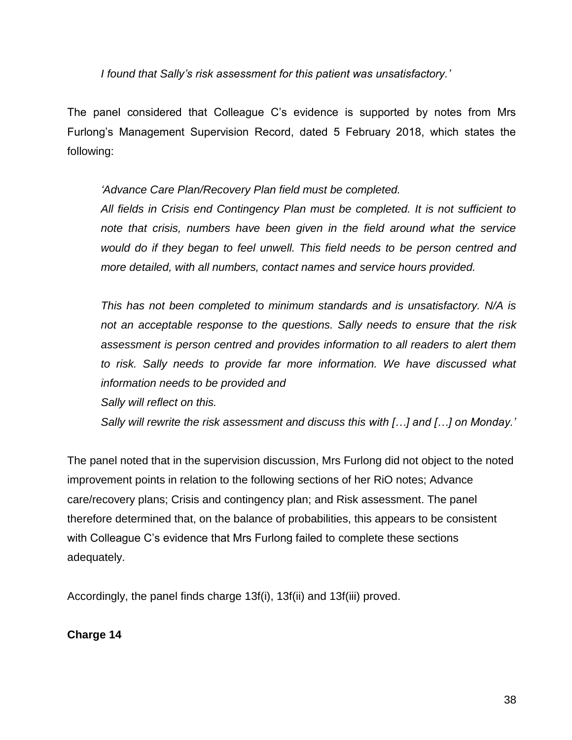> *I found that Sally's risk assessment for this patient was unsatisfactory.'*

The panel considered that Colleague C's evidence is supported by notes from Mrs Furlong's Management Supervision Record, dated 5 February 2018, which states the following:

> *'Advance Care Plan/Recovery Plan field must be completed.*
> *All fields in Crisis end Contingency Plan must be completed. It is not sufficient to note that crisis, numbers have been given in the field around what the service would do if they began to feel unwell. This field needs to be person centred and more detailed, with all numbers, contact names and service hours provided.*
>
> *This has not been completed to minimum standards and is unsatisfactory. N/A is not an acceptable response to the questions. Sally needs to ensure that the risk assessment is person centred and provides information to all readers to alert them to risk. Sally needs to provide far more information. We have discussed what information needs to be provided and*
> *Sally will reflect on this.*
> *Sally will rewrite the risk assessment and discuss this with […] and […] on Monday.'*

The panel noted that in the supervision discussion, Mrs Furlong did not object to the noted improvement points in relation to the following sections of her RiO notes; Advance care/recovery plans; Crisis and contingency plan; and Risk assessment. The panel therefore determined that, on the balance of probabilities, this appears to be consistent with Colleague C's evidence that Mrs Furlong failed to complete these sections adequately.

Accordingly, the panel finds charge 13f(i), 13f(ii) and 13f(iii) proved.

**Charge 14**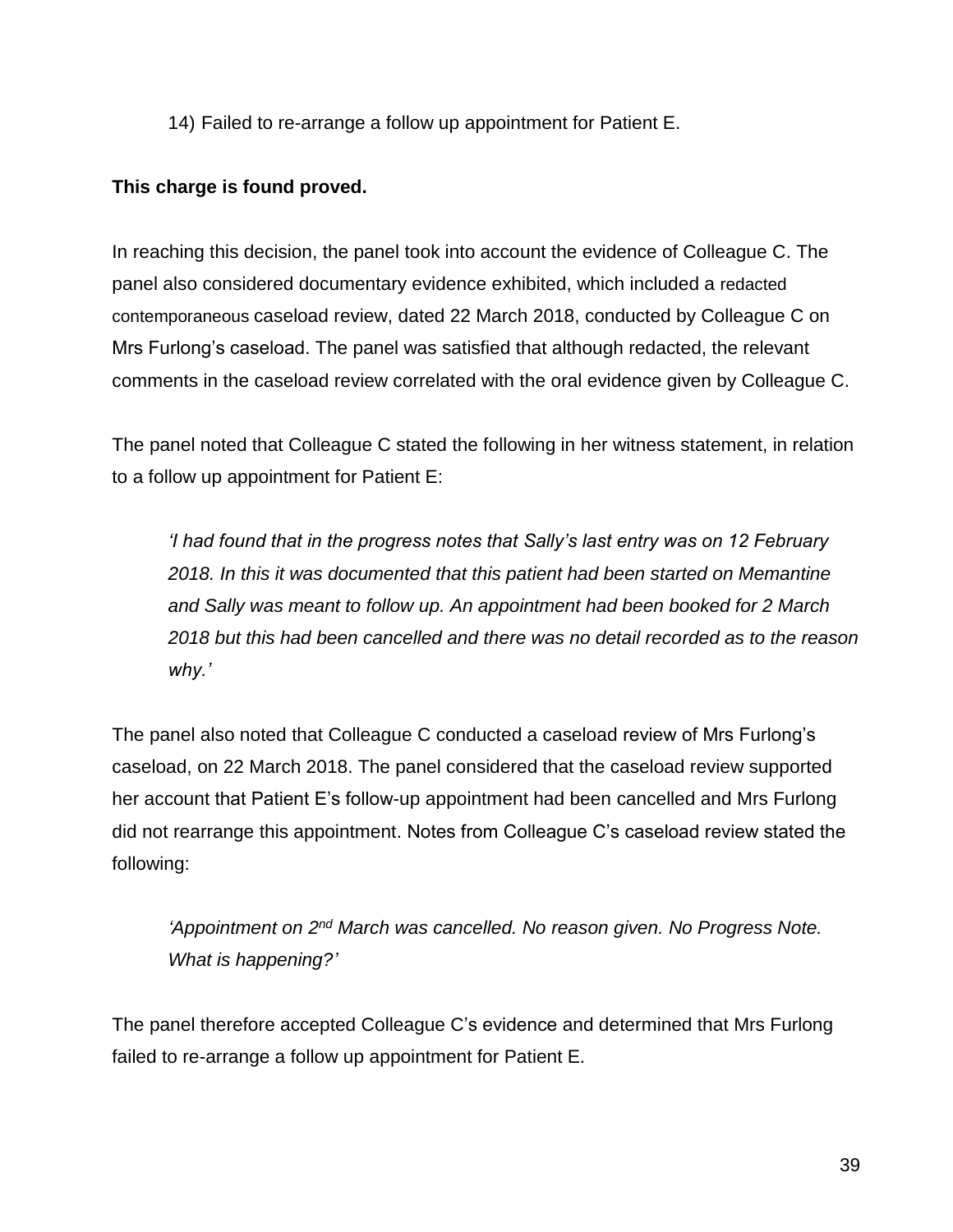14) Failed to re-arrange a follow up appointment for Patient E.

**This charge is found proved.**

In reaching this decision, the panel took into account the evidence of Colleague C. The panel also considered documentary evidence exhibited, which included a redacted contemporaneous caseload review, dated 22 March 2018, conducted by Colleague C on Mrs Furlong's caseload. The panel was satisfied that although redacted, the relevant comments in the caseload review correlated with the oral evidence given by Colleague C.

The panel noted that Colleague C stated the following in her witness statement, in relation to a follow up appointment for Patient E:

> *'I had found that in the progress notes that Sally's last entry was on 12 February 2018. In this it was documented that this patient had been started on Memantine and Sally was meant to follow up. An appointment had been booked for 2 March 2018 but this had been cancelled and there was no detail recorded as to the reason why.'*

The panel also noted that Colleague C conducted a caseload review of Mrs Furlong's caseload, on 22 March 2018. The panel considered that the caseload review supported her account that Patient E's follow-up appointment had been cancelled and Mrs Furlong did not rearrange this appointment. Notes from Colleague C's caseload review stated the following:

> *'Appointment on 2nd March was cancelled. No reason given. No Progress Note. What is happening?'*

The panel therefore accepted Colleague C's evidence and determined that Mrs Furlong failed to re-arrange a follow up appointment for Patient E.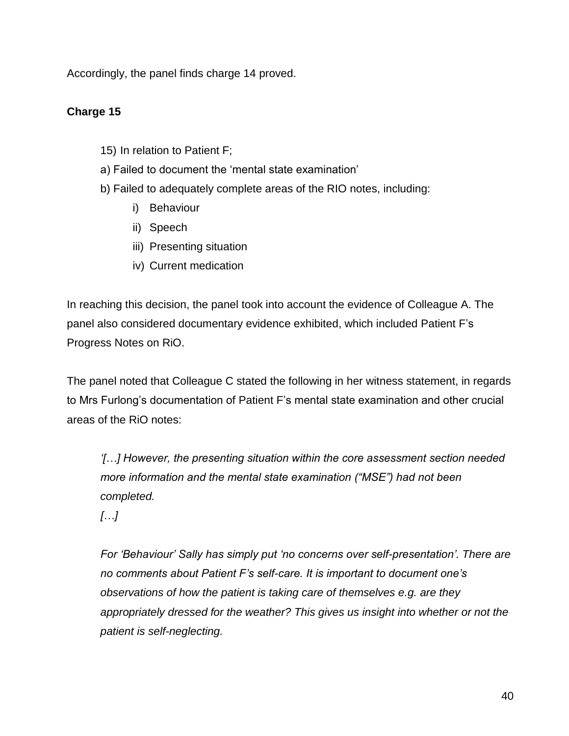Accordingly, the panel finds charge 14 proved.

**Charge 15**

15) In relation to Patient F;

a) Failed to document the 'mental state examination'

b) Failed to adequately complete areas of the RIO notes, including:

  i) Behaviour
  ii) Speech
  iii) Presenting situation
  iv) Current medication

In reaching this decision, the panel took into account the evidence of Colleague A. The panel also considered documentary evidence exhibited, which included Patient F's Progress Notes on RiO.

The panel noted that Colleague C stated the following in her witness statement, in regards to Mrs Furlong's documentation of Patient F's mental state examination and other crucial areas of the RiO notes:

> *'[…] However, the presenting situation within the core assessment section needed more information and the mental state examination ("MSE") had not been completed.*
>
> *[…]*
>
> *For 'Behaviour' Sally has simply put 'no concerns over self-presentation'. There are no comments about Patient F's self-care. It is important to document one's observations of how the patient is taking care of themselves e.g. are they appropriately dressed for the weather? This gives us insight into whether or not the patient is self-neglecting.*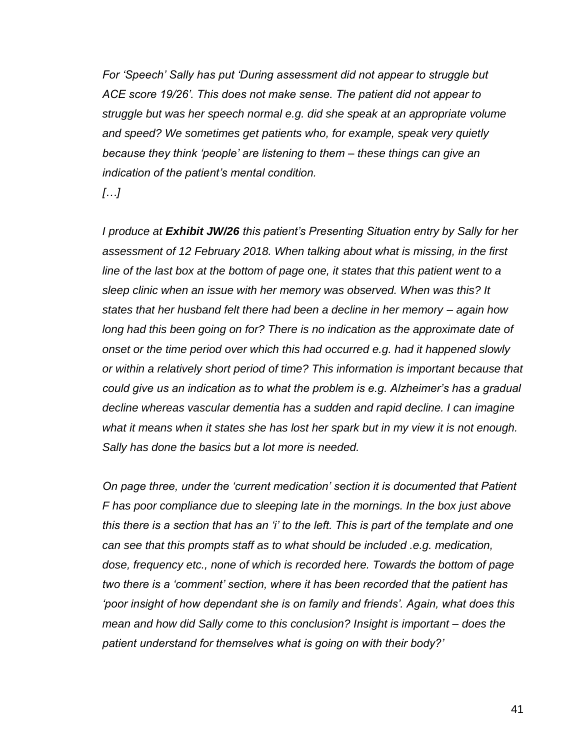*For 'Speech' Sally has put 'During assessment did not appear to struggle but ACE score 19/26'. This does not make sense. The patient did not appear to struggle but was her speech normal e.g. did she speak at an appropriate volume and speed? We sometimes get patients who, for example, speak very quietly because they think 'people' are listening to them – these things can give an indication of the patient's mental condition.*

*[…]*

*I produce at **Exhibit JW/26** this patient's Presenting Situation entry by Sally for her assessment of 12 February 2018. When talking about what is missing, in the first line of the last box at the bottom of page one, it states that this patient went to a sleep clinic when an issue with her memory was observed. When was this? It states that her husband felt there had been a decline in her memory – again how long had this been going on for? There is no indication as the approximate date of onset or the time period over which this had occurred e.g. had it happened slowly or within a relatively short period of time? This information is important because that could give us an indication as to what the problem is e.g. Alzheimer's has a gradual decline whereas vascular dementia has a sudden and rapid decline. I can imagine what it means when it states she has lost her spark but in my view it is not enough. Sally has done the basics but a lot more is needed.*

*On page three, under the 'current medication' section it is documented that Patient F has poor compliance due to sleeping late in the mornings. In the box just above this there is a section that has an 'i' to the left. This is part of the template and one can see that this prompts staff as to what should be included .e.g. medication, dose, frequency etc., none of which is recorded here. Towards the bottom of page two there is a 'comment' section, where it has been recorded that the patient has 'poor insight of how dependant she is on family and friends'. Again, what does this mean and how did Sally come to this conclusion? Insight is important – does the patient understand for themselves what is going on with their body?'*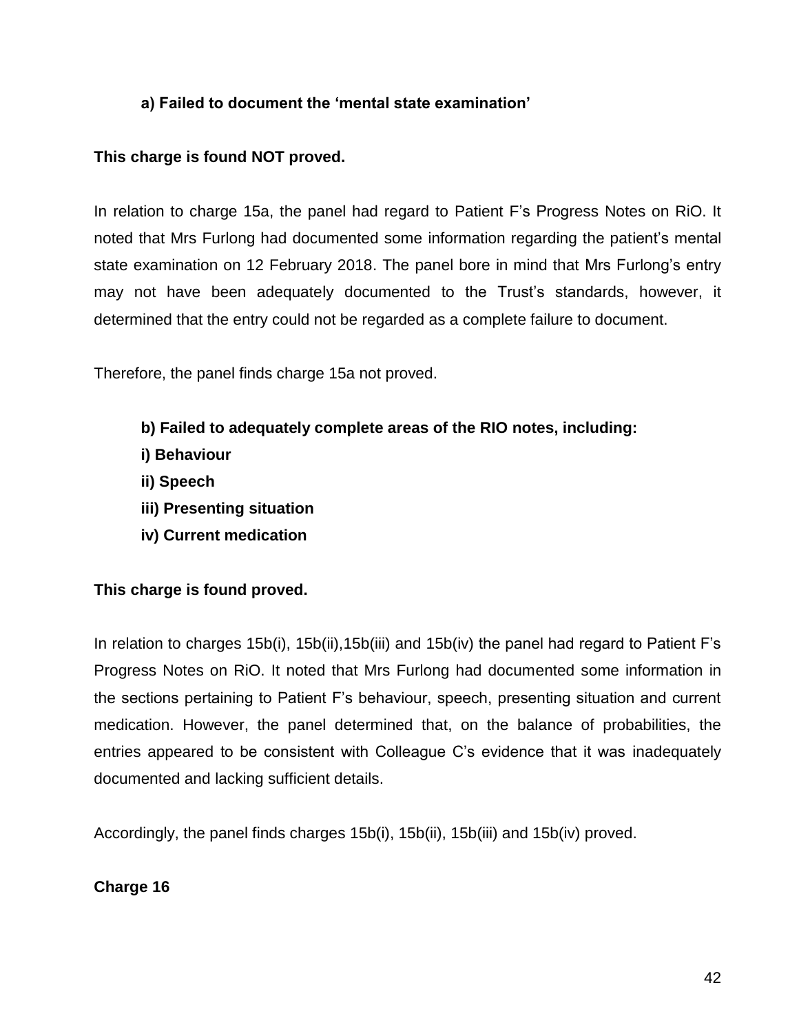**a) Failed to document the 'mental state examination'**

**This charge is found NOT proved.**

In relation to charge 15a, the panel had regard to Patient F's Progress Notes on RiO. It noted that Mrs Furlong had documented some information regarding the patient's mental state examination on 12 February 2018. The panel bore in mind that Mrs Furlong's entry may not have been adequately documented to the Trust's standards, however, it determined that the entry could not be regarded as a complete failure to document.

Therefore, the panel finds charge 15a not proved.

**b) Failed to adequately complete areas of the RIO notes, including:**
**i) Behaviour**
**ii) Speech**
**iii) Presenting situation**
**iv) Current medication**

**This charge is found proved.**

In relation to charges 15b(i), 15b(ii),15b(iii) and 15b(iv) the panel had regard to Patient F's Progress Notes on RiO. It noted that Mrs Furlong had documented some information in the sections pertaining to Patient F's behaviour, speech, presenting situation and current medication. However, the panel determined that, on the balance of probabilities, the entries appeared to be consistent with Colleague C's evidence that it was inadequately documented and lacking sufficient details.

Accordingly, the panel finds charges 15b(i), 15b(ii), 15b(iii) and 15b(iv) proved.

**Charge 16**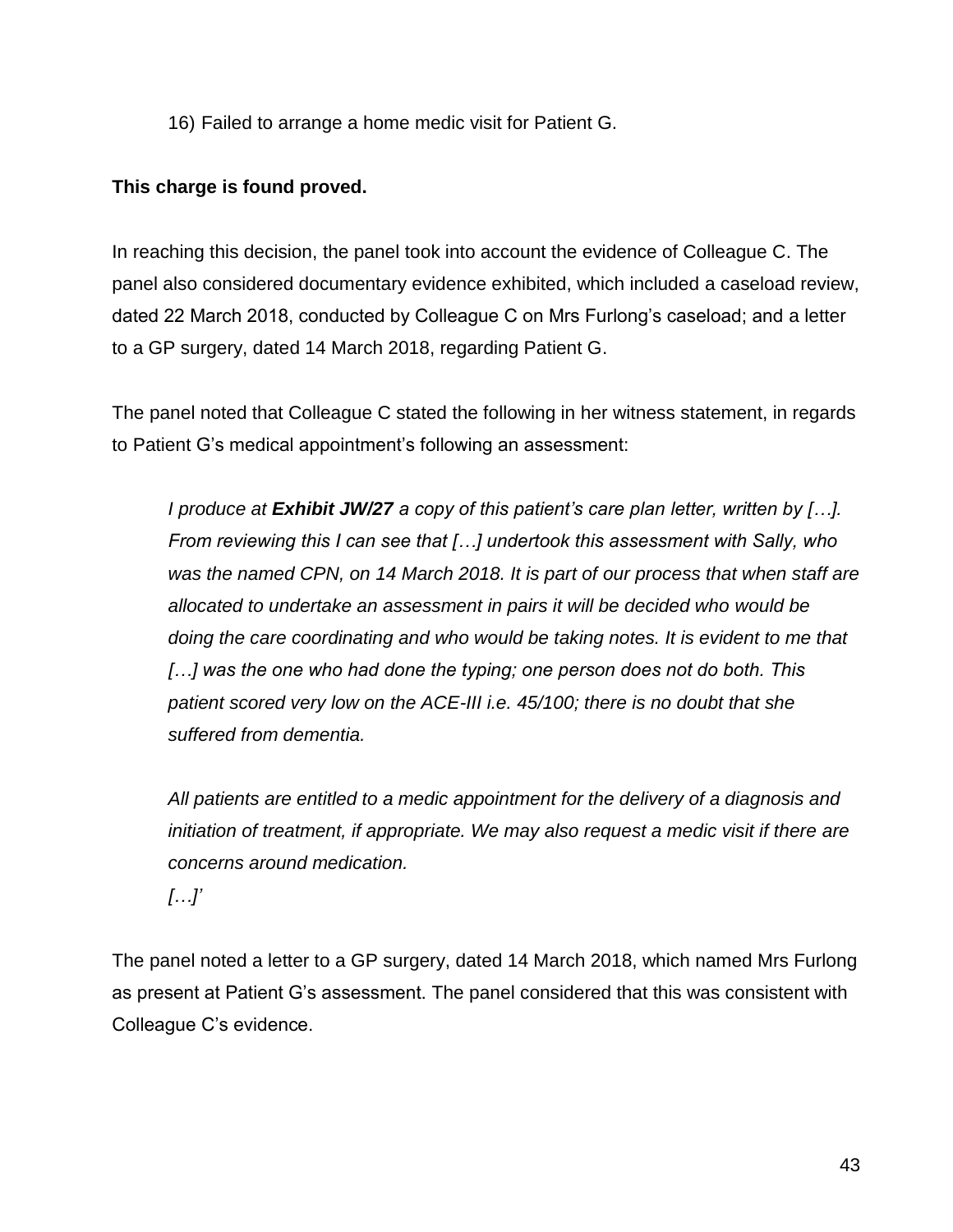16) Failed to arrange a home medic visit for Patient G.

**This charge is found proved.**

In reaching this decision, the panel took into account the evidence of Colleague C. The panel also considered documentary evidence exhibited, which included a caseload review, dated 22 March 2018, conducted by Colleague C on Mrs Furlong's caseload; and a letter to a GP surgery, dated 14 March 2018, regarding Patient G.

The panel noted that Colleague C stated the following in her witness statement, in regards to Patient G's medical appointment's following an assessment:

> *I produce at **Exhibit JW/27** a copy of this patient's care plan letter, written by […]. From reviewing this I can see that […] undertook this assessment with Sally, who was the named CPN, on 14 March 2018. It is part of our process that when staff are allocated to undertake an assessment in pairs it will be decided who would be doing the care coordinating and who would be taking notes. It is evident to me that […] was the one who had done the typing; one person does not do both. This patient scored very low on the ACE-III i.e. 45/100; there is no doubt that she suffered from dementia.*
>
> *All patients are entitled to a medic appointment for the delivery of a diagnosis and initiation of treatment, if appropriate. We may also request a medic visit if there are concerns around medication.*
> *[…]'*

The panel noted a letter to a GP surgery, dated 14 March 2018, which named Mrs Furlong as present at Patient G's assessment. The panel considered that this was consistent with Colleague C's evidence.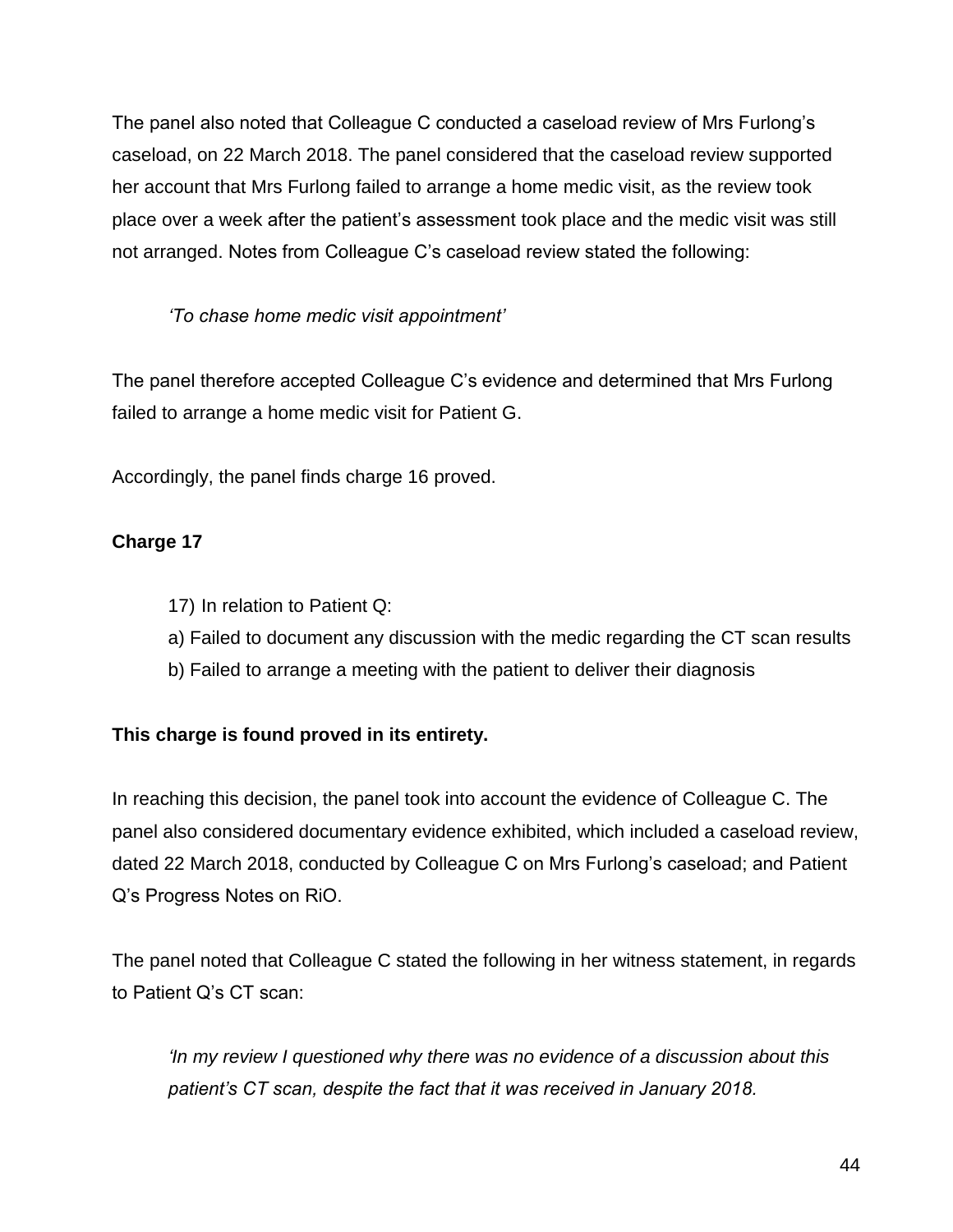The panel also noted that Colleague C conducted a caseload review of Mrs Furlong's caseload, on 22 March 2018. The panel considered that the caseload review supported her account that Mrs Furlong failed to arrange a home medic visit, as the review took place over a week after the patient's assessment took place and the medic visit was still not arranged. Notes from Colleague C's caseload review stated the following:

> *'To chase home medic visit appointment'*

The panel therefore accepted Colleague C's evidence and determined that Mrs Furlong failed to arrange a home medic visit for Patient G.

Accordingly, the panel finds charge 16 proved.

**Charge 17**

> 17) In relation to Patient Q:
> a) Failed to document any discussion with the medic regarding the CT scan results
> b) Failed to arrange a meeting with the patient to deliver their diagnosis

**This charge is found proved in its entirety.**

In reaching this decision, the panel took into account the evidence of Colleague C. The panel also considered documentary evidence exhibited, which included a caseload review, dated 22 March 2018, conducted by Colleague C on Mrs Furlong's caseload; and Patient Q's Progress Notes on RiO.

The panel noted that Colleague C stated the following in her witness statement, in regards to Patient Q's CT scan:

> *'In my review I questioned why there was no evidence of a discussion about this patient's CT scan, despite the fact that it was received in January 2018.*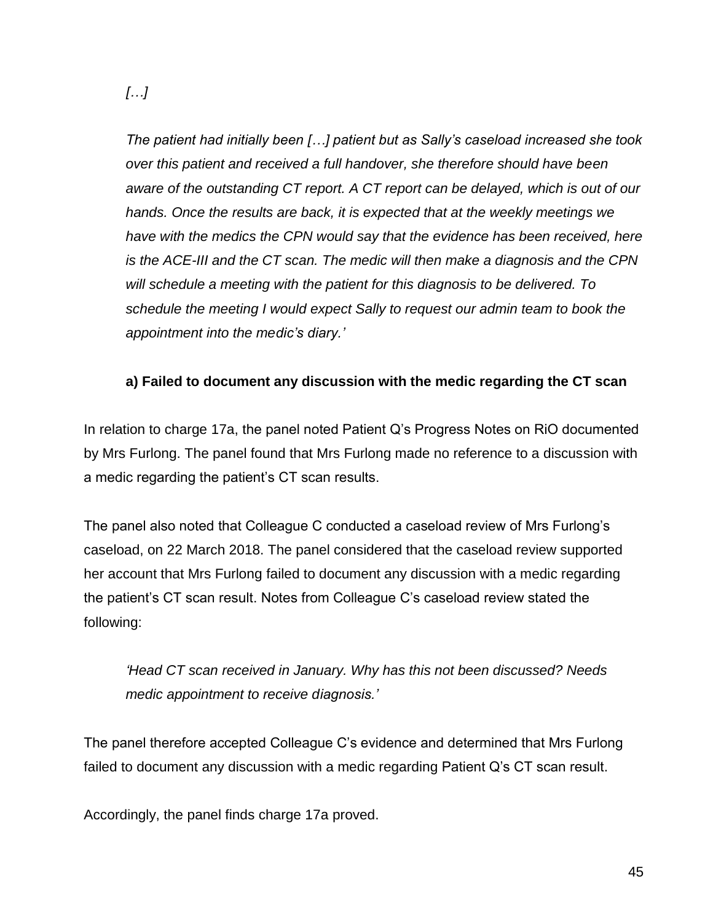*[…]*

*The patient had initially been […] patient but as Sally's caseload increased she took over this patient and received a full handover, she therefore should have been aware of the outstanding CT report. A CT report can be delayed, which is out of our hands. Once the results are back, it is expected that at the weekly meetings we have with the medics the CPN would say that the evidence has been received, here is the ACE-III and the CT scan. The medic will then make a diagnosis and the CPN will schedule a meeting with the patient for this diagnosis to be delivered. To schedule the meeting I would expect Sally to request our admin team to book the appointment into the medic's diary.'*

**a) Failed to document any discussion with the medic regarding the CT scan**

In relation to charge 17a, the panel noted Patient Q's Progress Notes on RiO documented by Mrs Furlong. The panel found that Mrs Furlong made no reference to a discussion with a medic regarding the patient's CT scan results.

The panel also noted that Colleague C conducted a caseload review of Mrs Furlong's caseload, on 22 March 2018. The panel considered that the caseload review supported her account that Mrs Furlong failed to document any discussion with a medic regarding the patient's CT scan result. Notes from Colleague C's caseload review stated the following:

*'Head CT scan received in January. Why has this not been discussed? Needs medic appointment to receive diagnosis.'*

The panel therefore accepted Colleague C's evidence and determined that Mrs Furlong failed to document any discussion with a medic regarding Patient Q's CT scan result.

Accordingly, the panel finds charge 17a proved.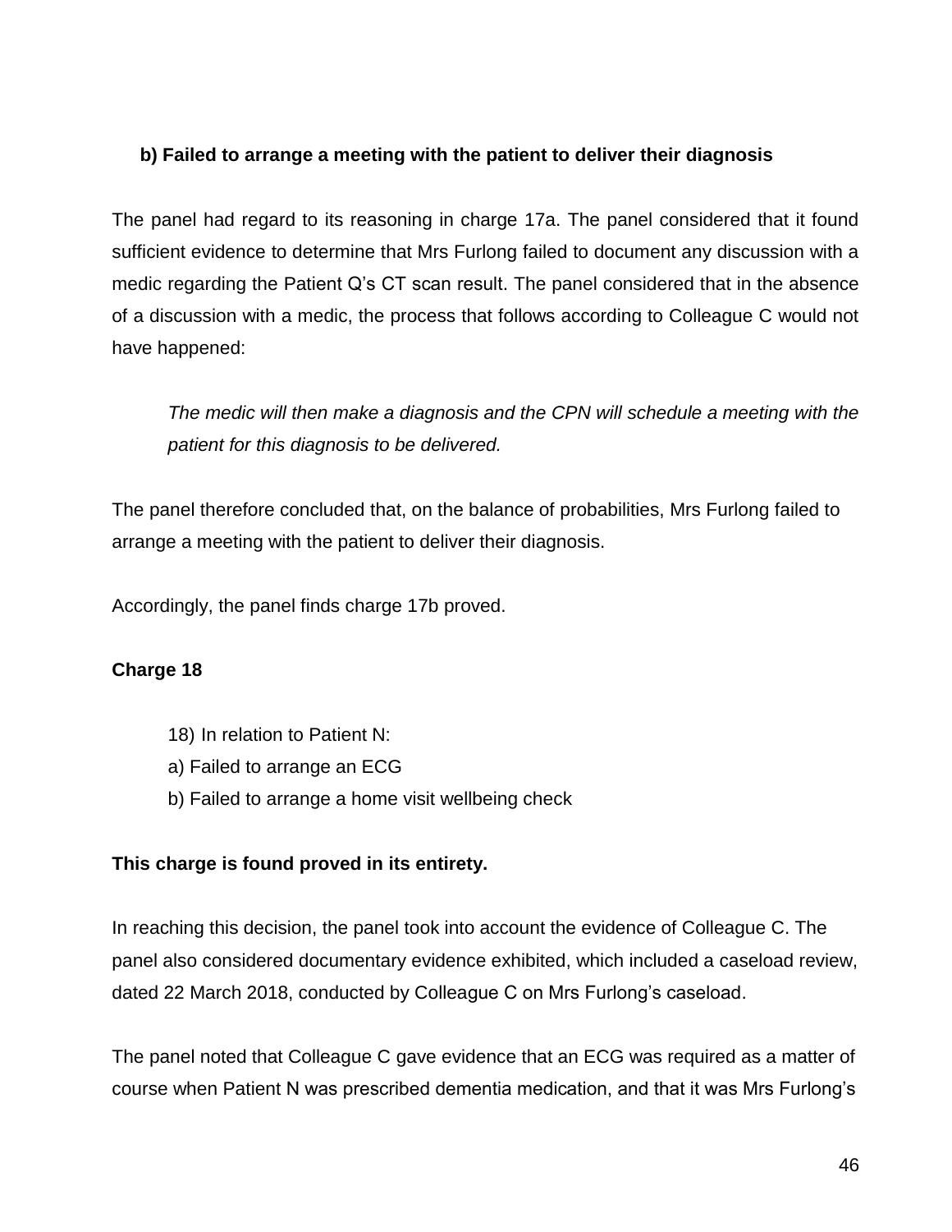**b) Failed to arrange a meeting with the patient to deliver their diagnosis**

The panel had regard to its reasoning in charge 17a. The panel considered that it found sufficient evidence to determine that Mrs Furlong failed to document any discussion with a medic regarding the Patient Q's CT scan result. The panel considered that in the absence of a discussion with a medic, the process that follows according to Colleague C would not have happened:

> *The medic will then make a diagnosis and the CPN will schedule a meeting with the patient for this diagnosis to be delivered.*

The panel therefore concluded that, on the balance of probabilities, Mrs Furlong failed to arrange a meeting with the patient to deliver their diagnosis.

Accordingly, the panel finds charge 17b proved.

**Charge 18**

> 18) In relation to Patient N:
> a) Failed to arrange an ECG
> b) Failed to arrange a home visit wellbeing check

**This charge is found proved in its entirety.**

In reaching this decision, the panel took into account the evidence of Colleague C. The panel also considered documentary evidence exhibited, which included a caseload review, dated 22 March 2018, conducted by Colleague C on Mrs Furlong's caseload.

The panel noted that Colleague C gave evidence that an ECG was required as a matter of course when Patient N was prescribed dementia medication, and that it was Mrs Furlong's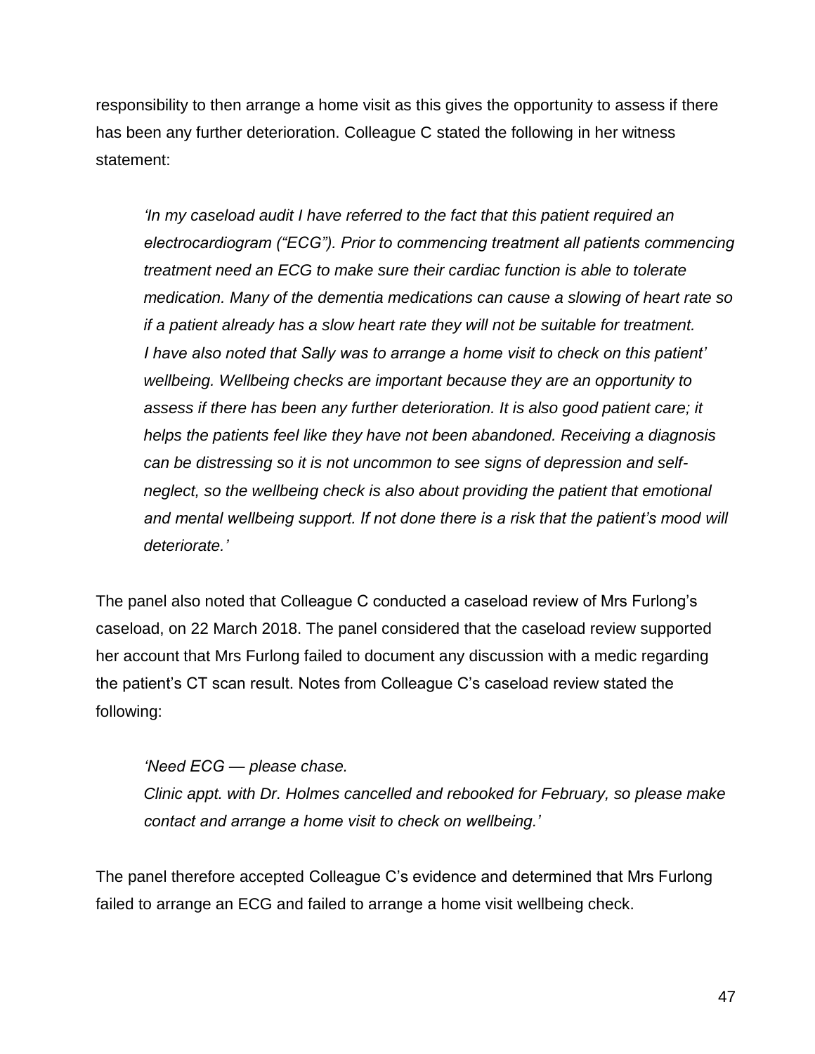responsibility to then arrange a home visit as this gives the opportunity to assess if there has been any further deterioration. Colleague C stated the following in her witness statement:

> *'In my caseload audit I have referred to the fact that this patient required an electrocardiogram ("ECG"). Prior to commencing treatment all patients commencing treatment need an ECG to make sure their cardiac function is able to tolerate medication. Many of the dementia medications can cause a slowing of heart rate so if a patient already has a slow heart rate they will not be suitable for treatment. I have also noted that Sally was to arrange a home visit to check on this patient' wellbeing. Wellbeing checks are important because they are an opportunity to assess if there has been any further deterioration. It is also good patient care; it helps the patients feel like they have not been abandoned. Receiving a diagnosis can be distressing so it is not uncommon to see signs of depression and self-neglect, so the wellbeing check is also about providing the patient that emotional and mental wellbeing support. If not done there is a risk that the patient's mood will deteriorate.'*

The panel also noted that Colleague C conducted a caseload review of Mrs Furlong's caseload, on 22 March 2018. The panel considered that the caseload review supported her account that Mrs Furlong failed to document any discussion with a medic regarding the patient's CT scan result. Notes from Colleague C's caseload review stated the following:

> *'Need ECG — please chase.*
> *Clinic appt. with Dr. Holmes cancelled and rebooked for February, so please make contact and arrange a home visit to check on wellbeing.'*

The panel therefore accepted Colleague C's evidence and determined that Mrs Furlong failed to arrange an ECG and failed to arrange a home visit wellbeing check.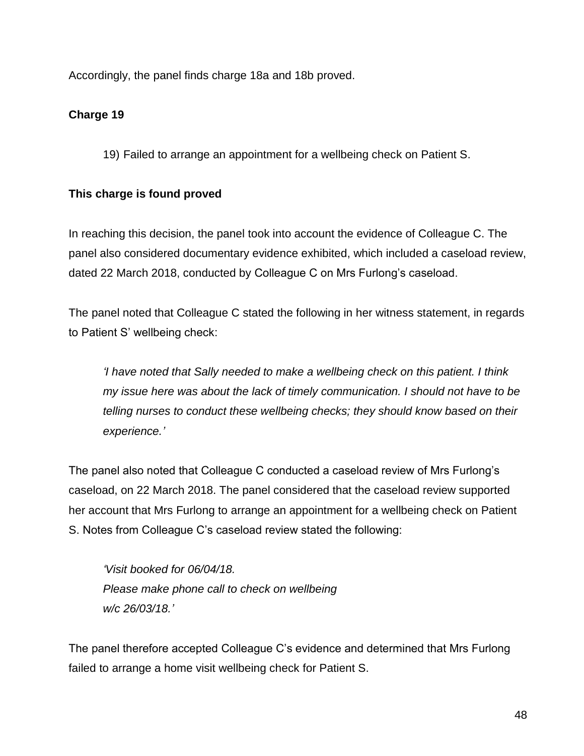Accordingly, the panel finds charge 18a and 18b proved.

**Charge 19**

> 19) Failed to arrange an appointment for a wellbeing check on Patient S.

**This charge is found proved**

In reaching this decision, the panel took into account the evidence of Colleague C. The panel also considered documentary evidence exhibited, which included a caseload review, dated 22 March 2018, conducted by Colleague C on Mrs Furlong's caseload.

The panel noted that Colleague C stated the following in her witness statement, in regards to Patient S' wellbeing check:

> *'I have noted that Sally needed to make a wellbeing check on this patient. I think my issue here was about the lack of timely communication. I should not have to be telling nurses to conduct these wellbeing checks; they should know based on their experience.'*

The panel also noted that Colleague C conducted a caseload review of Mrs Furlong's caseload, on 22 March 2018. The panel considered that the caseload review supported her account that Mrs Furlong to arrange an appointment for a wellbeing check on Patient S. Notes from Colleague C's caseload review stated the following:

> *'Visit booked for 06/04/18.*
> *Please make phone call to check on wellbeing*
> *w/c 26/03/18.'*

The panel therefore accepted Colleague C's evidence and determined that Mrs Furlong failed to arrange a home visit wellbeing check for Patient S.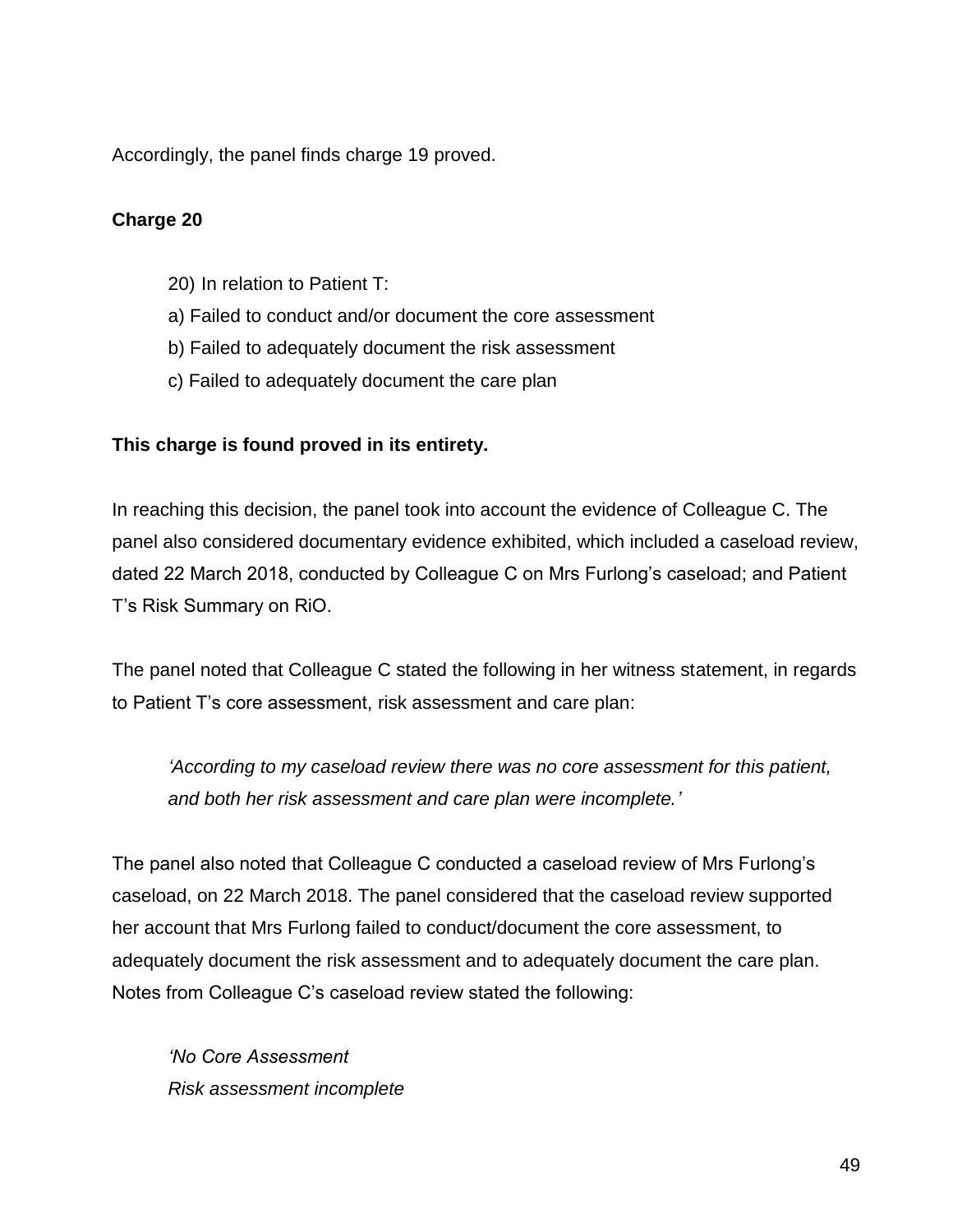Accordingly, the panel finds charge 19 proved.

**Charge 20**

> 20) In relation to Patient T:
> a) Failed to conduct and/or document the core assessment
> b) Failed to adequately document the risk assessment
> c) Failed to adequately document the care plan

**This charge is found proved in its entirety.**

In reaching this decision, the panel took into account the evidence of Colleague C. The panel also considered documentary evidence exhibited, which included a caseload review, dated 22 March 2018, conducted by Colleague C on Mrs Furlong's caseload; and Patient T's Risk Summary on RiO.

The panel noted that Colleague C stated the following in her witness statement, in regards to Patient T's core assessment, risk assessment and care plan:

> *'According to my caseload review there was no core assessment for this patient, and both her risk assessment and care plan were incomplete.'*

The panel also noted that Colleague C conducted a caseload review of Mrs Furlong's caseload, on 22 March 2018. The panel considered that the caseload review supported her account that Mrs Furlong failed to conduct/document the core assessment, to adequately document the risk assessment and to adequately document the care plan. Notes from Colleague C's caseload review stated the following:

> *'No Core Assessment*
> *Risk assessment incomplete*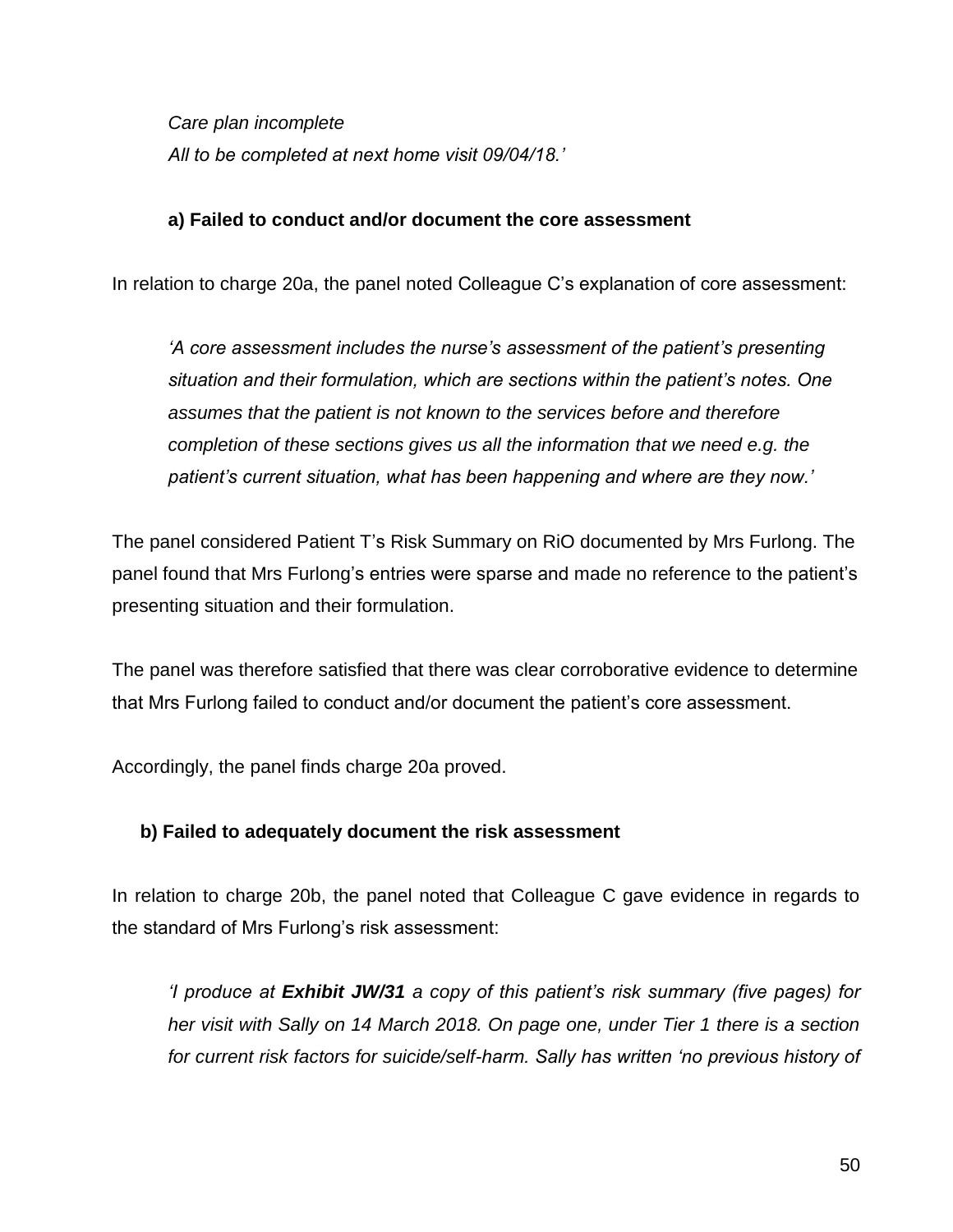*Care plan incomplete*
*All to be completed at next home visit 09/04/18.'*

**a) Failed to conduct and/or document the core assessment**

In relation to charge 20a, the panel noted Colleague C's explanation of core assessment:

*'A core assessment includes the nurse's assessment of the patient's presenting situation and their formulation, which are sections within the patient's notes. One assumes that the patient is not known to the services before and therefore completion of these sections gives us all the information that we need e.g. the patient's current situation, what has been happening and where are they now.'*

The panel considered Patient T's Risk Summary on RiO documented by Mrs Furlong. The panel found that Mrs Furlong's entries were sparse and made no reference to the patient's presenting situation and their formulation.

The panel was therefore satisfied that there was clear corroborative evidence to determine that Mrs Furlong failed to conduct and/or document the patient's core assessment.

Accordingly, the panel finds charge 20a proved.

**b) Failed to adequately document the risk assessment**

In relation to charge 20b, the panel noted that Colleague C gave evidence in regards to the standard of Mrs Furlong's risk assessment:

*'I produce at **Exhibit JW/31** a copy of this patient's risk summary (five pages) for her visit with Sally on 14 March 2018. On page one, under Tier 1 there is a section for current risk factors for suicide/self-harm. Sally has written 'no previous history of*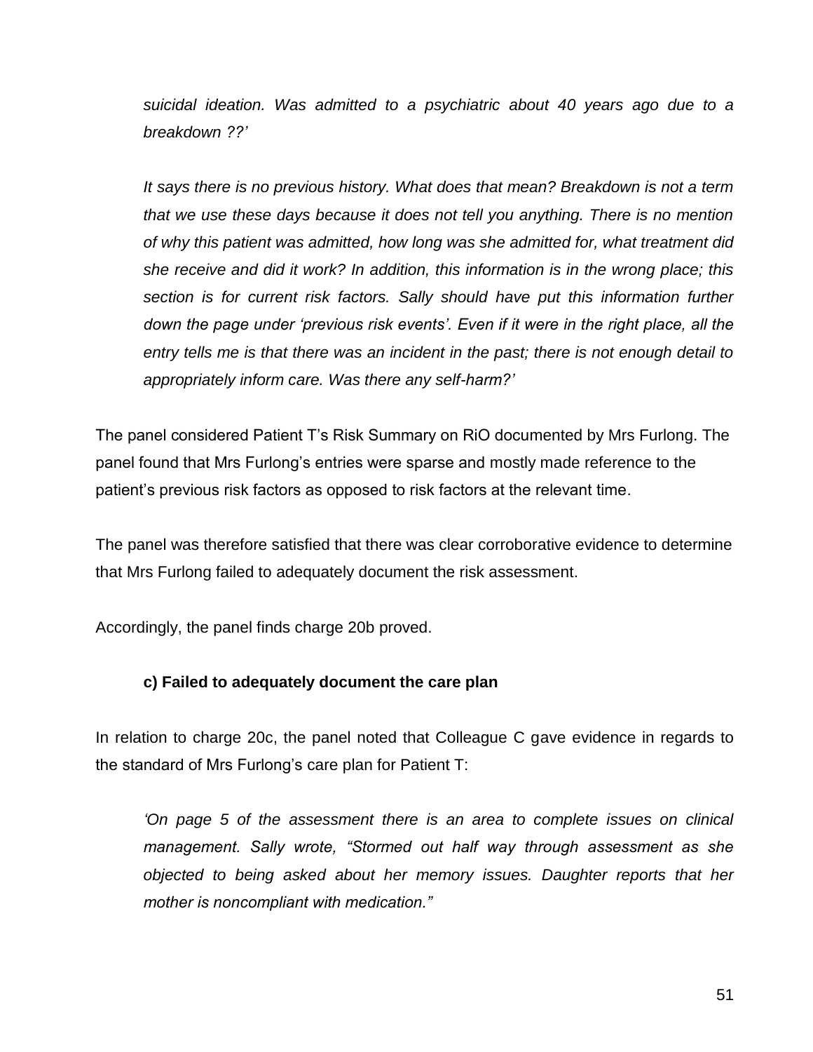*suicidal ideation. Was admitted to a psychiatric about 40 years ago due to a breakdown ??'*

*It says there is no previous history. What does that mean? Breakdown is not a term that we use these days because it does not tell you anything. There is no mention of why this patient was admitted, how long was she admitted for, what treatment did she receive and did it work? In addition, this information is in the wrong place; this section is for current risk factors. Sally should have put this information further down the page under 'previous risk events'. Even if it were in the right place, all the entry tells me is that there was an incident in the past; there is not enough detail to appropriately inform care. Was there any self-harm?'*

The panel considered Patient T's Risk Summary on RiO documented by Mrs Furlong. The panel found that Mrs Furlong's entries were sparse and mostly made reference to the patient's previous risk factors as opposed to risk factors at the relevant time.

The panel was therefore satisfied that there was clear corroborative evidence to determine that Mrs Furlong failed to adequately document the risk assessment.

Accordingly, the panel finds charge 20b proved.

**c) Failed to adequately document the care plan**

In relation to charge 20c, the panel noted that Colleague C gave evidence in regards to the standard of Mrs Furlong's care plan for Patient T:

*'On page 5 of the assessment there is an area to complete issues on clinical management. Sally wrote, "Stormed out half way through assessment as she objected to being asked about her memory issues. Daughter reports that her mother is noncompliant with medication."*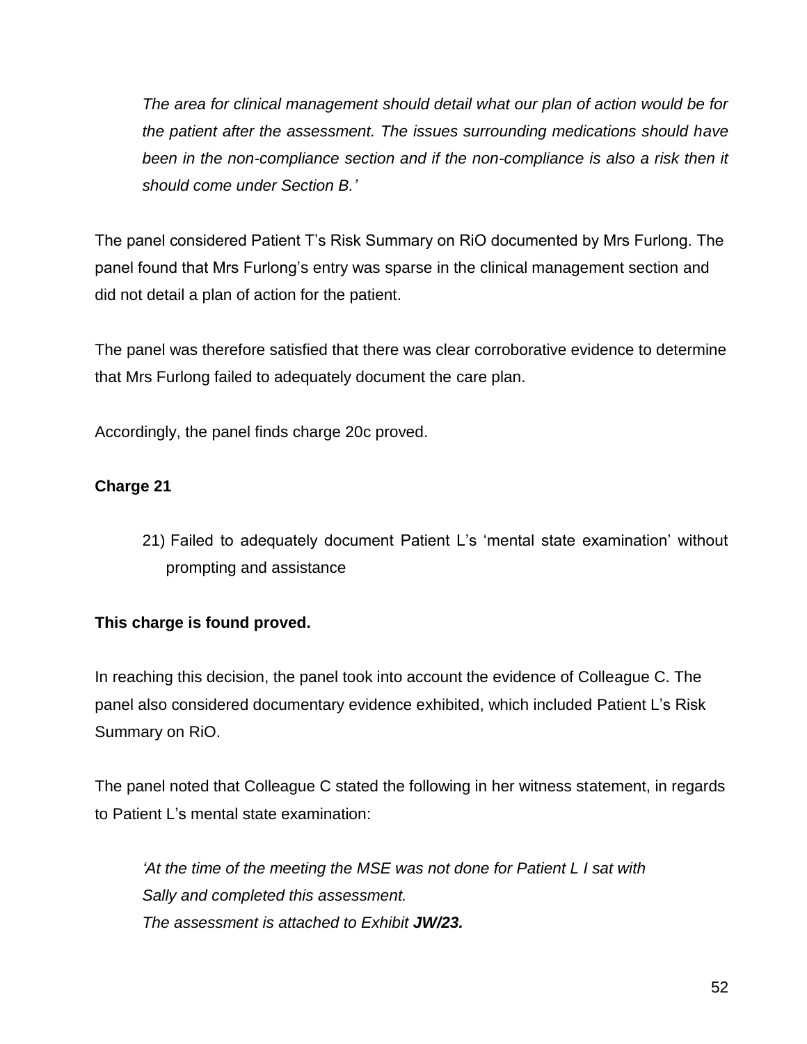> *The area for clinical management should detail what our plan of action would be for the patient after the assessment. The issues surrounding medications should have been in the non-compliance section and if the non-compliance is also a risk then it should come under Section B.'*

The panel considered Patient T's Risk Summary on RiO documented by Mrs Furlong. The panel found that Mrs Furlong's entry was sparse in the clinical management section and did not detail a plan of action for the patient.

The panel was therefore satisfied that there was clear corroborative evidence to determine that Mrs Furlong failed to adequately document the care plan.

Accordingly, the panel finds charge 20c proved.

**Charge 21**

> 21) Failed to adequately document Patient L's 'mental state examination' without prompting and assistance

**This charge is found proved.**

In reaching this decision, the panel took into account the evidence of Colleague C. The panel also considered documentary evidence exhibited, which included Patient L's Risk Summary on RiO.

The panel noted that Colleague C stated the following in her witness statement, in regards to Patient L's mental state examination:

> *'At the time of the meeting the MSE was not done for Patient L I sat with Sally and completed this assessment.*
> *The assessment is attached to Exhibit **JW/23.***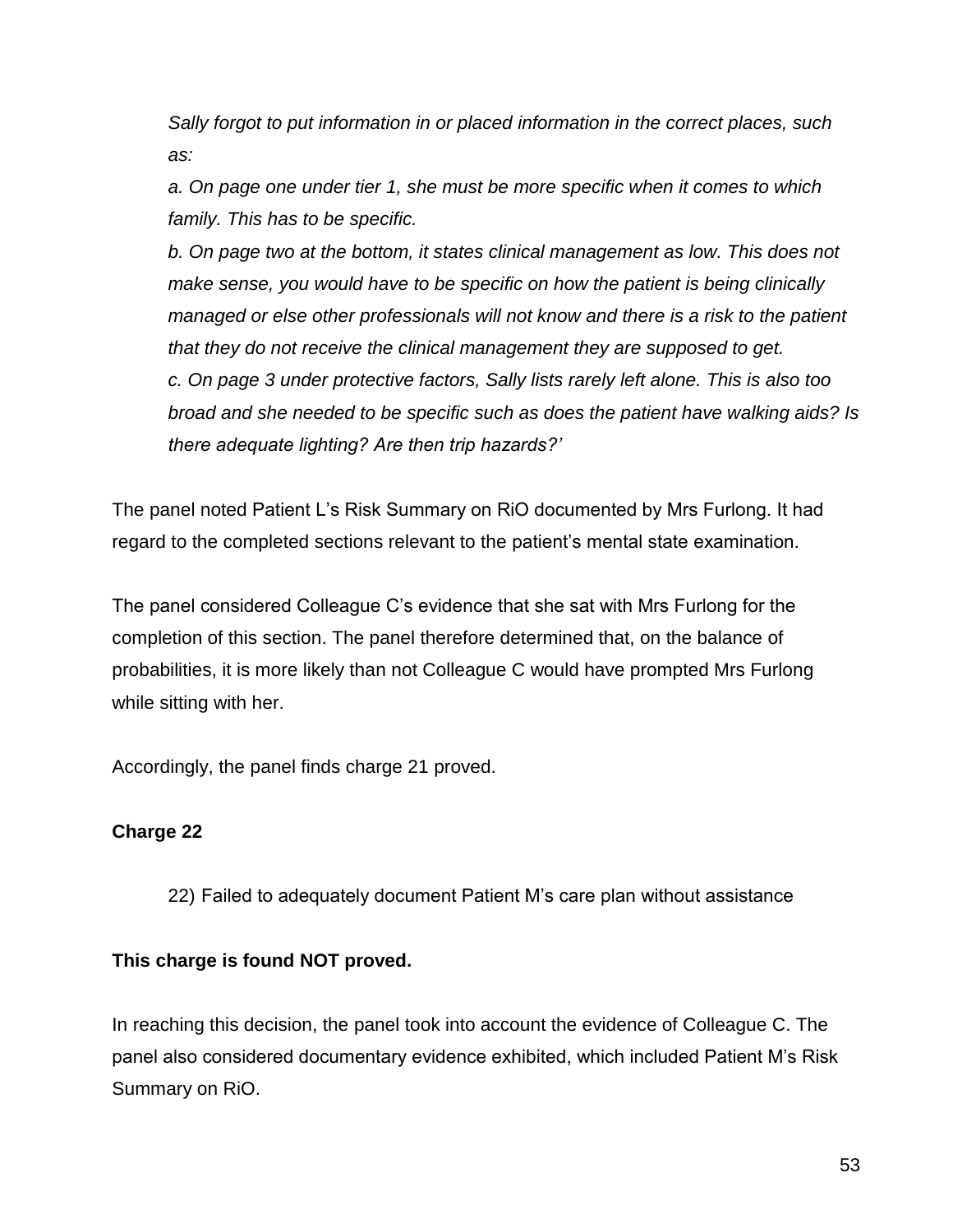*Sally forgot to put information in or placed information in the correct places, such as:*

*a. On page one under tier 1, she must be more specific when it comes to which family. This has to be specific.*

*b. On page two at the bottom, it states clinical management as low. This does not make sense, you would have to be specific on how the patient is being clinically managed or else other professionals will not know and there is a risk to the patient that they do not receive the clinical management they are supposed to get.*

*c. On page 3 under protective factors, Sally lists rarely left alone. This is also too broad and she needed to be specific such as does the patient have walking aids? Is there adequate lighting? Are then trip hazards?'*

The panel noted Patient L's Risk Summary on RiO documented by Mrs Furlong. It had regard to the completed sections relevant to the patient's mental state examination.

The panel considered Colleague C's evidence that she sat with Mrs Furlong for the completion of this section. The panel therefore determined that, on the balance of probabilities, it is more likely than not Colleague C would have prompted Mrs Furlong while sitting with her.

Accordingly, the panel finds charge 21 proved.

**Charge 22**

22) Failed to adequately document Patient M's care plan without assistance

**This charge is found NOT proved.**

In reaching this decision, the panel took into account the evidence of Colleague C. The panel also considered documentary evidence exhibited, which included Patient M's Risk Summary on RiO.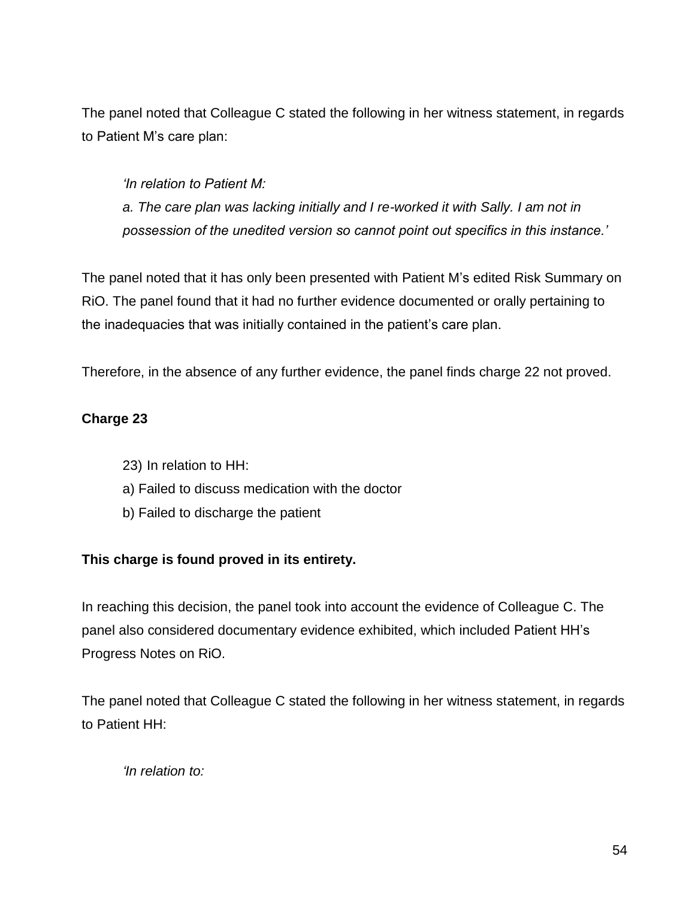The panel noted that Colleague C stated the following in her witness statement, in regards to Patient M's care plan:

> *'In relation to Patient M:*
> *a. The care plan was lacking initially and I re-worked it with Sally. I am not in possession of the unedited version so cannot point out specifics in this instance.'*

The panel noted that it has only been presented with Patient M's edited Risk Summary on RiO. The panel found that it had no further evidence documented or orally pertaining to the inadequacies that was initially contained in the patient's care plan.

Therefore, in the absence of any further evidence, the panel finds charge 22 not proved.

**Charge 23**

> 23) In relation to HH:
> a) Failed to discuss medication with the doctor
> b) Failed to discharge the patient

**This charge is found proved in its entirety.**

In reaching this decision, the panel took into account the evidence of Colleague C. The panel also considered documentary evidence exhibited, which included Patient HH's Progress Notes on RiO.

The panel noted that Colleague C stated the following in her witness statement, in regards to Patient HH:

> *'In relation to:*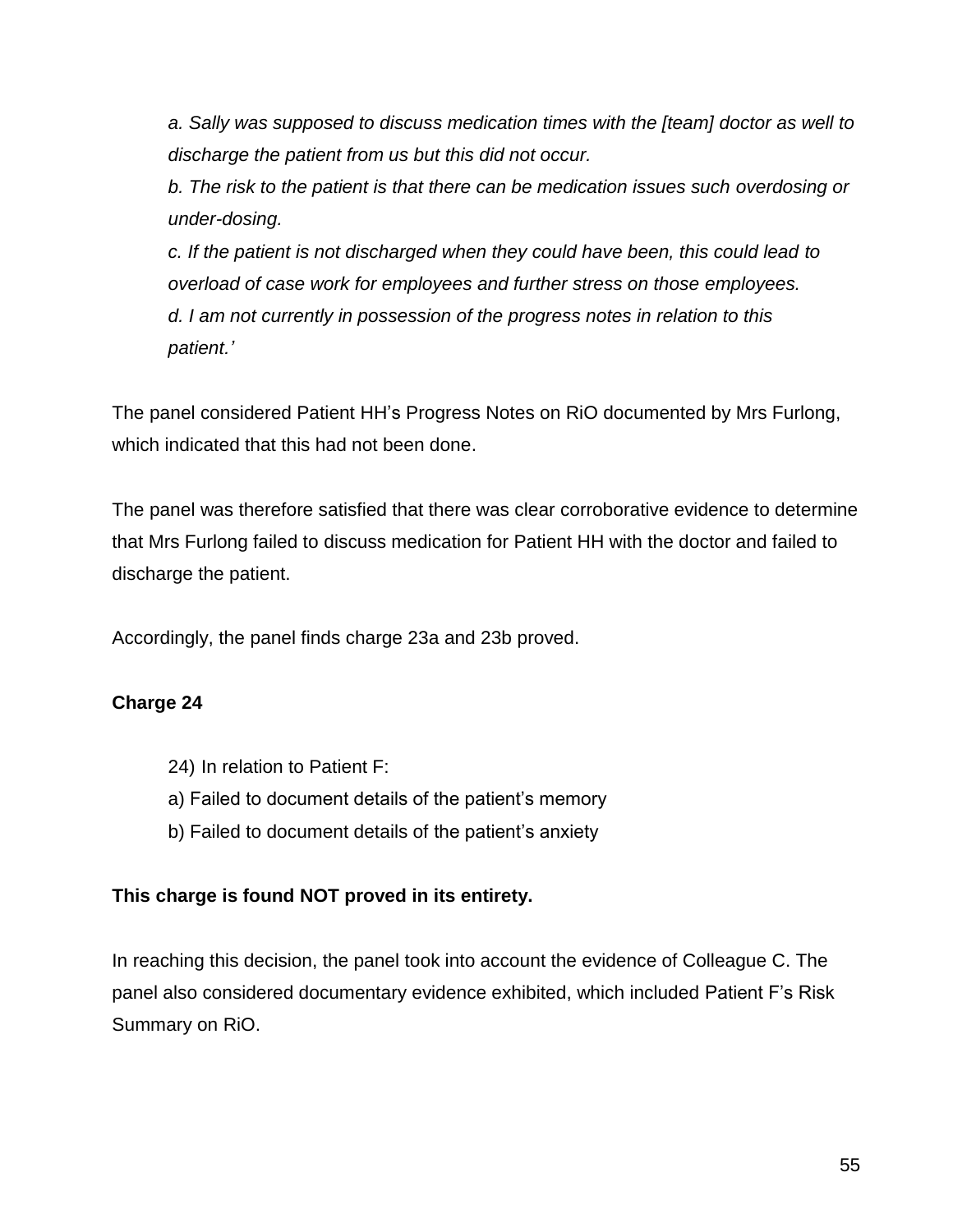*a. Sally was supposed to discuss medication times with the [team] doctor as well to discharge the patient from us but this did not occur.*

*b. The risk to the patient is that there can be medication issues such overdosing or under-dosing.*

*c. If the patient is not discharged when they could have been, this could lead to overload of case work for employees and further stress on those employees.*

*d. I am not currently in possession of the progress notes in relation to this patient.'*

The panel considered Patient HH's Progress Notes on RiO documented by Mrs Furlong, which indicated that this had not been done.

The panel was therefore satisfied that there was clear corroborative evidence to determine that Mrs Furlong failed to discuss medication for Patient HH with the doctor and failed to discharge the patient.

Accordingly, the panel finds charge 23a and 23b proved.

**Charge 24**

24) In relation to Patient F:
a) Failed to document details of the patient's memory
b) Failed to document details of the patient's anxiety

**This charge is found NOT proved in its entirety.**

In reaching this decision, the panel took into account the evidence of Colleague C. The panel also considered documentary evidence exhibited, which included Patient F's Risk Summary on RiO.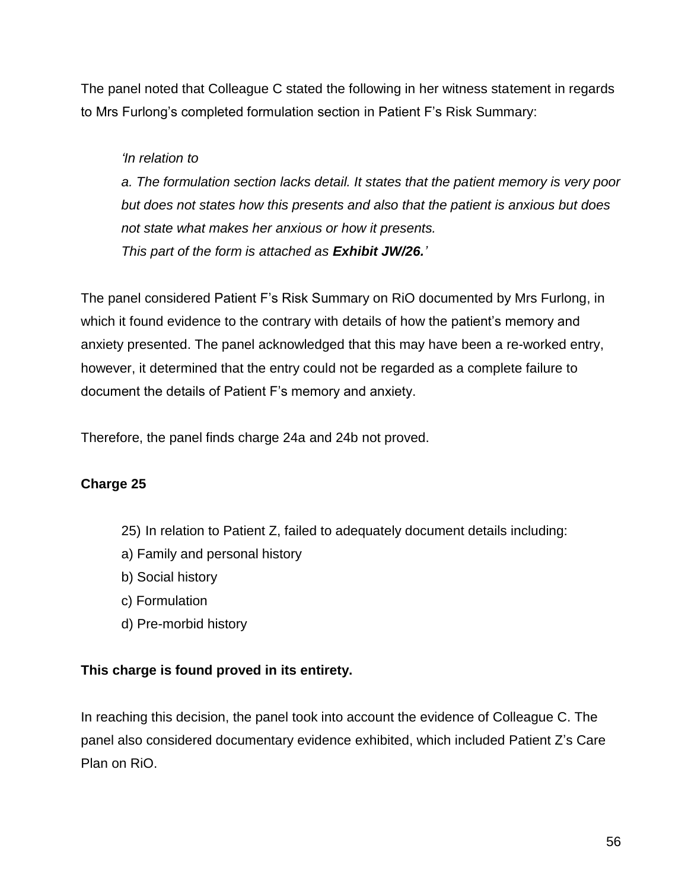The panel noted that Colleague C stated the following in her witness statement in regards to Mrs Furlong's completed formulation section in Patient F's Risk Summary:

> *'In relation to*
> *a. The formulation section lacks detail. It states that the patient memory is very poor but does not states how this presents and also that the patient is anxious but does not state what makes her anxious or how it presents.*
> *This part of the form is attached as **Exhibit JW/26.**'*

The panel considered Patient F's Risk Summary on RiO documented by Mrs Furlong, in which it found evidence to the contrary with details of how the patient's memory and anxiety presented. The panel acknowledged that this may have been a re-worked entry, however, it determined that the entry could not be regarded as a complete failure to document the details of Patient F's memory and anxiety.

Therefore, the panel finds charge 24a and 24b not proved.

**Charge 25**

> 25) In relation to Patient Z, failed to adequately document details including:
> a) Family and personal history
> b) Social history
> c) Formulation
> d) Pre-morbid history

**This charge is found proved in its entirety.**

In reaching this decision, the panel took into account the evidence of Colleague C. The panel also considered documentary evidence exhibited, which included Patient Z's Care Plan on RiO.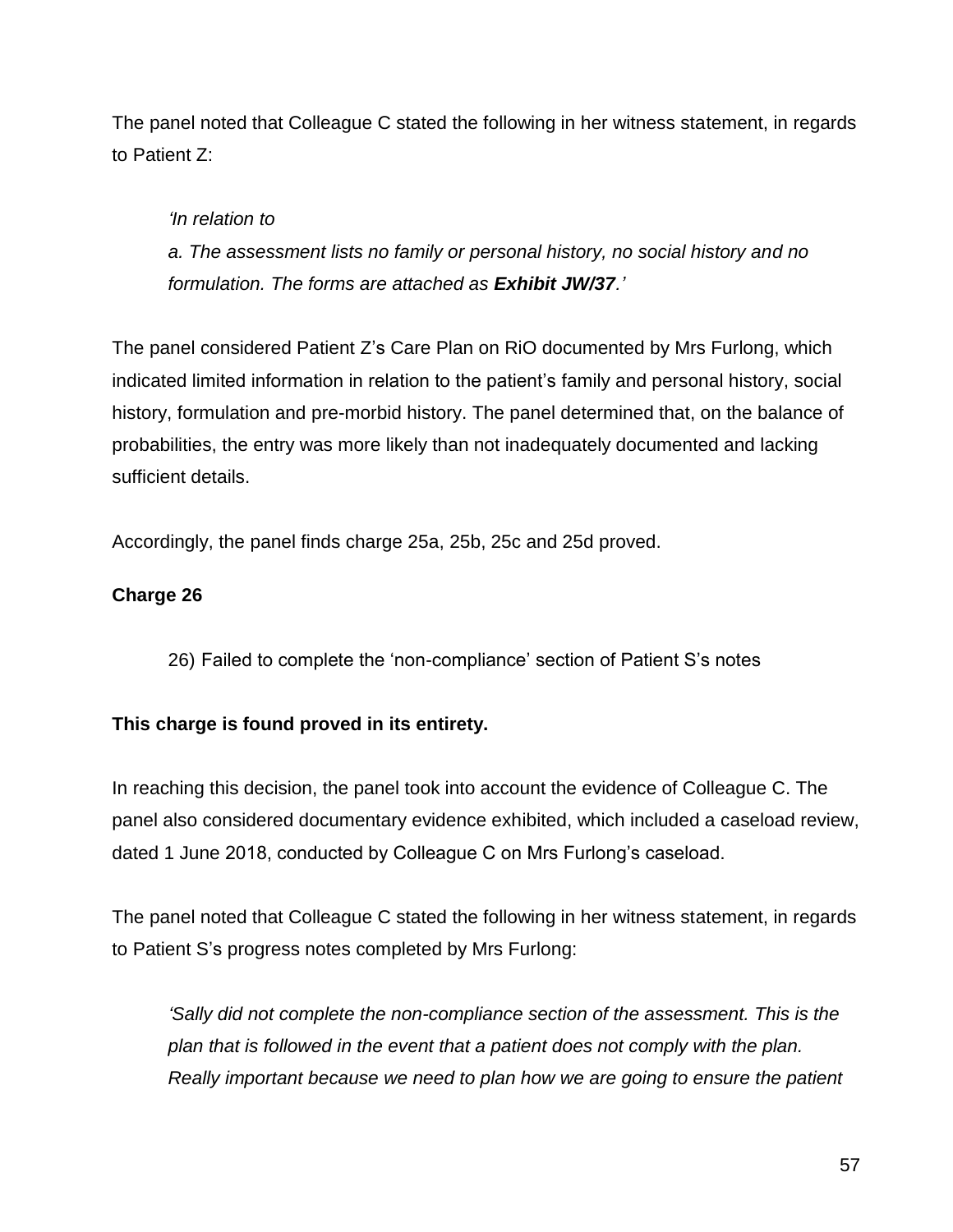The panel noted that Colleague C stated the following in her witness statement, in regards to Patient Z:

> *'In relation to*
>
> *a. The assessment lists no family or personal history, no social history and no formulation. The forms are attached as* ***Exhibit JW/37****.'*

The panel considered Patient Z's Care Plan on RiO documented by Mrs Furlong, which indicated limited information in relation to the patient's family and personal history, social history, formulation and pre-morbid history. The panel determined that, on the balance of probabilities, the entry was more likely than not inadequately documented and lacking sufficient details.

Accordingly, the panel finds charge 25a, 25b, 25c and 25d proved.

**Charge 26**

> 26) Failed to complete the 'non-compliance' section of Patient S's notes

**This charge is found proved in its entirety.**

In reaching this decision, the panel took into account the evidence of Colleague C. The panel also considered documentary evidence exhibited, which included a caseload review, dated 1 June 2018, conducted by Colleague C on Mrs Furlong's caseload.

The panel noted that Colleague C stated the following in her witness statement, in regards to Patient S's progress notes completed by Mrs Furlong:

> *'Sally did not complete the non-compliance section of the assessment. This is the plan that is followed in the event that a patient does not comply with the plan. Really important because we need to plan how we are going to ensure the patient*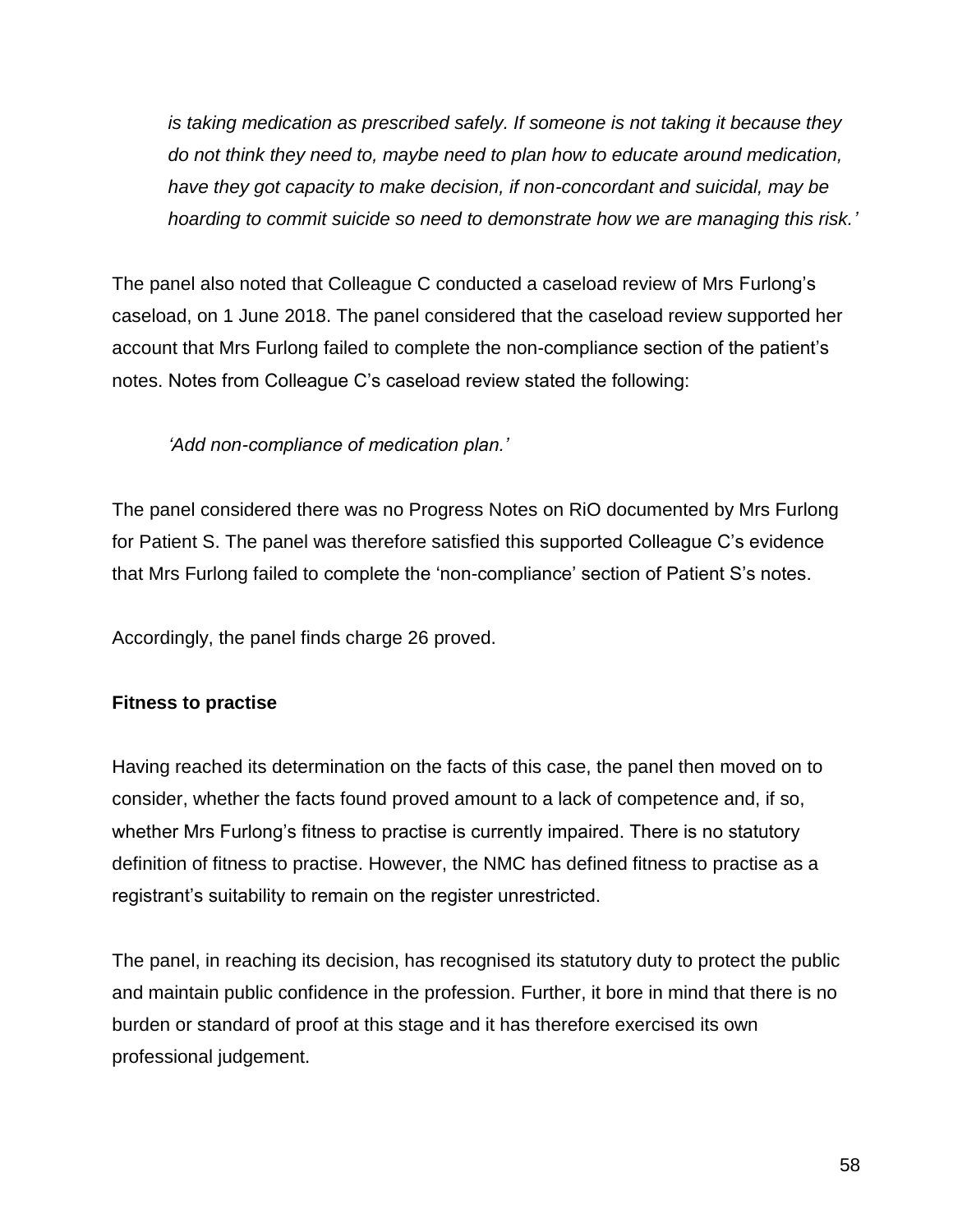*is taking medication as prescribed safely. If someone is not taking it because they do not think they need to, maybe need to plan how to educate around medication, have they got capacity to make decision, if non-concordant and suicidal, may be hoarding to commit suicide so need to demonstrate how we are managing this risk.'*

The panel also noted that Colleague C conducted a caseload review of Mrs Furlong's caseload, on 1 June 2018. The panel considered that the caseload review supported her account that Mrs Furlong failed to complete the non-compliance section of the patient's notes. Notes from Colleague C's caseload review stated the following:

*'Add non-compliance of medication plan.'*

The panel considered there was no Progress Notes on RiO documented by Mrs Furlong for Patient S. The panel was therefore satisfied this supported Colleague C's evidence that Mrs Furlong failed to complete the 'non-compliance' section of Patient S's notes.

Accordingly, the panel finds charge 26 proved.

**Fitness to practise**

Having reached its determination on the facts of this case, the panel then moved on to consider, whether the facts found proved amount to a lack of competence and, if so, whether Mrs Furlong's fitness to practise is currently impaired. There is no statutory definition of fitness to practise. However, the NMC has defined fitness to practise as a registrant's suitability to remain on the register unrestricted.

The panel, in reaching its decision, has recognised its statutory duty to protect the public and maintain public confidence in the profession. Further, it bore in mind that there is no burden or standard of proof at this stage and it has therefore exercised its own professional judgement.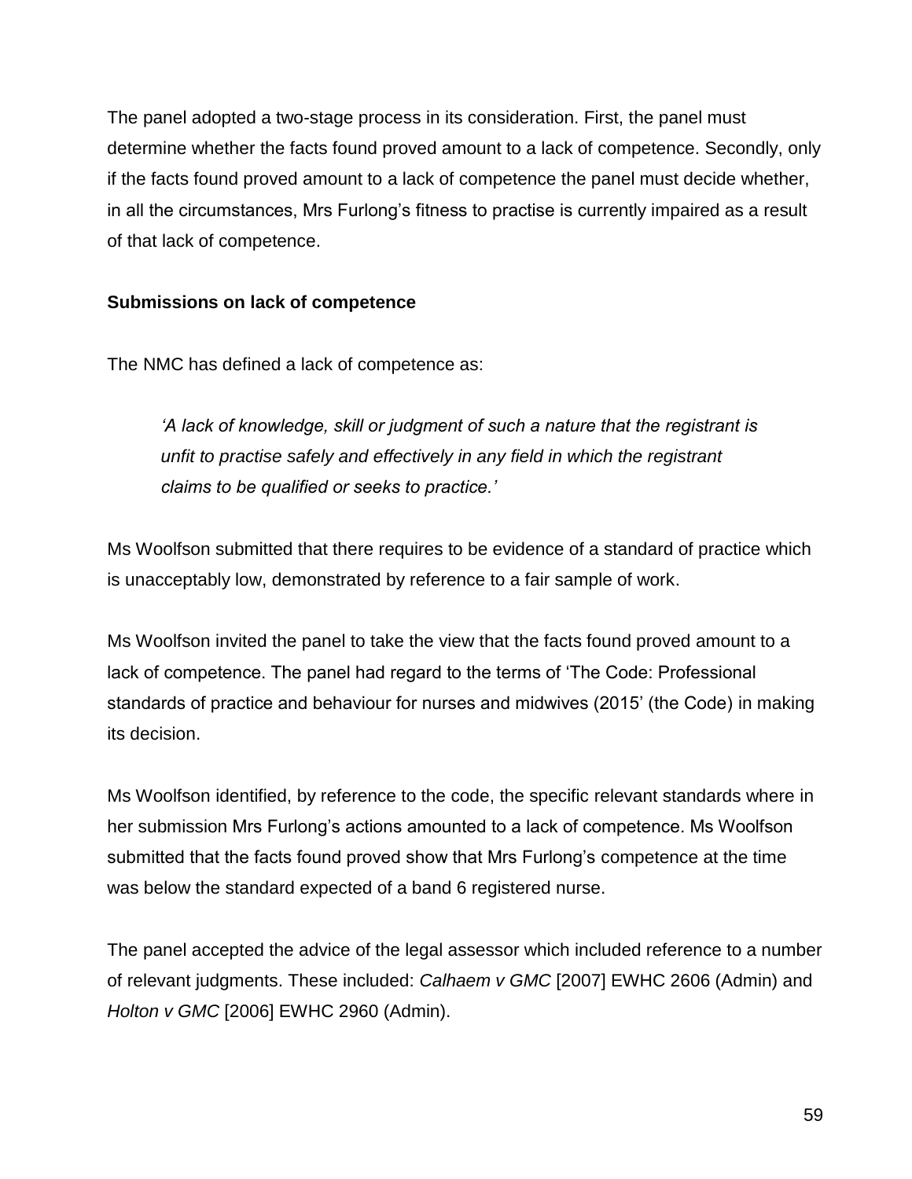The panel adopted a two-stage process in its consideration. First, the panel must determine whether the facts found proved amount to a lack of competence. Secondly, only if the facts found proved amount to a lack of competence the panel must decide whether, in all the circumstances, Mrs Furlong's fitness to practise is currently impaired as a result of that lack of competence.

**Submissions on lack of competence**

The NMC has defined a lack of competence as:

> *'A lack of knowledge, skill or judgment of such a nature that the registrant is unfit to practise safely and effectively in any field in which the registrant claims to be qualified or seeks to practice.'*

Ms Woolfson submitted that there requires to be evidence of a standard of practice which is unacceptably low, demonstrated by reference to a fair sample of work.

Ms Woolfson invited the panel to take the view that the facts found proved amount to a lack of competence. The panel had regard to the terms of 'The Code: Professional standards of practice and behaviour for nurses and midwives (2015' (the Code) in making its decision.

Ms Woolfson identified, by reference to the code, the specific relevant standards where in her submission Mrs Furlong's actions amounted to a lack of competence. Ms Woolfson submitted that the facts found proved show that Mrs Furlong's competence at the time was below the standard expected of a band 6 registered nurse.

The panel accepted the advice of the legal assessor which included reference to a number of relevant judgments. These included: *Calhaem v GMC* [2007] EWHC 2606 (Admin) and *Holton v GMC* [2006] EWHC 2960 (Admin).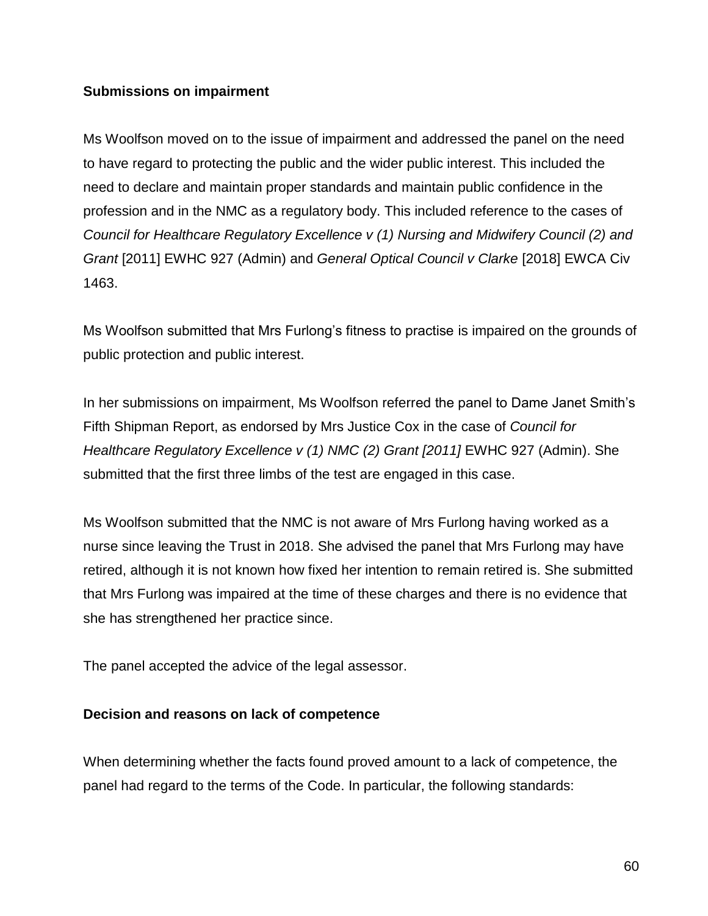**Submissions on impairment**

Ms Woolfson moved on to the issue of impairment and addressed the panel on the need to have regard to protecting the public and the wider public interest. This included the need to declare and maintain proper standards and maintain public confidence in the profession and in the NMC as a regulatory body. This included reference to the cases of *Council for Healthcare Regulatory Excellence v (1) Nursing and Midwifery Council (2) and Grant* [2011] EWHC 927 (Admin) and *General Optical Council v Clarke* [2018] EWCA Civ 1463.

Ms Woolfson submitted that Mrs Furlong's fitness to practise is impaired on the grounds of public protection and public interest.

In her submissions on impairment, Ms Woolfson referred the panel to Dame Janet Smith's Fifth Shipman Report, as endorsed by Mrs Justice Cox in the case of *Council for Healthcare Regulatory Excellence v (1) NMC (2) Grant [2011]* EWHC 927 (Admin). She submitted that the first three limbs of the test are engaged in this case.

Ms Woolfson submitted that the NMC is not aware of Mrs Furlong having worked as a nurse since leaving the Trust in 2018. She advised the panel that Mrs Furlong may have retired, although it is not known how fixed her intention to remain retired is. She submitted that Mrs Furlong was impaired at the time of these charges and there is no evidence that she has strengthened her practice since.

The panel accepted the advice of the legal assessor.

**Decision and reasons on lack of competence**

When determining whether the facts found proved amount to a lack of competence, the panel had regard to the terms of the Code. In particular, the following standards: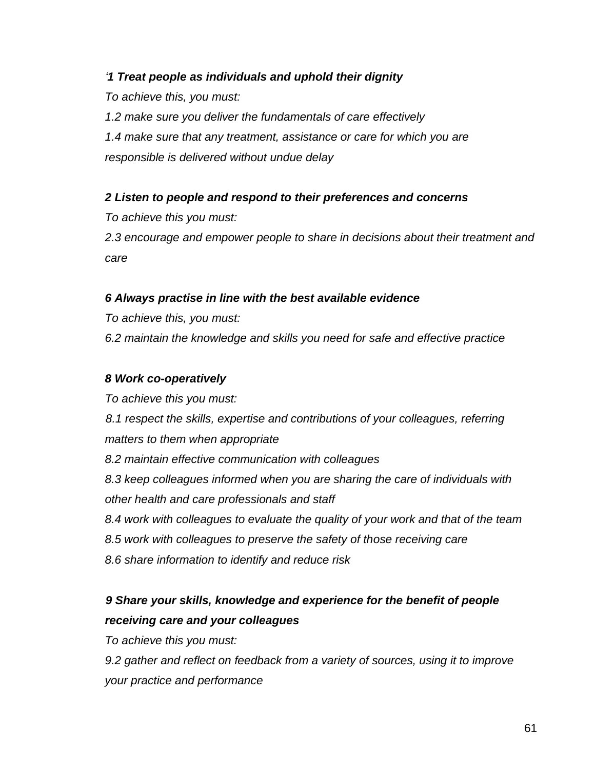*‘**1 Treat people as individuals and uphold their dignity***

*To achieve this, you must:*

*1.2 make sure you deliver the fundamentals of care effectively*

*1.4 make sure that any treatment, assistance or care for which you are responsible is delivered without undue delay*

***2 Listen to people and respond to their preferences and concerns***

*To achieve this you must:*

*2.3 encourage and empower people to share in decisions about their treatment and care*

***6 Always practise in line with the best available evidence***

*To achieve this, you must:*

*6.2 maintain the knowledge and skills you need for safe and effective practice*

***8 Work co-operatively***

*To achieve this you must:*

*8.1 respect the skills, expertise and contributions of your colleagues, referring matters to them when appropriate*

*8.2 maintain effective communication with colleagues*

*8.3 keep colleagues informed when you are sharing the care of individuals with other health and care professionals and staff*

*8.4 work with colleagues to evaluate the quality of your work and that of the team*

*8.5 work with colleagues to preserve the safety of those receiving care*

*8.6 share information to identify and reduce risk*

***9 Share your skills, knowledge and experience for the benefit of people receiving care and your colleagues***

*To achieve this you must:*

*9.2 gather and reflect on feedback from a variety of sources, using it to improve your practice and performance*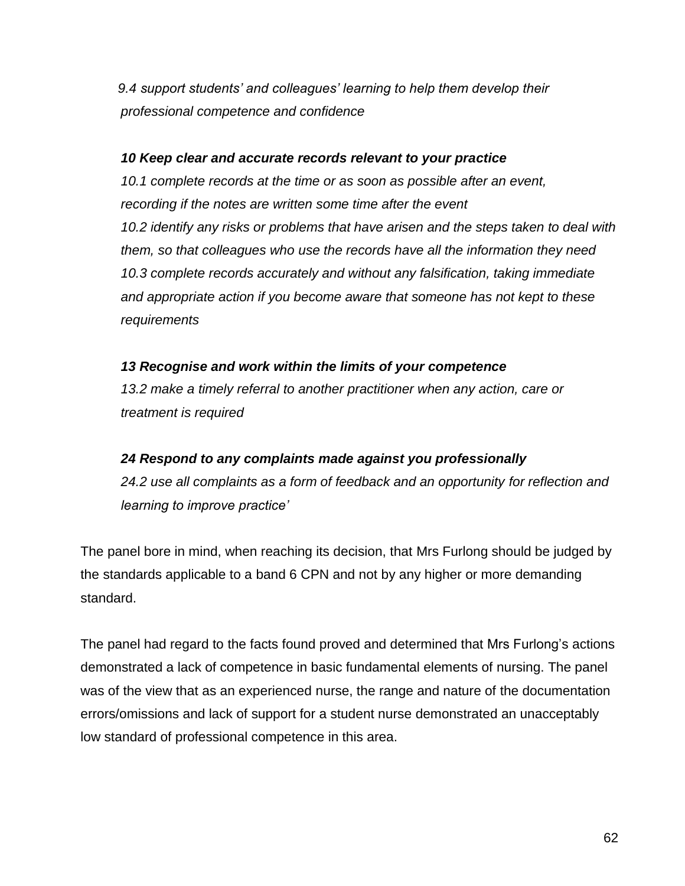*9.4 support students' and colleagues' learning to help them develop their professional competence and confidence*

***10 Keep clear and accurate records relevant to your practice***

*10.1 complete records at the time or as soon as possible after an event, recording if the notes are written some time after the event*

*10.2 identify any risks or problems that have arisen and the steps taken to deal with them, so that colleagues who use the records have all the information they need*

*10.3 complete records accurately and without any falsification, taking immediate and appropriate action if you become aware that someone has not kept to these requirements*

***13 Recognise and work within the limits of your competence***

*13.2 make a timely referral to another practitioner when any action, care or treatment is required*

***24 Respond to any complaints made against you professionally***

*24.2 use all complaints as a form of feedback and an opportunity for reflection and learning to improve practice'*

The panel bore in mind, when reaching its decision, that Mrs Furlong should be judged by the standards applicable to a band 6 CPN and not by any higher or more demanding standard.

The panel had regard to the facts found proved and determined that Mrs Furlong's actions demonstrated a lack of competence in basic fundamental elements of nursing. The panel was of the view that as an experienced nurse, the range and nature of the documentation errors/omissions and lack of support for a student nurse demonstrated an unacceptably low standard of professional competence in this area.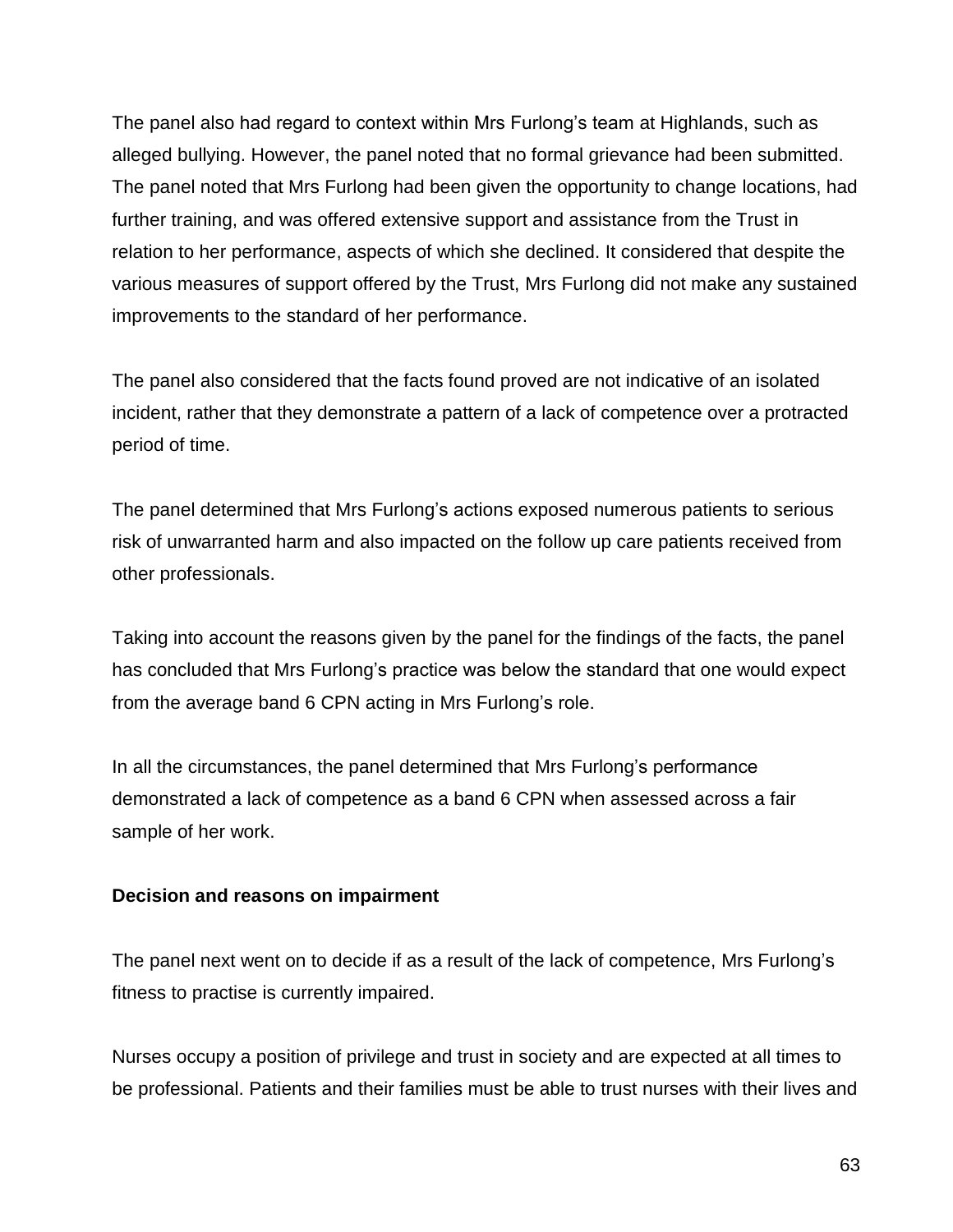The panel also had regard to context within Mrs Furlong's team at Highlands, such as alleged bullying. However, the panel noted that no formal grievance had been submitted. The panel noted that Mrs Furlong had been given the opportunity to change locations, had further training, and was offered extensive support and assistance from the Trust in relation to her performance, aspects of which she declined. It considered that despite the various measures of support offered by the Trust, Mrs Furlong did not make any sustained improvements to the standard of her performance.

The panel also considered that the facts found proved are not indicative of an isolated incident, rather that they demonstrate a pattern of a lack of competence over a protracted period of time.

The panel determined that Mrs Furlong's actions exposed numerous patients to serious risk of unwarranted harm and also impacted on the follow up care patients received from other professionals.

Taking into account the reasons given by the panel for the findings of the facts, the panel has concluded that Mrs Furlong's practice was below the standard that one would expect from the average band 6 CPN acting in Mrs Furlong's role.

In all the circumstances, the panel determined that Mrs Furlong's performance demonstrated a lack of competence as a band 6 CPN when assessed across a fair sample of her work.

**Decision and reasons on impairment**

The panel next went on to decide if as a result of the lack of competence, Mrs Furlong's fitness to practise is currently impaired.

Nurses occupy a position of privilege and trust in society and are expected at all times to be professional. Patients and their families must be able to trust nurses with their lives and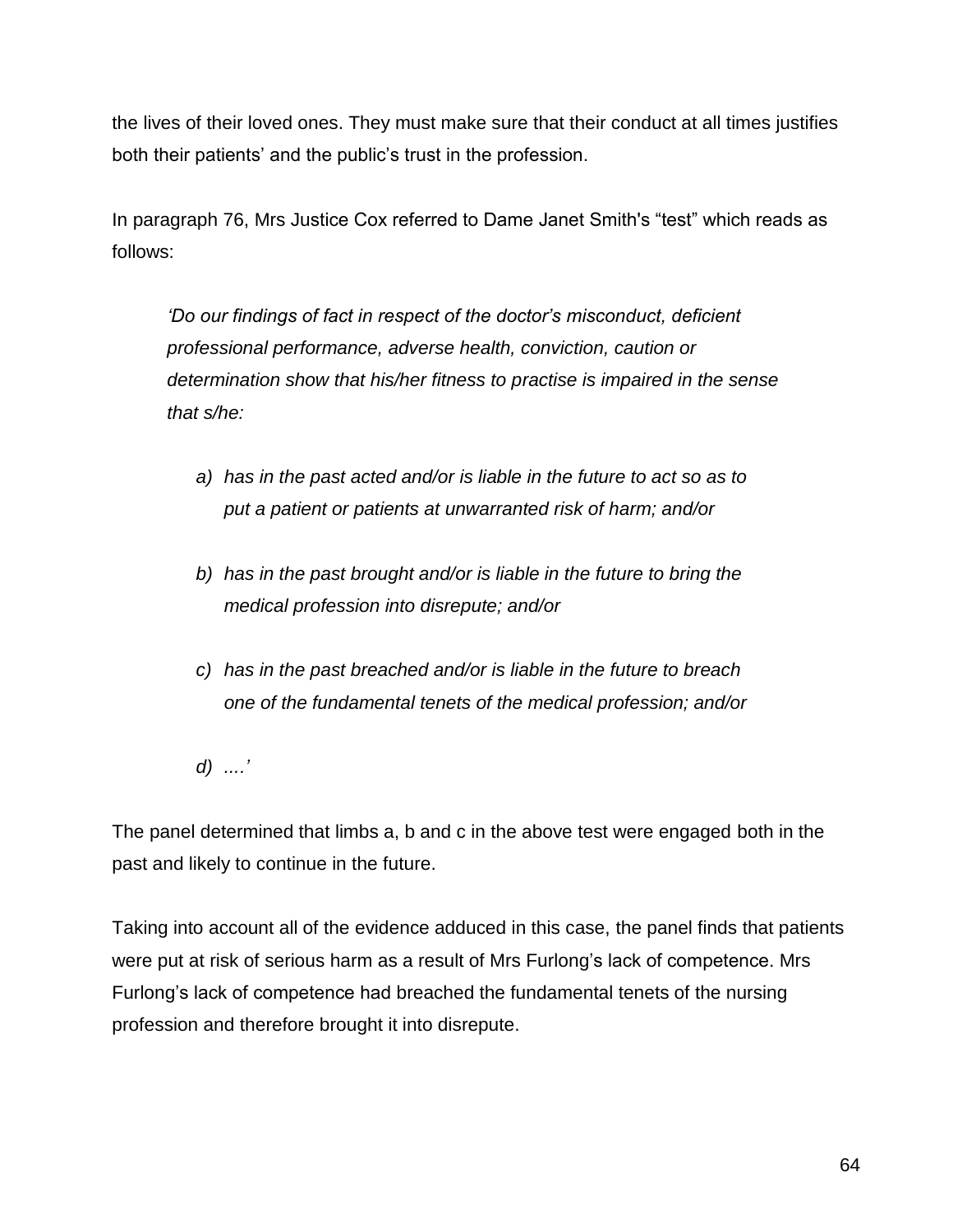the lives of their loved ones. They must make sure that their conduct at all times justifies both their patients' and the public's trust in the profession.

In paragraph 76, Mrs Justice Cox referred to Dame Janet Smith's "test" which reads as follows:

> *'Do our findings of fact in respect of the doctor's misconduct, deficient professional performance, adverse health, conviction, caution or determination show that his/her fitness to practise is impaired in the sense that s/he:*
>
> *a) has in the past acted and/or is liable in the future to act so as to put a patient or patients at unwarranted risk of harm; and/or*
>
> *b) has in the past brought and/or is liable in the future to bring the medical profession into disrepute; and/or*
>
> *c) has in the past breached and/or is liable in the future to breach one of the fundamental tenets of the medical profession; and/or*
>
> *d) ....'*

The panel determined that limbs a, b and c in the above test were engaged both in the past and likely to continue in the future.

Taking into account all of the evidence adduced in this case, the panel finds that patients were put at risk of serious harm as a result of Mrs Furlong's lack of competence. Mrs Furlong's lack of competence had breached the fundamental tenets of the nursing profession and therefore brought it into disrepute.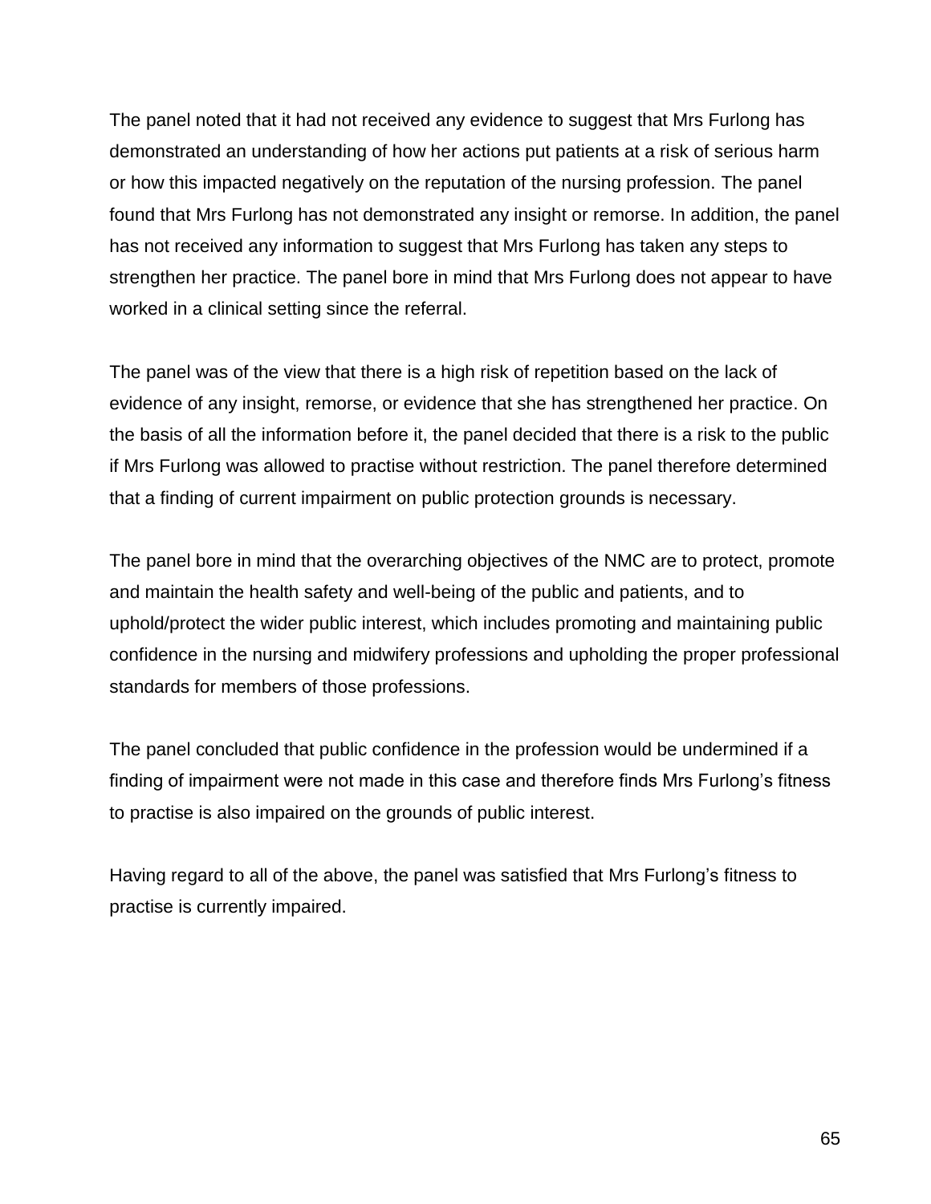The panel noted that it had not received any evidence to suggest that Mrs Furlong has demonstrated an understanding of how her actions put patients at a risk of serious harm or how this impacted negatively on the reputation of the nursing profession. The panel found that Mrs Furlong has not demonstrated any insight or remorse. In addition, the panel has not received any information to suggest that Mrs Furlong has taken any steps to strengthen her practice. The panel bore in mind that Mrs Furlong does not appear to have worked in a clinical setting since the referral.

The panel was of the view that there is a high risk of repetition based on the lack of evidence of any insight, remorse, or evidence that she has strengthened her practice. On the basis of all the information before it, the panel decided that there is a risk to the public if Mrs Furlong was allowed to practise without restriction. The panel therefore determined that a finding of current impairment on public protection grounds is necessary.

The panel bore in mind that the overarching objectives of the NMC are to protect, promote and maintain the health safety and well-being of the public and patients, and to uphold/protect the wider public interest, which includes promoting and maintaining public confidence in the nursing and midwifery professions and upholding the proper professional standards for members of those professions.

The panel concluded that public confidence in the profession would be undermined if a finding of impairment were not made in this case and therefore finds Mrs Furlong's fitness to practise is also impaired on the grounds of public interest.

Having regard to all of the above, the panel was satisfied that Mrs Furlong's fitness to practise is currently impaired.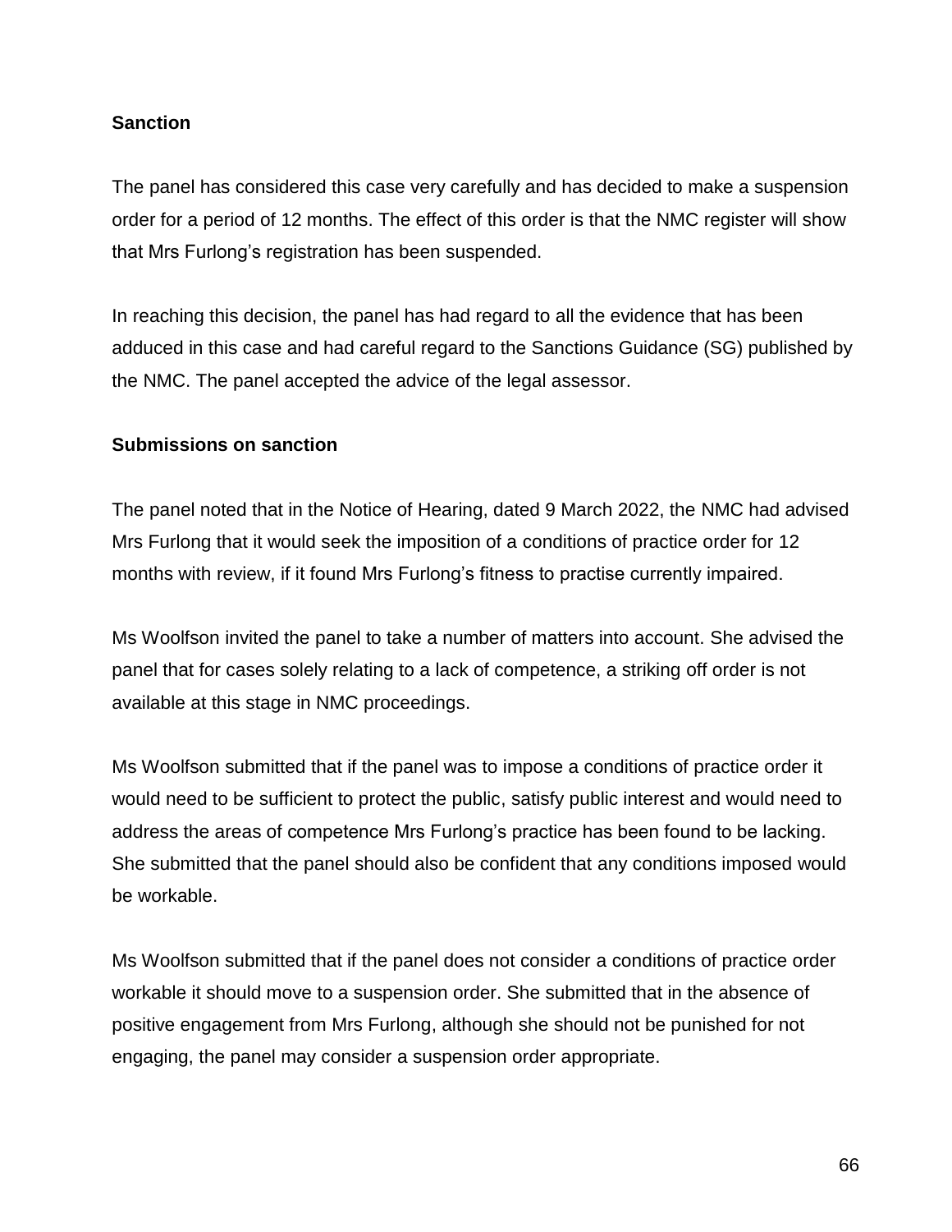**Sanction**

The panel has considered this case very carefully and has decided to make a suspension order for a period of 12 months. The effect of this order is that the NMC register will show that Mrs Furlong's registration has been suspended.

In reaching this decision, the panel has had regard to all the evidence that has been adduced in this case and had careful regard to the Sanctions Guidance (SG) published by the NMC. The panel accepted the advice of the legal assessor.

**Submissions on sanction**

The panel noted that in the Notice of Hearing, dated 9 March 2022, the NMC had advised Mrs Furlong that it would seek the imposition of a conditions of practice order for 12 months with review, if it found Mrs Furlong's fitness to practise currently impaired.

Ms Woolfson invited the panel to take a number of matters into account. She advised the panel that for cases solely relating to a lack of competence, a striking off order is not available at this stage in NMC proceedings.

Ms Woolfson submitted that if the panel was to impose a conditions of practice order it would need to be sufficient to protect the public, satisfy public interest and would need to address the areas of competence Mrs Furlong's practice has been found to be lacking. She submitted that the panel should also be confident that any conditions imposed would be workable.

Ms Woolfson submitted that if the panel does not consider a conditions of practice order workable it should move to a suspension order. She submitted that in the absence of positive engagement from Mrs Furlong, although she should not be punished for not engaging, the panel may consider a suspension order appropriate.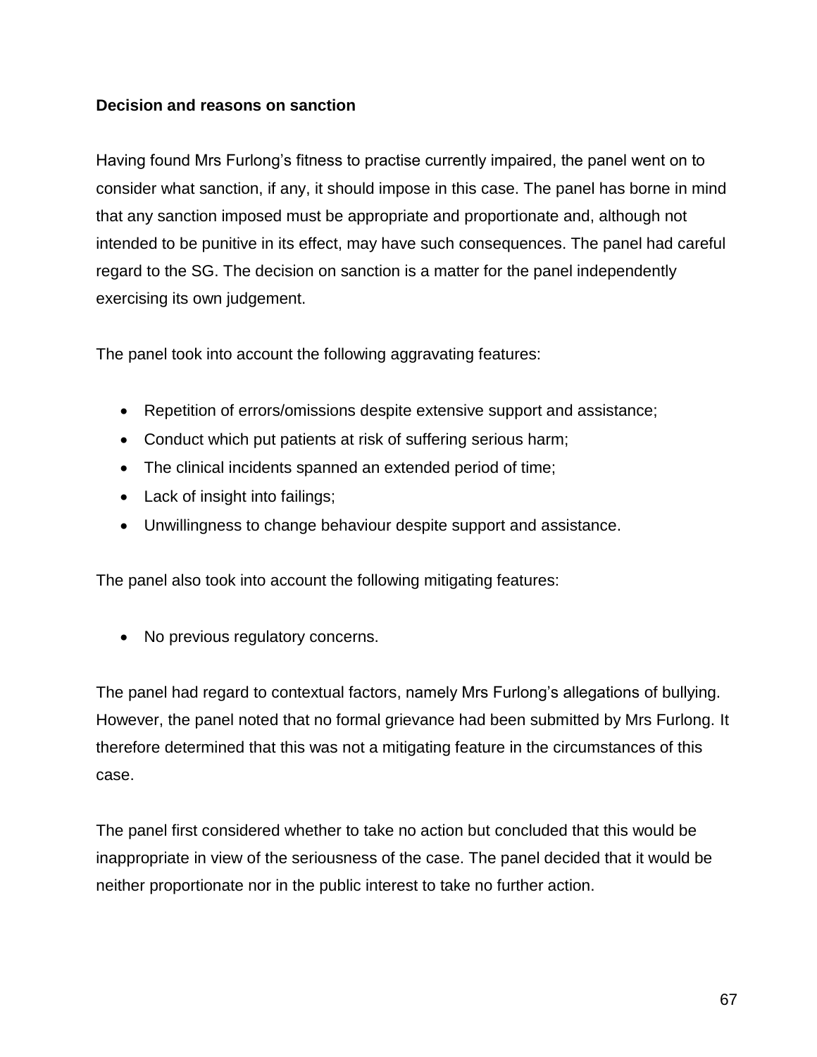**Decision and reasons on sanction**

Having found Mrs Furlong's fitness to practise currently impaired, the panel went on to consider what sanction, if any, it should impose in this case. The panel has borne in mind that any sanction imposed must be appropriate and proportionate and, although not intended to be punitive in its effect, may have such consequences. The panel had careful regard to the SG. The decision on sanction is a matter for the panel independently exercising its own judgement.

The panel took into account the following aggravating features:

- Repetition of errors/omissions despite extensive support and assistance;
- Conduct which put patients at risk of suffering serious harm;
- The clinical incidents spanned an extended period of time;
- Lack of insight into failings;
- Unwillingness to change behaviour despite support and assistance.

The panel also took into account the following mitigating features:

- No previous regulatory concerns.

The panel had regard to contextual factors, namely Mrs Furlong's allegations of bullying. However, the panel noted that no formal grievance had been submitted by Mrs Furlong. It therefore determined that this was not a mitigating feature in the circumstances of this case.

The panel first considered whether to take no action but concluded that this would be inappropriate in view of the seriousness of the case. The panel decided that it would be neither proportionate nor in the public interest to take no further action.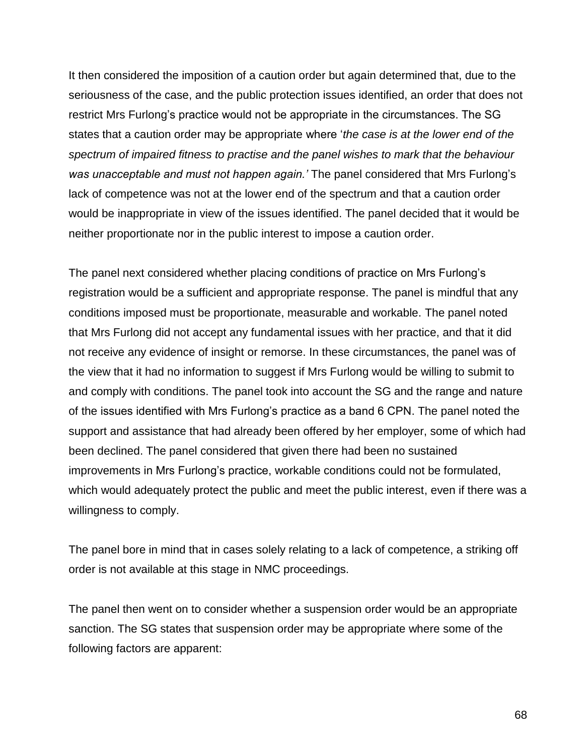It then considered the imposition of a caution order but again determined that, due to the seriousness of the case, and the public protection issues identified, an order that does not restrict Mrs Furlong's practice would not be appropriate in the circumstances. The SG states that a caution order may be appropriate where '*the case is at the lower end of the spectrum of impaired fitness to practise and the panel wishes to mark that the behaviour was unacceptable and must not happen again.'* The panel considered that Mrs Furlong's lack of competence was not at the lower end of the spectrum and that a caution order would be inappropriate in view of the issues identified. The panel decided that it would be neither proportionate nor in the public interest to impose a caution order.

The panel next considered whether placing conditions of practice on Mrs Furlong's registration would be a sufficient and appropriate response. The panel is mindful that any conditions imposed must be proportionate, measurable and workable. The panel noted that Mrs Furlong did not accept any fundamental issues with her practice, and that it did not receive any evidence of insight or remorse. In these circumstances, the panel was of the view that it had no information to suggest if Mrs Furlong would be willing to submit to and comply with conditions. The panel took into account the SG and the range and nature of the issues identified with Mrs Furlong's practice as a band 6 CPN. The panel noted the support and assistance that had already been offered by her employer, some of which had been declined. The panel considered that given there had been no sustained improvements in Mrs Furlong's practice, workable conditions could not be formulated, which would adequately protect the public and meet the public interest, even if there was a willingness to comply.

The panel bore in mind that in cases solely relating to a lack of competence, a striking off order is not available at this stage in NMC proceedings.

The panel then went on to consider whether a suspension order would be an appropriate sanction. The SG states that suspension order may be appropriate where some of the following factors are apparent: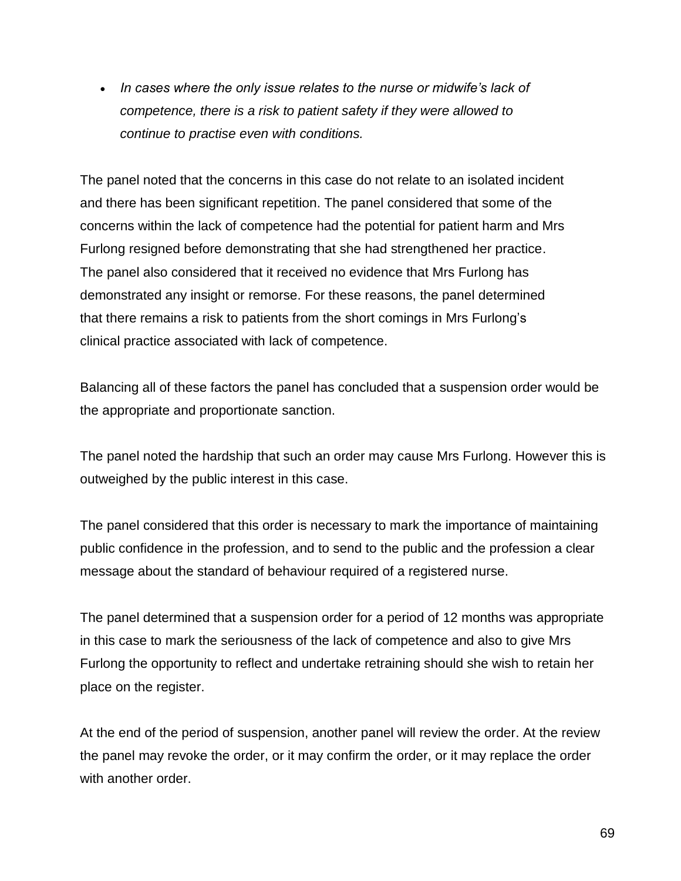- *In cases where the only issue relates to the nurse or midwife's lack of competence, there is a risk to patient safety if they were allowed to continue to practise even with conditions.*

The panel noted that the concerns in this case do not relate to an isolated incident and there has been significant repetition. The panel considered that some of the concerns within the lack of competence had the potential for patient harm and Mrs Furlong resigned before demonstrating that she had strengthened her practice. The panel also considered that it received no evidence that Mrs Furlong has demonstrated any insight or remorse. For these reasons, the panel determined that there remains a risk to patients from the short comings in Mrs Furlong's clinical practice associated with lack of competence.

Balancing all of these factors the panel has concluded that a suspension order would be the appropriate and proportionate sanction.

The panel noted the hardship that such an order may cause Mrs Furlong. However this is outweighed by the public interest in this case.

The panel considered that this order is necessary to mark the importance of maintaining public confidence in the profession, and to send to the public and the profession a clear message about the standard of behaviour required of a registered nurse.

The panel determined that a suspension order for a period of 12 months was appropriate in this case to mark the seriousness of the lack of competence and also to give Mrs Furlong the opportunity to reflect and undertake retraining should she wish to retain her place on the register.

At the end of the period of suspension, another panel will review the order. At the review the panel may revoke the order, or it may confirm the order, or it may replace the order with another order.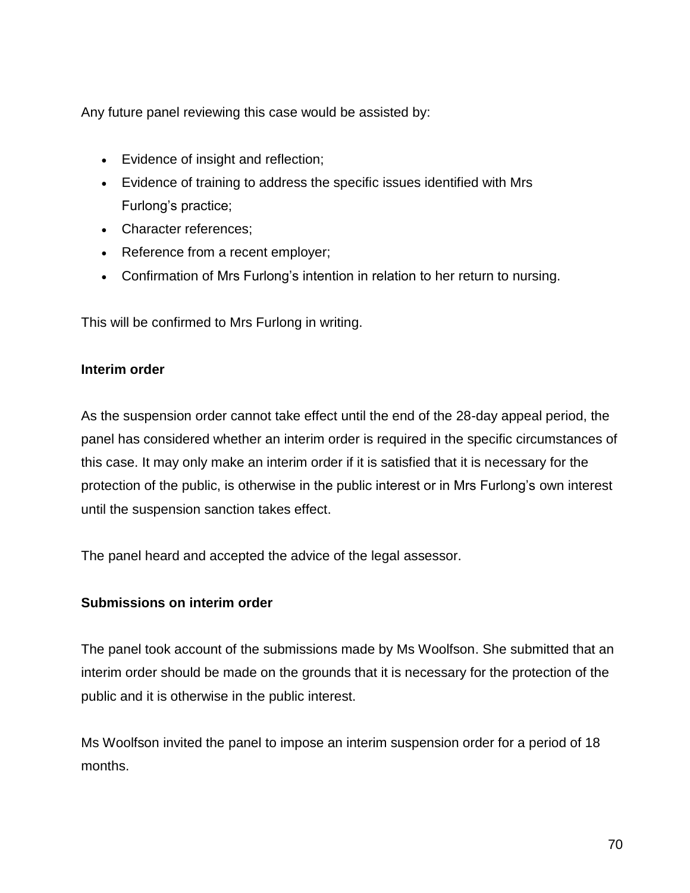Any future panel reviewing this case would be assisted by:

- Evidence of insight and reflection;
- Evidence of training to address the specific issues identified with Mrs Furlong's practice;
- Character references;
- Reference from a recent employer;
- Confirmation of Mrs Furlong's intention in relation to her return to nursing.

This will be confirmed to Mrs Furlong in writing.

**Interim order**

As the suspension order cannot take effect until the end of the 28-day appeal period, the panel has considered whether an interim order is required in the specific circumstances of this case. It may only make an interim order if it is satisfied that it is necessary for the protection of the public, is otherwise in the public interest or in Mrs Furlong's own interest until the suspension sanction takes effect.

The panel heard and accepted the advice of the legal assessor.

**Submissions on interim order**

The panel took account of the submissions made by Ms Woolfson. She submitted that an interim order should be made on the grounds that it is necessary for the protection of the public and it is otherwise in the public interest.

Ms Woolfson invited the panel to impose an interim suspension order for a period of 18 months.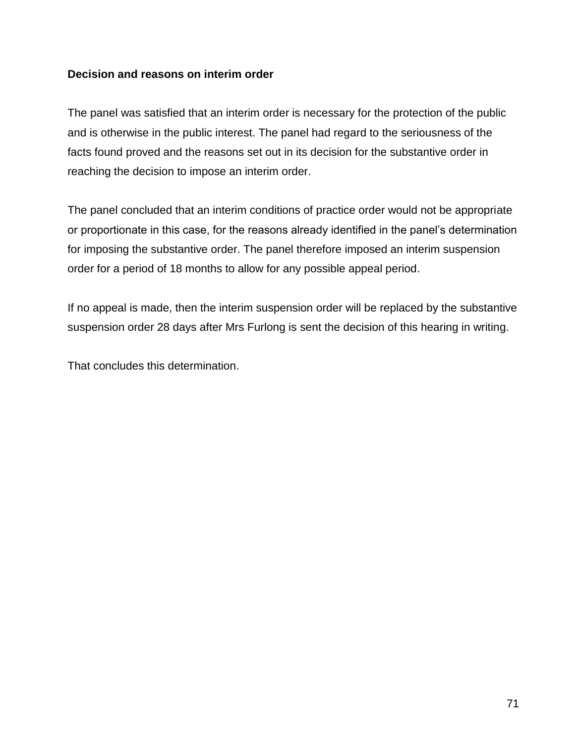**Decision and reasons on interim order**

The panel was satisfied that an interim order is necessary for the protection of the public and is otherwise in the public interest. The panel had regard to the seriousness of the facts found proved and the reasons set out in its decision for the substantive order in reaching the decision to impose an interim order.

The panel concluded that an interim conditions of practice order would not be appropriate or proportionate in this case, for the reasons already identified in the panel's determination for imposing the substantive order. The panel therefore imposed an interim suspension order for a period of 18 months to allow for any possible appeal period.

If no appeal is made, then the interim suspension order will be replaced by the substantive suspension order 28 days after Mrs Furlong is sent the decision of this hearing in writing.

That concludes this determination.